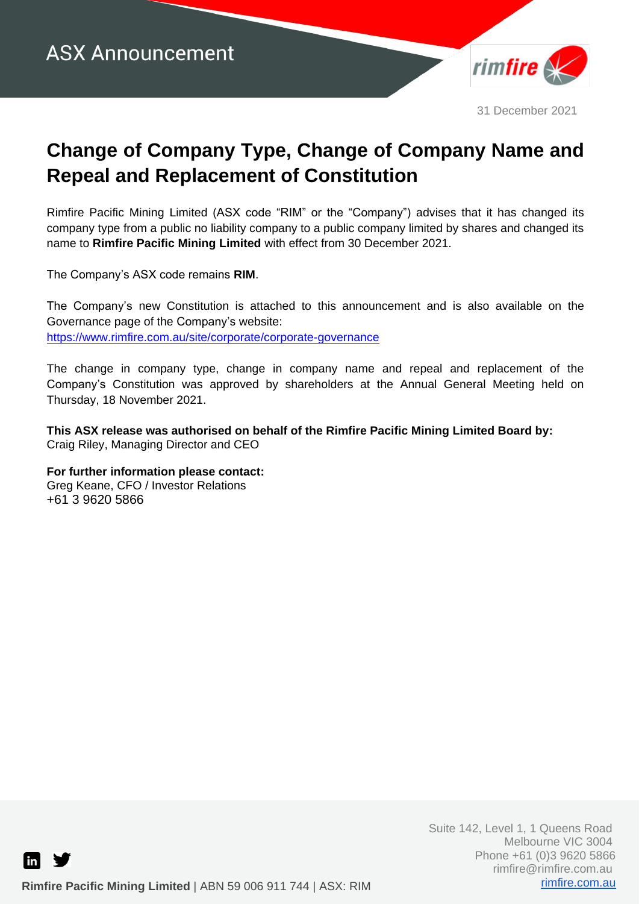ASX Announcement

31 December 2021

# Change of Company Type, Change of Company Name and Repeal and Replacement of Constitution

Rimfire Pacific Mining Limited (ASX code "RIM" or the "Company") advises that it has changed its company type from a public no liability company to a public company limited by shares and changed its name to **Rimfire Pacific Mining Limited** with effect from 30 December 2021.

The Company's ASX code remains **RIM**.

The Company's new Constitution is attached to this announcement and is also available on the Governance page of the Company's website:
https://www.rimfire.com.au/site/corporate/corporate-governance

The change in company type, change in company name and repeal and replacement of the Company's Constitution was approved by shareholders at the Annual General Meeting held on Thursday, 18 November 2021.

**This ASX release was authorised on behalf of the Rimfire Pacific Mining Limited Board by:**
Craig Riley, Managing Director and CEO

**For further information please contact:**
Greg Keane, CFO / Investor Relations
+61 3 9620 5866

Suite 142, Level 1, 1 Queens Road
Melbourne VIC 3004
Phone +61 (0)3 9620 5866
rimfire@rimfire.com.au
rimfire.com.au

**Rimfire Pacific Mining Limited** | ABN 59 006 911 744 | ASX: RIM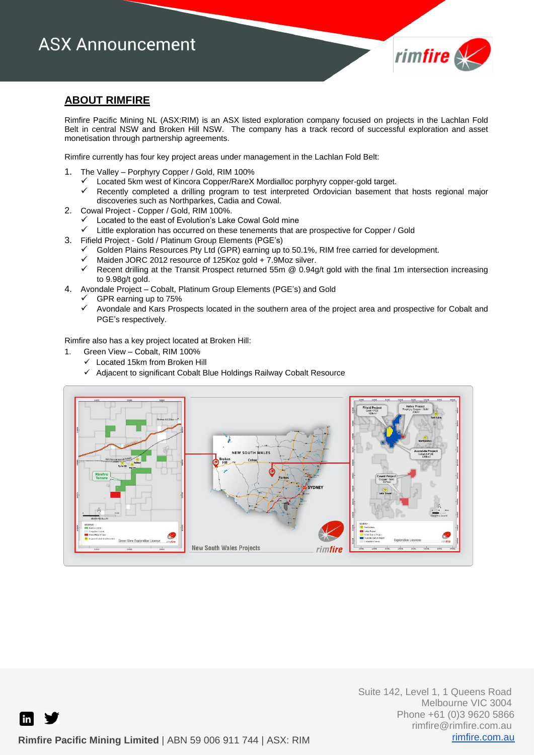## ABOUT RIMFIRE

Rimfire Pacific Mining NL (ASX:RIM) is an ASX listed exploration company focused on projects in the Lachlan Fold Belt in central NSW and Broken Hill NSW. The company has a track record of successful exploration and asset monetisation through partnership agreements.

Rimfire currently has four key project areas under management in the Lachlan Fold Belt:

1. The Valley – Porphyry Copper / Gold, RIM 100%
   - ✓ Located 5km west of Kincora Copper/RareX Mordialloc porphyry copper-gold target.
   - ✓ Recently completed a drilling program to test interpreted Ordovician basement that hosts regional major discoveries such as Northparkes, Cadia and Cowal.
2. Cowal Project - Copper / Gold, RIM 100%.
   - ✓ Located to the east of Evolution's Lake Cowal Gold mine
   - ✓ Little exploration has occurred on these tenements that are prospective for Copper / Gold
3. Fifield Project - Gold / Platinum Group Elements (PGE's)
   - ✓ Golden Plains Resources Pty Ltd (GPR) earning up to 50.1%, RIM free carried for development.
   - ✓ Maiden JORC 2012 resource of 125Koz gold + 7.9Moz silver.
   - ✓ Recent drilling at the Transit Prospect returned 55m @ 0.94g/t gold with the final 1m intersection increasing to 9.98g/t gold.
4. Avondale Project – Cobalt, Platinum Group Elements (PGE's) and Gold
   - ✓ GPR earning up to 75%
   - ✓ Avondale and Kars Prospects located in the southern area of the project area and prospective for Cobalt and PGE's respectively.

Rimfire also has a key project located at Broken Hill:

1. Green View – Cobalt, RIM 100%
   - ✓ Located 15km from Broken Hill
   - ✓ Adjacent to significant Cobalt Blue Holdings Railway Cobalt Resource

New South Wales Projects

**Rimfire Pacific Mining Limited** | ABN 59 006 911 744 | ASX: RIM

Suite 142, Level 1, 1 Queens Road
Melbourne VIC 3004
Phone +61 (0)3 9620 5866
rimfire@rimfire.com.au
rimfire.com.au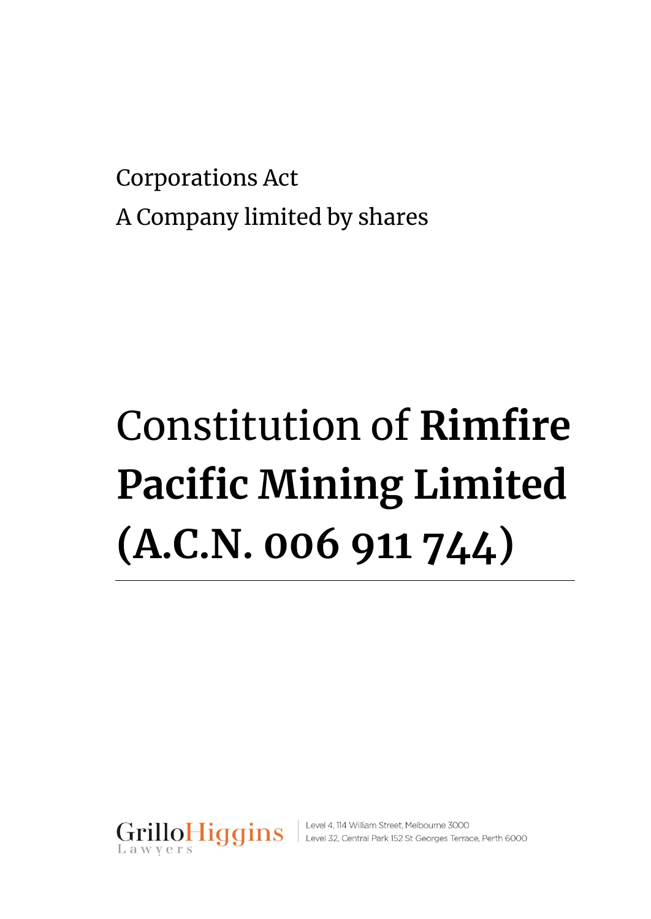Corporations Act

A Company limited by shares

# Constitution of **Rimfire Pacific Mining Limited (A.C.N. 006 911 744)**

GrilloHiggins Lawyers

Level 4, 114 William Street, Melbourne 3000

Level 32, Central Park 152 St Georges Terrace, Perth 6000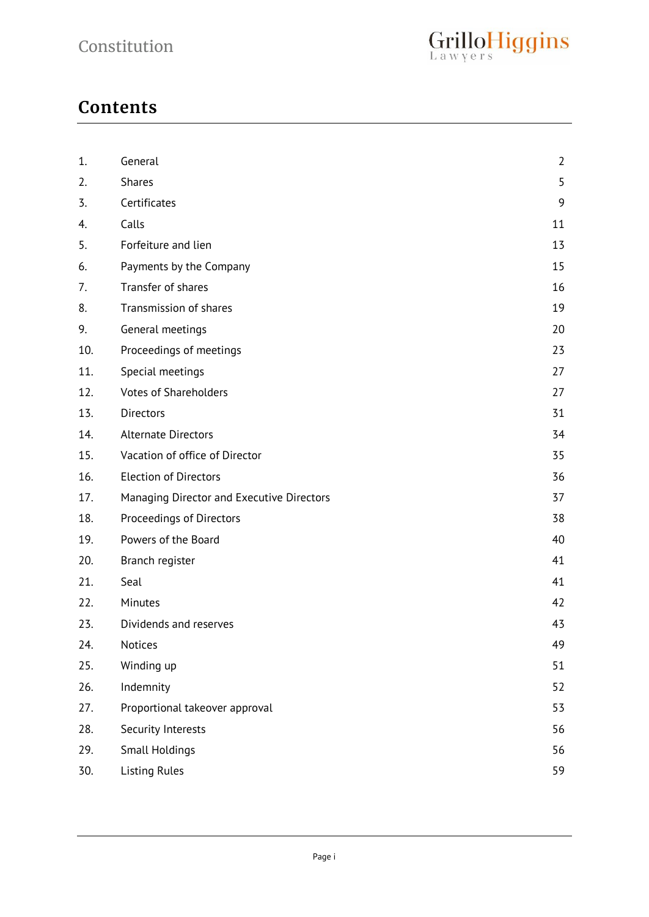# Contents

| | | |
|---|---|---|
| 1. | General | 2 |
| 2. | Shares | 5 |
| 3. | Certificates | 9 |
| 4. | Calls | 11 |
| 5. | Forfeiture and lien | 13 |
| 6. | Payments by the Company | 15 |
| 7. | Transfer of shares | 16 |
| 8. | Transmission of shares | 19 |
| 9. | General meetings | 20 |
| 10. | Proceedings of meetings | 23 |
| 11. | Special meetings | 27 |
| 12. | Votes of Shareholders | 27 |
| 13. | Directors | 31 |
| 14. | Alternate Directors | 34 |
| 15. | Vacation of office of Director | 35 |
| 16. | Election of Directors | 36 |
| 17. | Managing Director and Executive Directors | 37 |
| 18. | Proceedings of Directors | 38 |
| 19. | Powers of the Board | 40 |
| 20. | Branch register | 41 |
| 21. | Seal | 41 |
| 22. | Minutes | 42 |
| 23. | Dividends and reserves | 43 |
| 24. | Notices | 49 |
| 25. | Winding up | 51 |
| 26. | Indemnity | 52 |
| 27. | Proportional takeover approval | 53 |
| 28. | Security Interests | 56 |
| 29. | Small Holdings | 56 |
| 30. | Listing Rules | 59 |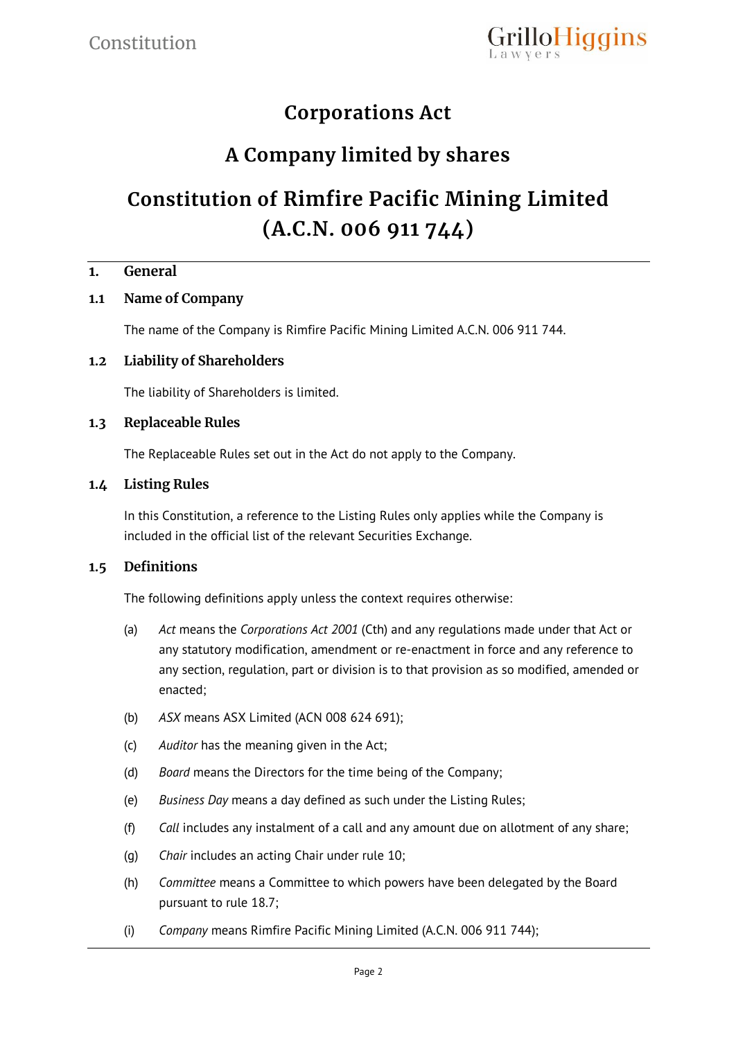# Corporations Act

# A Company limited by shares

# Constitution of Rimfire Pacific Mining Limited (A.C.N. 006 911 744)

## 1. General

### 1.1 Name of Company

The name of the Company is Rimfire Pacific Mining Limited A.C.N. 006 911 744.

### 1.2 Liability of Shareholders

The liability of Shareholders is limited.

### 1.3 Replaceable Rules

The Replaceable Rules set out in the Act do not apply to the Company.

### 1.4 Listing Rules

In this Constitution, a reference to the Listing Rules only applies while the Company is included in the official list of the relevant Securities Exchange.

### 1.5 Definitions

The following definitions apply unless the context requires otherwise:

(a) *Act* means the *Corporations Act 2001* (Cth) and any regulations made under that Act or any statutory modification, amendment or re-enactment in force and any reference to any section, regulation, part or division is to that provision as so modified, amended or enacted;

(b) *ASX* means ASX Limited (ACN 008 624 691);

(c) *Auditor* has the meaning given in the Act;

(d) *Board* means the Directors for the time being of the Company;

(e) *Business Day* means a day defined as such under the Listing Rules;

(f) *Call* includes any instalment of a call and any amount due on allotment of any share;

(g) *Chair* includes an acting Chair under rule 10;

(h) *Committee* means a Committee to which powers have been delegated by the Board pursuant to rule 18.7;

(i) *Company* means Rimfire Pacific Mining Limited (A.C.N. 006 911 744);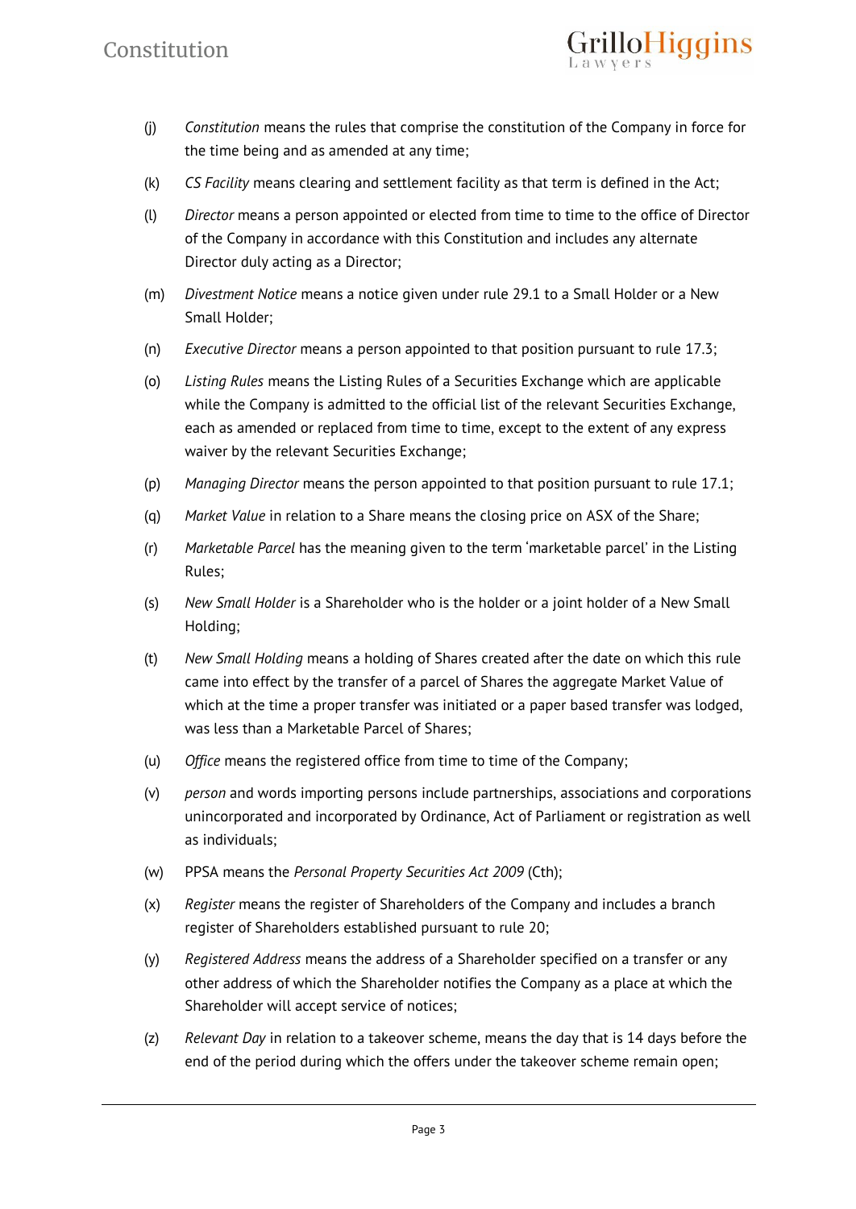(j) *Constitution* means the rules that comprise the constitution of the Company in force for the time being and as amended at any time;

(k) *CS Facility* means clearing and settlement facility as that term is defined in the Act;

(l) *Director* means a person appointed or elected from time to time to the office of Director of the Company in accordance with this Constitution and includes any alternate Director duly acting as a Director;

(m) *Divestment Notice* means a notice given under rule 29.1 to a Small Holder or a New Small Holder;

(n) *Executive Director* means a person appointed to that position pursuant to rule 17.3;

(o) *Listing Rules* means the Listing Rules of a Securities Exchange which are applicable while the Company is admitted to the official list of the relevant Securities Exchange, each as amended or replaced from time to time, except to the extent of any express waiver by the relevant Securities Exchange;

(p) *Managing Director* means the person appointed to that position pursuant to rule 17.1;

(q) *Market Value* in relation to a Share means the closing price on ASX of the Share;

(r) *Marketable Parcel* has the meaning given to the term 'marketable parcel' in the Listing Rules;

(s) *New Small Holder* is a Shareholder who is the holder or a joint holder of a New Small Holding;

(t) *New Small Holding* means a holding of Shares created after the date on which this rule came into effect by the transfer of a parcel of Shares the aggregate Market Value of which at the time a proper transfer was initiated or a paper based transfer was lodged, was less than a Marketable Parcel of Shares;

(u) *Office* means the registered office from time to time of the Company;

(v) *person* and words importing persons include partnerships, associations and corporations unincorporated and incorporated by Ordinance, Act of Parliament or registration as well as individuals;

(w) PPSA means the *Personal Property Securities Act 2009* (Cth);

(x) *Register* means the register of Shareholders of the Company and includes a branch register of Shareholders established pursuant to rule 20;

(y) *Registered Address* means the address of a Shareholder specified on a transfer or any other address of which the Shareholder notifies the Company as a place at which the Shareholder will accept service of notices;

(z) *Relevant Day* in relation to a takeover scheme, means the day that is 14 days before the end of the period during which the offers under the takeover scheme remain open;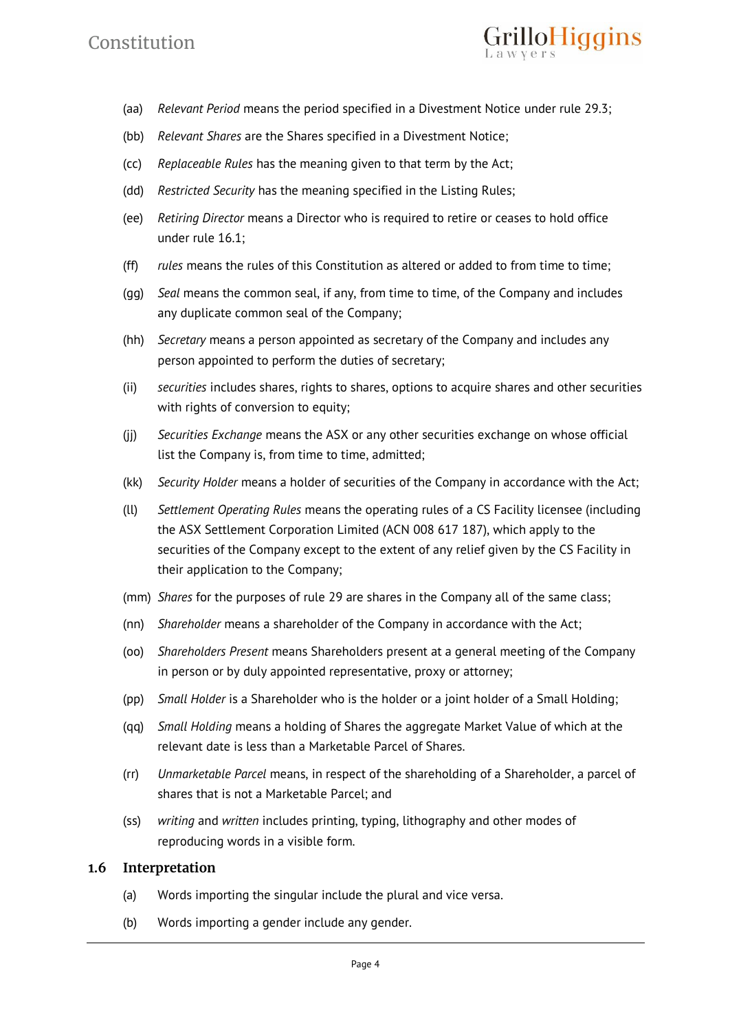(aa) *Relevant Period* means the period specified in a Divestment Notice under rule 29.3;

(bb) *Relevant Shares* are the Shares specified in a Divestment Notice;

(cc) *Replaceable Rules* has the meaning given to that term by the Act;

(dd) *Restricted Security* has the meaning specified in the Listing Rules;

(ee) *Retiring Director* means a Director who is required to retire or ceases to hold office under rule 16.1;

(ff) *rules* means the rules of this Constitution as altered or added to from time to time;

(gg) *Seal* means the common seal, if any, from time to time, of the Company and includes any duplicate common seal of the Company;

(hh) *Secretary* means a person appointed as secretary of the Company and includes any person appointed to perform the duties of secretary;

(ii) *securities* includes shares, rights to shares, options to acquire shares and other securities with rights of conversion to equity;

(jj) *Securities Exchange* means the ASX or any other securities exchange on whose official list the Company is, from time to time, admitted;

(kk) *Security Holder* means a holder of securities of the Company in accordance with the Act;

(ll) *Settlement Operating Rules* means the operating rules of a CS Facility licensee (including the ASX Settlement Corporation Limited (ACN 008 617 187), which apply to the securities of the Company except to the extent of any relief given by the CS Facility in their application to the Company;

(mm) *Shares* for the purposes of rule 29 are shares in the Company all of the same class;

(nn) *Shareholder* means a shareholder of the Company in accordance with the Act;

(oo) *Shareholders Present* means Shareholders present at a general meeting of the Company in person or by duly appointed representative, proxy or attorney;

(pp) *Small Holder* is a Shareholder who is the holder or a joint holder of a Small Holding;

(qq) *Small Holding* means a holding of Shares the aggregate Market Value of which at the relevant date is less than a Marketable Parcel of Shares.

(rr) *Unmarketable Parcel* means, in respect of the shareholding of a Shareholder, a parcel of shares that is not a Marketable Parcel; and

(ss) *writing* and *written* includes printing, typing, lithography and other modes of reproducing words in a visible form.

## 1.6 Interpretation

(a) Words importing the singular include the plural and vice versa.

(b) Words importing a gender include any gender.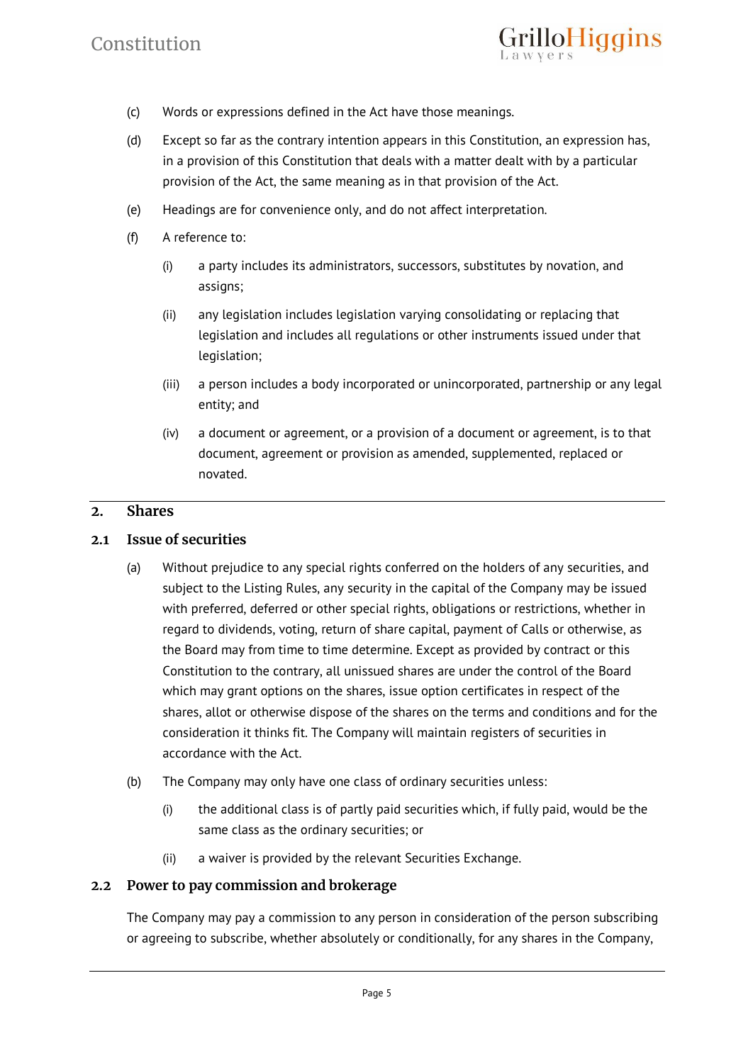(c) Words or expressions defined in the Act have those meanings.

(d) Except so far as the contrary intention appears in this Constitution, an expression has, in a provision of this Constitution that deals with a matter dealt with by a particular provision of the Act, the same meaning as in that provision of the Act.

(e) Headings are for convenience only, and do not affect interpretation.

(f) A reference to:

(i) a party includes its administrators, successors, substitutes by novation, and assigns;

(ii) any legislation includes legislation varying consolidating or replacing that legislation and includes all regulations or other instruments issued under that legislation;

(iii) a person includes a body incorporated or unincorporated, partnership or any legal entity; and

(iv) a document or agreement, or a provision of a document or agreement, is to that document, agreement or provision as amended, supplemented, replaced or novated.

## 2. Shares

### 2.1 Issue of securities

(a) Without prejudice to any special rights conferred on the holders of any securities, and subject to the Listing Rules, any security in the capital of the Company may be issued with preferred, deferred or other special rights, obligations or restrictions, whether in regard to dividends, voting, return of share capital, payment of Calls or otherwise, as the Board may from time to time determine. Except as provided by contract or this Constitution to the contrary, all unissued shares are under the control of the Board which may grant options on the shares, issue option certificates in respect of the shares, allot or otherwise dispose of the shares on the terms and conditions and for the consideration it thinks fit. The Company will maintain registers of securities in accordance with the Act.

(b) The Company may only have one class of ordinary securities unless:

(i) the additional class is of partly paid securities which, if fully paid, would be the same class as the ordinary securities; or

(ii) a waiver is provided by the relevant Securities Exchange.

### 2.2 Power to pay commission and brokerage

The Company may pay a commission to any person in consideration of the person subscribing or agreeing to subscribe, whether absolutely or conditionally, for any shares in the Company,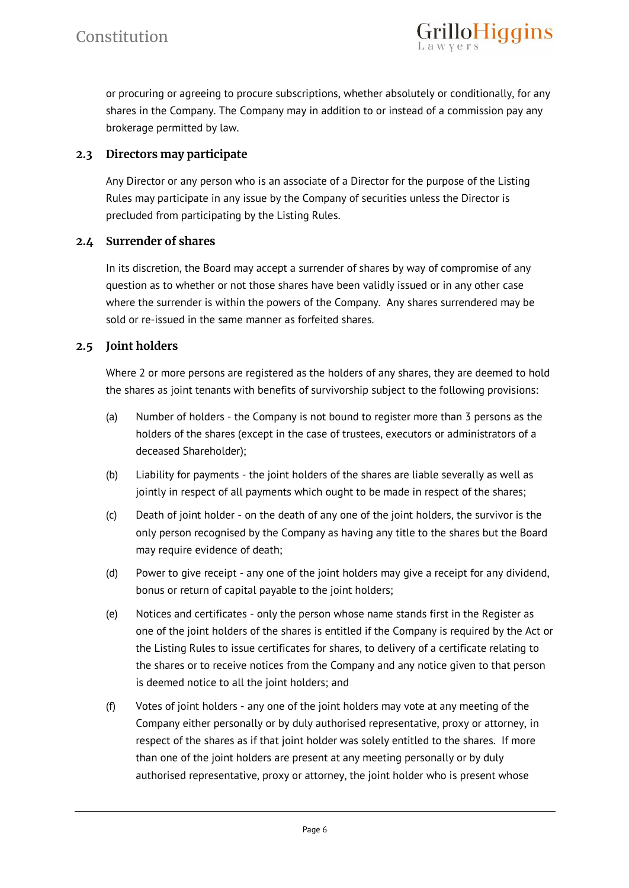or procuring or agreeing to procure subscriptions, whether absolutely or conditionally, for any shares in the Company. The Company may in addition to or instead of a commission pay any brokerage permitted by law.

### 2.3 Directors may participate

Any Director or any person who is an associate of a Director for the purpose of the Listing Rules may participate in any issue by the Company of securities unless the Director is precluded from participating by the Listing Rules.

### 2.4 Surrender of shares

In its discretion, the Board may accept a surrender of shares by way of compromise of any question as to whether or not those shares have been validly issued or in any other case where the surrender is within the powers of the Company. Any shares surrendered may be sold or re-issued in the same manner as forfeited shares.

### 2.5 Joint holders

Where 2 or more persons are registered as the holders of any shares, they are deemed to hold the shares as joint tenants with benefits of survivorship subject to the following provisions:

(a) Number of holders - the Company is not bound to register more than 3 persons as the holders of the shares (except in the case of trustees, executors or administrators of a deceased Shareholder);

(b) Liability for payments - the joint holders of the shares are liable severally as well as jointly in respect of all payments which ought to be made in respect of the shares;

(c) Death of joint holder - on the death of any one of the joint holders, the survivor is the only person recognised by the Company as having any title to the shares but the Board may require evidence of death;

(d) Power to give receipt - any one of the joint holders may give a receipt for any dividend, bonus or return of capital payable to the joint holders;

(e) Notices and certificates - only the person whose name stands first in the Register as one of the joint holders of the shares is entitled if the Company is required by the Act or the Listing Rules to issue certificates for shares, to delivery of a certificate relating to the shares or to receive notices from the Company and any notice given to that person is deemed notice to all the joint holders; and

(f) Votes of joint holders - any one of the joint holders may vote at any meeting of the Company either personally or by duly authorised representative, proxy or attorney, in respect of the shares as if that joint holder was solely entitled to the shares. If more than one of the joint holders are present at any meeting personally or by duly authorised representative, proxy or attorney, the joint holder who is present whose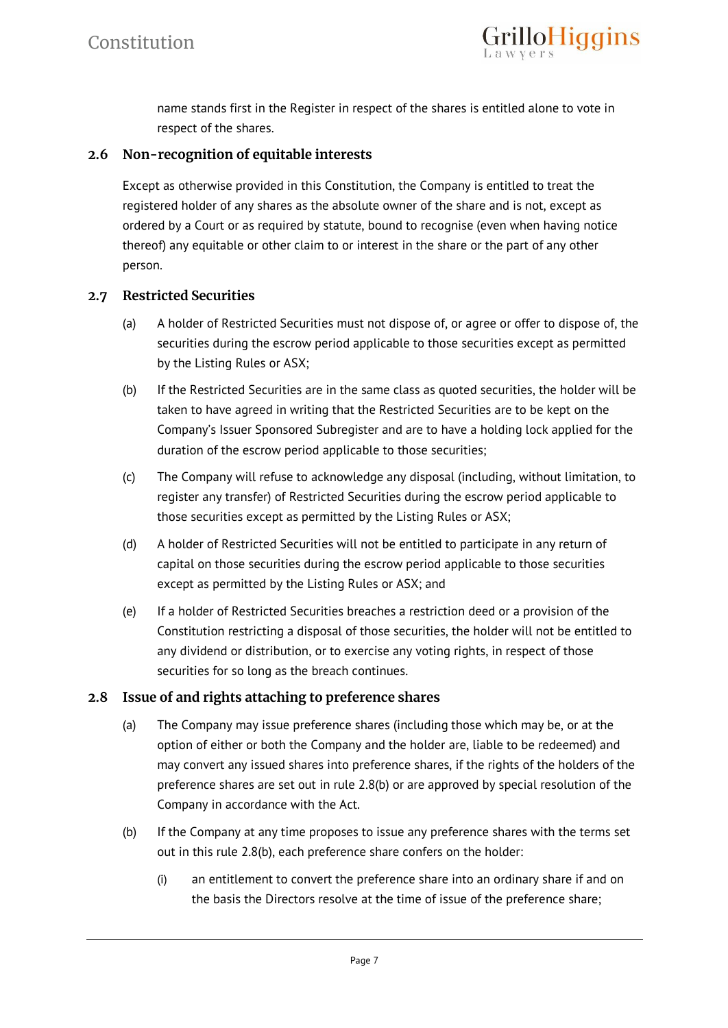name stands first in the Register in respect of the shares is entitled alone to vote in respect of the shares.

## 2.6 Non-recognition of equitable interests

Except as otherwise provided in this Constitution, the Company is entitled to treat the registered holder of any shares as the absolute owner of the share and is not, except as ordered by a Court or as required by statute, bound to recognise (even when having notice thereof) any equitable or other claim to or interest in the share or the part of any other person.

## 2.7 Restricted Securities

(a) A holder of Restricted Securities must not dispose of, or agree or offer to dispose of, the securities during the escrow period applicable to those securities except as permitted by the Listing Rules or ASX;

(b) If the Restricted Securities are in the same class as quoted securities, the holder will be taken to have agreed in writing that the Restricted Securities are to be kept on the Company's Issuer Sponsored Subregister and are to have a holding lock applied for the duration of the escrow period applicable to those securities;

(c) The Company will refuse to acknowledge any disposal (including, without limitation, to register any transfer) of Restricted Securities during the escrow period applicable to those securities except as permitted by the Listing Rules or ASX;

(d) A holder of Restricted Securities will not be entitled to participate in any return of capital on those securities during the escrow period applicable to those securities except as permitted by the Listing Rules or ASX; and

(e) If a holder of Restricted Securities breaches a restriction deed or a provision of the Constitution restricting a disposal of those securities, the holder will not be entitled to any dividend or distribution, or to exercise any voting rights, in respect of those securities for so long as the breach continues.

## 2.8 Issue of and rights attaching to preference shares

(a) The Company may issue preference shares (including those which may be, or at the option of either or both the Company and the holder are, liable to be redeemed) and may convert any issued shares into preference shares, if the rights of the holders of the preference shares are set out in rule 2.8(b) or are approved by special resolution of the Company in accordance with the Act.

(b) If the Company at any time proposes to issue any preference shares with the terms set out in this rule 2.8(b), each preference share confers on the holder:

   (i) an entitlement to convert the preference share into an ordinary share if and on the basis the Directors resolve at the time of issue of the preference share;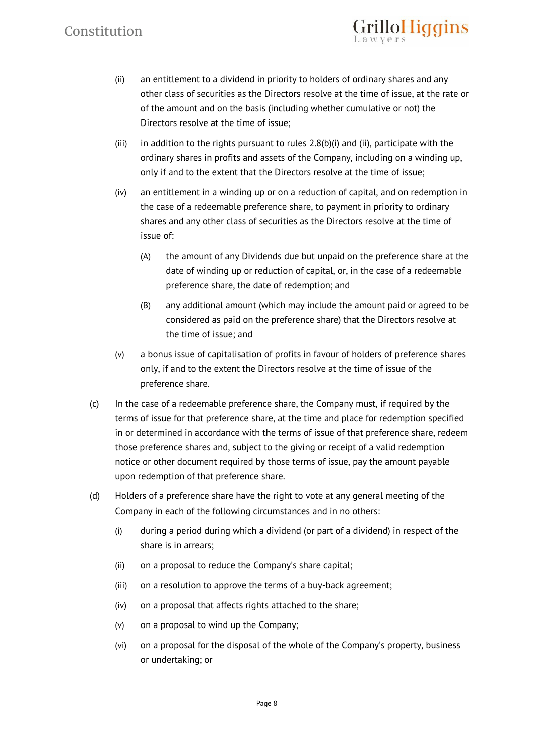(ii) an entitlement to a dividend in priority to holders of ordinary shares and any other class of securities as the Directors resolve at the time of issue, at the rate or of the amount and on the basis (including whether cumulative or not) the Directors resolve at the time of issue;

(iii) in addition to the rights pursuant to rules 2.8(b)(i) and (ii), participate with the ordinary shares in profits and assets of the Company, including on a winding up, only if and to the extent that the Directors resolve at the time of issue;

(iv) an entitlement in a winding up or on a reduction of capital, and on redemption in the case of a redeemable preference share, to payment in priority to ordinary shares and any other class of securities as the Directors resolve at the time of issue of:

(A) the amount of any Dividends due but unpaid on the preference share at the date of winding up or reduction of capital, or, in the case of a redeemable preference share, the date of redemption; and

(B) any additional amount (which may include the amount paid or agreed to be considered as paid on the preference share) that the Directors resolve at the time of issue; and

(v) a bonus issue of capitalisation of profits in favour of holders of preference shares only, if and to the extent the Directors resolve at the time of issue of the preference share.

(c) In the case of a redeemable preference share, the Company must, if required by the terms of issue for that preference share, at the time and place for redemption specified in or determined in accordance with the terms of issue of that preference share, redeem those preference shares and, subject to the giving or receipt of a valid redemption notice or other document required by those terms of issue, pay the amount payable upon redemption of that preference share.

(d) Holders of a preference share have the right to vote at any general meeting of the Company in each of the following circumstances and in no others:

(i) during a period during which a dividend (or part of a dividend) in respect of the share is in arrears;

(ii) on a proposal to reduce the Company's share capital;

(iii) on a resolution to approve the terms of a buy-back agreement;

(iv) on a proposal that affects rights attached to the share;

(v) on a proposal to wind up the Company;

(vi) on a proposal for the disposal of the whole of the Company's property, business or undertaking; or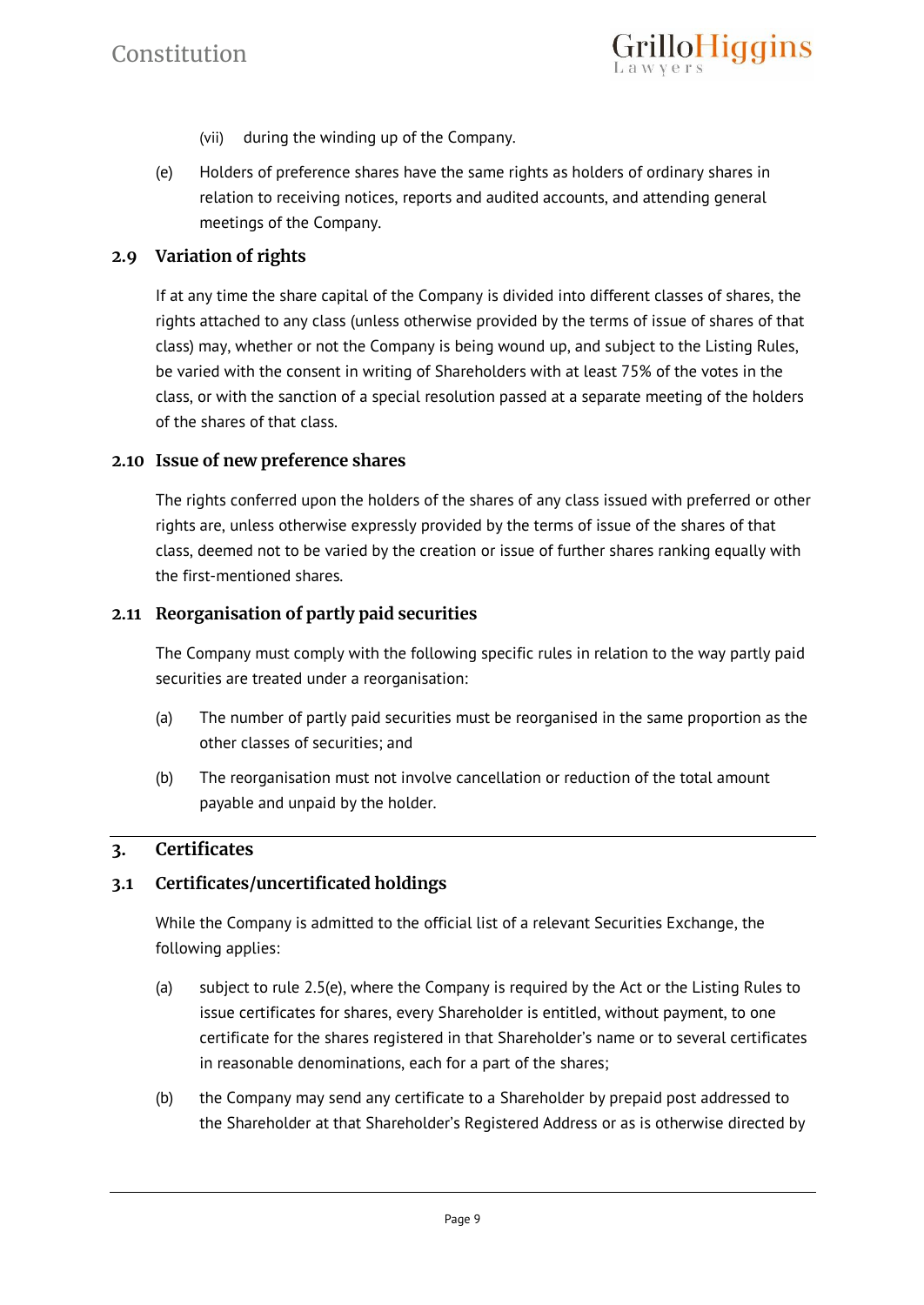(vii) during the winding up of the Company.

(e) Holders of preference shares have the same rights as holders of ordinary shares in relation to receiving notices, reports and audited accounts, and attending general meetings of the Company.

### 2.9 Variation of rights

If at any time the share capital of the Company is divided into different classes of shares, the rights attached to any class (unless otherwise provided by the terms of issue of shares of that class) may, whether or not the Company is being wound up, and subject to the Listing Rules, be varied with the consent in writing of Shareholders with at least 75% of the votes in the class, or with the sanction of a special resolution passed at a separate meeting of the holders of the shares of that class.

### 2.10 Issue of new preference shares

The rights conferred upon the holders of the shares of any class issued with preferred or other rights are, unless otherwise expressly provided by the terms of issue of the shares of that class, deemed not to be varied by the creation or issue of further shares ranking equally with the first-mentioned shares.

### 2.11 Reorganisation of partly paid securities

The Company must comply with the following specific rules in relation to the way partly paid securities are treated under a reorganisation:

(a) The number of partly paid securities must be reorganised in the same proportion as the other classes of securities; and

(b) The reorganisation must not involve cancellation or reduction of the total amount payable and unpaid by the holder.

## 3. Certificates

### 3.1 Certificates/uncertificated holdings

While the Company is admitted to the official list of a relevant Securities Exchange, the following applies:

(a) subject to rule 2.5(e), where the Company is required by the Act or the Listing Rules to issue certificates for shares, every Shareholder is entitled, without payment, to one certificate for the shares registered in that Shareholder's name or to several certificates in reasonable denominations, each for a part of the shares;

(b) the Company may send any certificate to a Shareholder by prepaid post addressed to the Shareholder at that Shareholder's Registered Address or as is otherwise directed by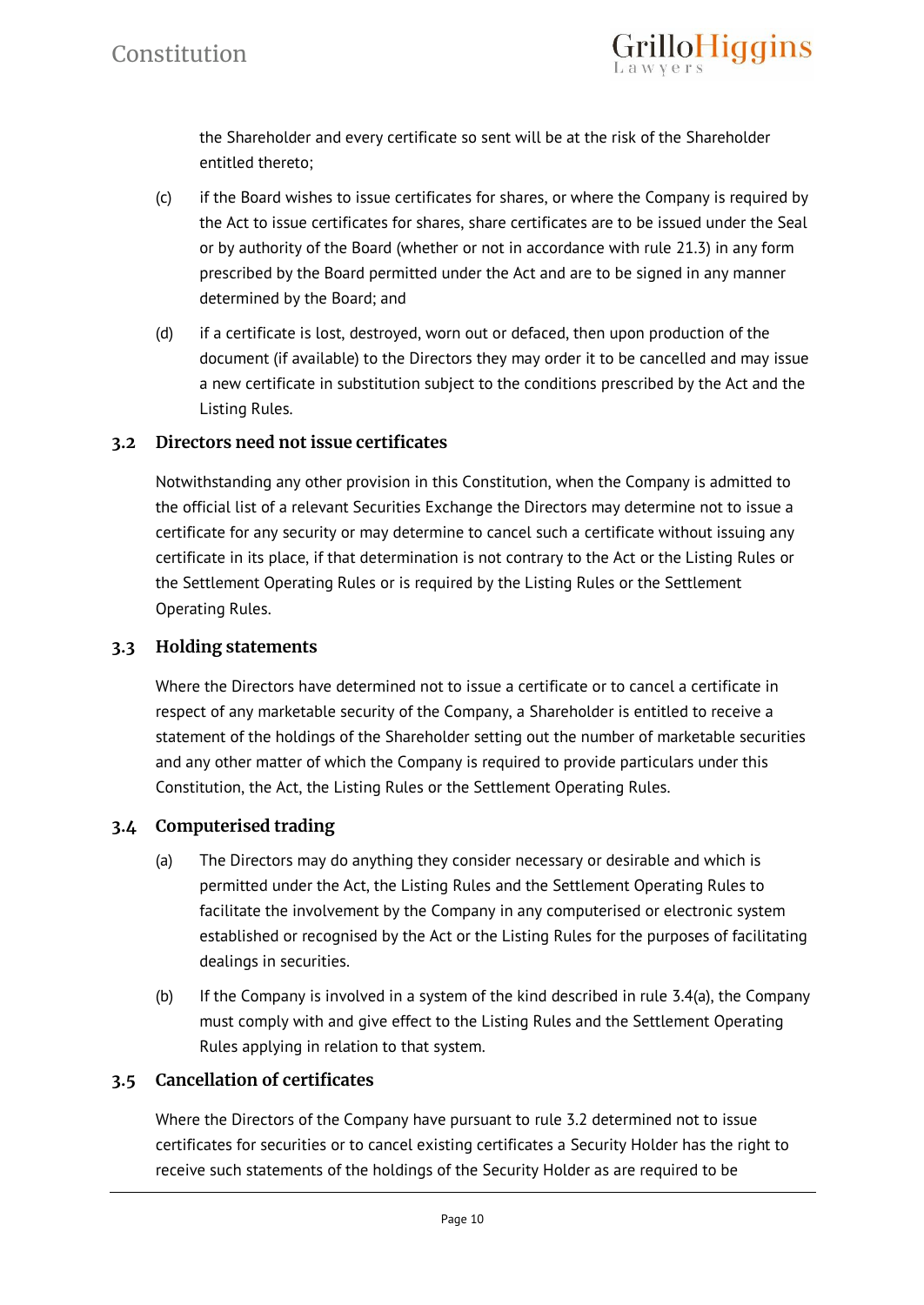the Shareholder and every certificate so sent will be at the risk of the Shareholder entitled thereto;

(c) if the Board wishes to issue certificates for shares, or where the Company is required by the Act to issue certificates for shares, share certificates are to be issued under the Seal or by authority of the Board (whether or not in accordance with rule 21.3) in any form prescribed by the Board permitted under the Act and are to be signed in any manner determined by the Board; and

(d) if a certificate is lost, destroyed, worn out or defaced, then upon production of the document (if available) to the Directors they may order it to be cancelled and may issue a new certificate in substitution subject to the conditions prescribed by the Act and the Listing Rules.

### 3.2 Directors need not issue certificates

Notwithstanding any other provision in this Constitution, when the Company is admitted to the official list of a relevant Securities Exchange the Directors may determine not to issue a certificate for any security or may determine to cancel such a certificate without issuing any certificate in its place, if that determination is not contrary to the Act or the Listing Rules or the Settlement Operating Rules or is required by the Listing Rules or the Settlement Operating Rules.

### 3.3 Holding statements

Where the Directors have determined not to issue a certificate or to cancel a certificate in respect of any marketable security of the Company, a Shareholder is entitled to receive a statement of the holdings of the Shareholder setting out the number of marketable securities and any other matter of which the Company is required to provide particulars under this Constitution, the Act, the Listing Rules or the Settlement Operating Rules.

### 3.4 Computerised trading

(a) The Directors may do anything they consider necessary or desirable and which is permitted under the Act, the Listing Rules and the Settlement Operating Rules to facilitate the involvement by the Company in any computerised or electronic system established or recognised by the Act or the Listing Rules for the purposes of facilitating dealings in securities.

(b) If the Company is involved in a system of the kind described in rule 3.4(a), the Company must comply with and give effect to the Listing Rules and the Settlement Operating Rules applying in relation to that system.

### 3.5 Cancellation of certificates

Where the Directors of the Company have pursuant to rule 3.2 determined not to issue certificates for securities or to cancel existing certificates a Security Holder has the right to receive such statements of the holdings of the Security Holder as are required to be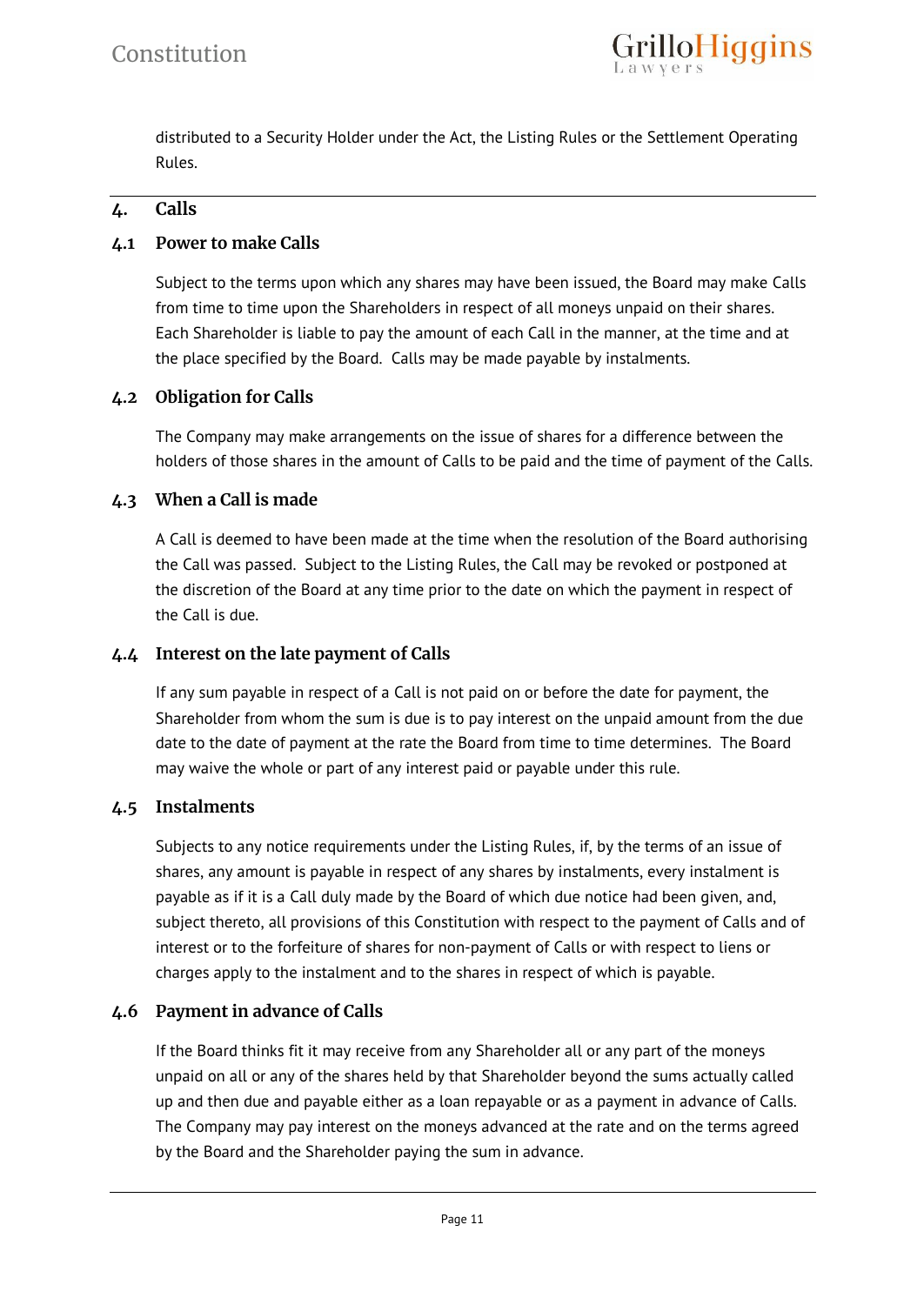distributed to a Security Holder under the Act, the Listing Rules or the Settlement Operating Rules.

## 4. Calls

### 4.1 Power to make Calls

Subject to the terms upon which any shares may have been issued, the Board may make Calls from time to time upon the Shareholders in respect of all moneys unpaid on their shares. Each Shareholder is liable to pay the amount of each Call in the manner, at the time and at the place specified by the Board. Calls may be made payable by instalments.

### 4.2 Obligation for Calls

The Company may make arrangements on the issue of shares for a difference between the holders of those shares in the amount of Calls to be paid and the time of payment of the Calls.

### 4.3 When a Call is made

A Call is deemed to have been made at the time when the resolution of the Board authorising the Call was passed. Subject to the Listing Rules, the Call may be revoked or postponed at the discretion of the Board at any time prior to the date on which the payment in respect of the Call is due.

### 4.4 Interest on the late payment of Calls

If any sum payable in respect of a Call is not paid on or before the date for payment, the Shareholder from whom the sum is due is to pay interest on the unpaid amount from the due date to the date of payment at the rate the Board from time to time determines. The Board may waive the whole or part of any interest paid or payable under this rule.

### 4.5 Instalments

Subjects to any notice requirements under the Listing Rules, if, by the terms of an issue of shares, any amount is payable in respect of any shares by instalments, every instalment is payable as if it is a Call duly made by the Board of which due notice had been given, and, subject thereto, all provisions of this Constitution with respect to the payment of Calls and of interest or to the forfeiture of shares for non-payment of Calls or with respect to liens or charges apply to the instalment and to the shares in respect of which is payable.

### 4.6 Payment in advance of Calls

If the Board thinks fit it may receive from any Shareholder all or any part of the moneys unpaid on all or any of the shares held by that Shareholder beyond the sums actually called up and then due and payable either as a loan repayable or as a payment in advance of Calls. The Company may pay interest on the moneys advanced at the rate and on the terms agreed by the Board and the Shareholder paying the sum in advance.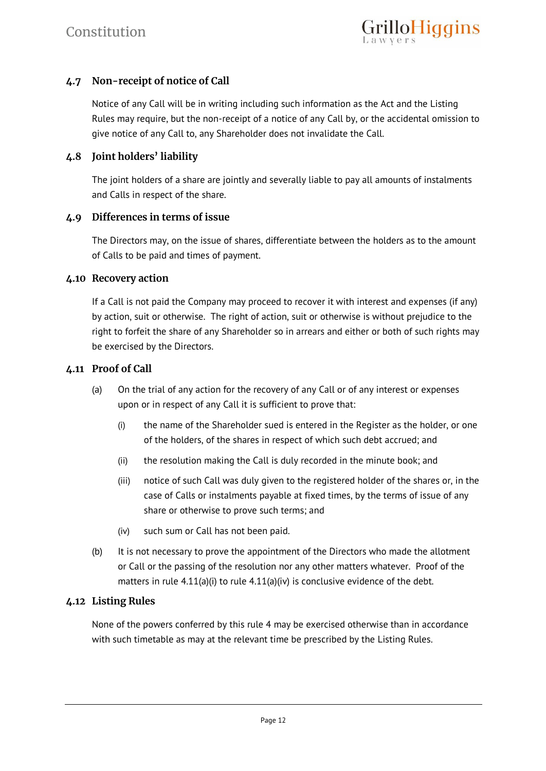### 4.7 Non-receipt of notice of Call

Notice of any Call will be in writing including such information as the Act and the Listing Rules may require, but the non-receipt of a notice of any Call by, or the accidental omission to give notice of any Call to, any Shareholder does not invalidate the Call.

### 4.8 Joint holders' liability

The joint holders of a share are jointly and severally liable to pay all amounts of instalments and Calls in respect of the share.

### 4.9 Differences in terms of issue

The Directors may, on the issue of shares, differentiate between the holders as to the amount of Calls to be paid and times of payment.

### 4.10 Recovery action

If a Call is not paid the Company may proceed to recover it with interest and expenses (if any) by action, suit or otherwise. The right of action, suit or otherwise is without prejudice to the right to forfeit the share of any Shareholder so in arrears and either or both of such rights may be exercised by the Directors.

### 4.11 Proof of Call

(a) On the trial of any action for the recovery of any Call or of any interest or expenses upon or in respect of any Call it is sufficient to prove that:

  (i) the name of the Shareholder sued is entered in the Register as the holder, or one of the holders, of the shares in respect of which such debt accrued; and

  (ii) the resolution making the Call is duly recorded in the minute book; and

  (iii) notice of such Call was duly given to the registered holder of the shares or, in the case of Calls or instalments payable at fixed times, by the terms of issue of any share or otherwise to prove such terms; and

  (iv) such sum or Call has not been paid.

(b) It is not necessary to prove the appointment of the Directors who made the allotment or Call or the passing of the resolution nor any other matters whatever. Proof of the matters in rule 4.11(a)(i) to rule 4.11(a)(iv) is conclusive evidence of the debt.

### 4.12 Listing Rules

None of the powers conferred by this rule 4 may be exercised otherwise than in accordance with such timetable as may at the relevant time be prescribed by the Listing Rules.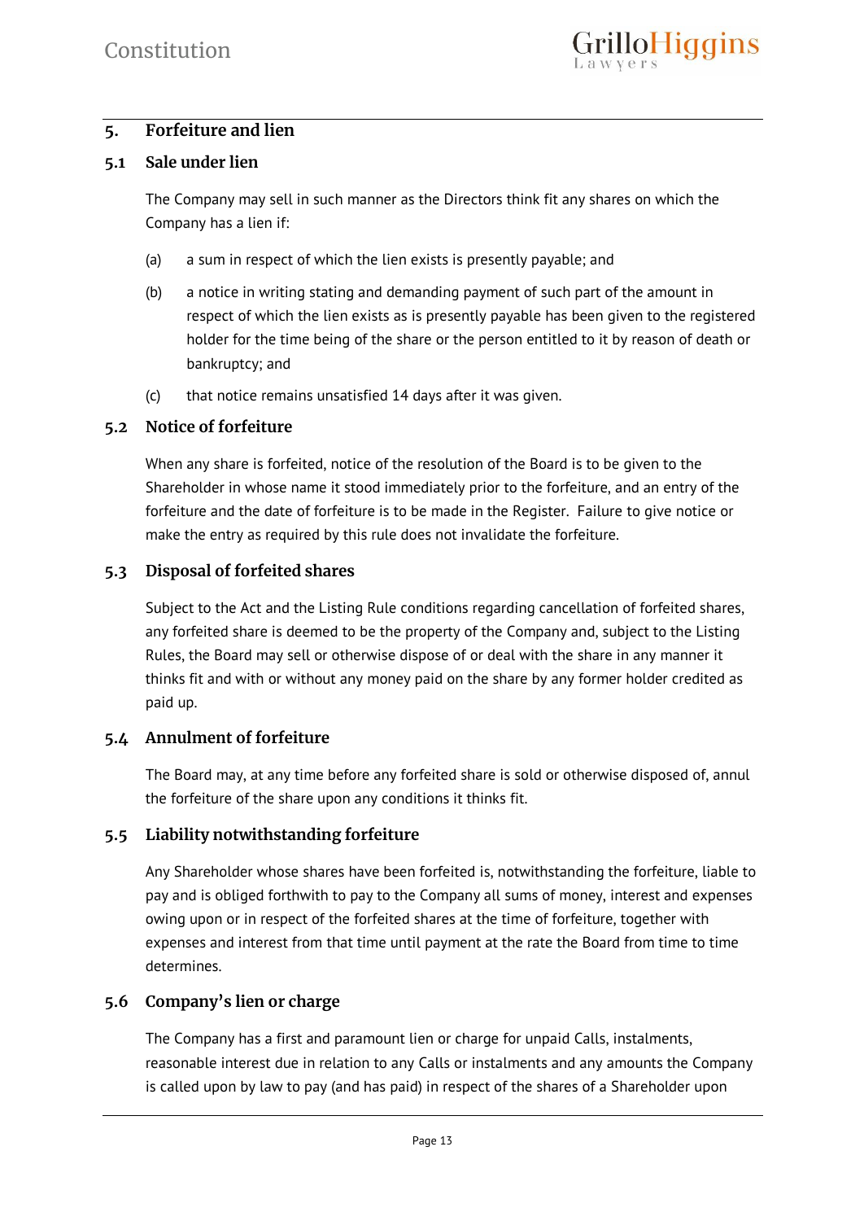## 5. Forfeiture and lien

### 5.1 Sale under lien

The Company may sell in such manner as the Directors think fit any shares on which the Company has a lien if:

(a) a sum in respect of which the lien exists is presently payable; and

(b) a notice in writing stating and demanding payment of such part of the amount in respect of which the lien exists as is presently payable has been given to the registered holder for the time being of the share or the person entitled to it by reason of death or bankruptcy; and

(c) that notice remains unsatisfied 14 days after it was given.

### 5.2 Notice of forfeiture

When any share is forfeited, notice of the resolution of the Board is to be given to the Shareholder in whose name it stood immediately prior to the forfeiture, and an entry of the forfeiture and the date of forfeiture is to be made in the Register. Failure to give notice or make the entry as required by this rule does not invalidate the forfeiture.

### 5.3 Disposal of forfeited shares

Subject to the Act and the Listing Rule conditions regarding cancellation of forfeited shares, any forfeited share is deemed to be the property of the Company and, subject to the Listing Rules, the Board may sell or otherwise dispose of or deal with the share in any manner it thinks fit and with or without any money paid on the share by any former holder credited as paid up.

### 5.4 Annulment of forfeiture

The Board may, at any time before any forfeited share is sold or otherwise disposed of, annul the forfeiture of the share upon any conditions it thinks fit.

### 5.5 Liability notwithstanding forfeiture

Any Shareholder whose shares have been forfeited is, notwithstanding the forfeiture, liable to pay and is obliged forthwith to pay to the Company all sums of money, interest and expenses owing upon or in respect of the forfeited shares at the time of forfeiture, together with expenses and interest from that time until payment at the rate the Board from time to time determines.

### 5.6 Company's lien or charge

The Company has a first and paramount lien or charge for unpaid Calls, instalments, reasonable interest due in relation to any Calls or instalments and any amounts the Company is called upon by law to pay (and has paid) in respect of the shares of a Shareholder upon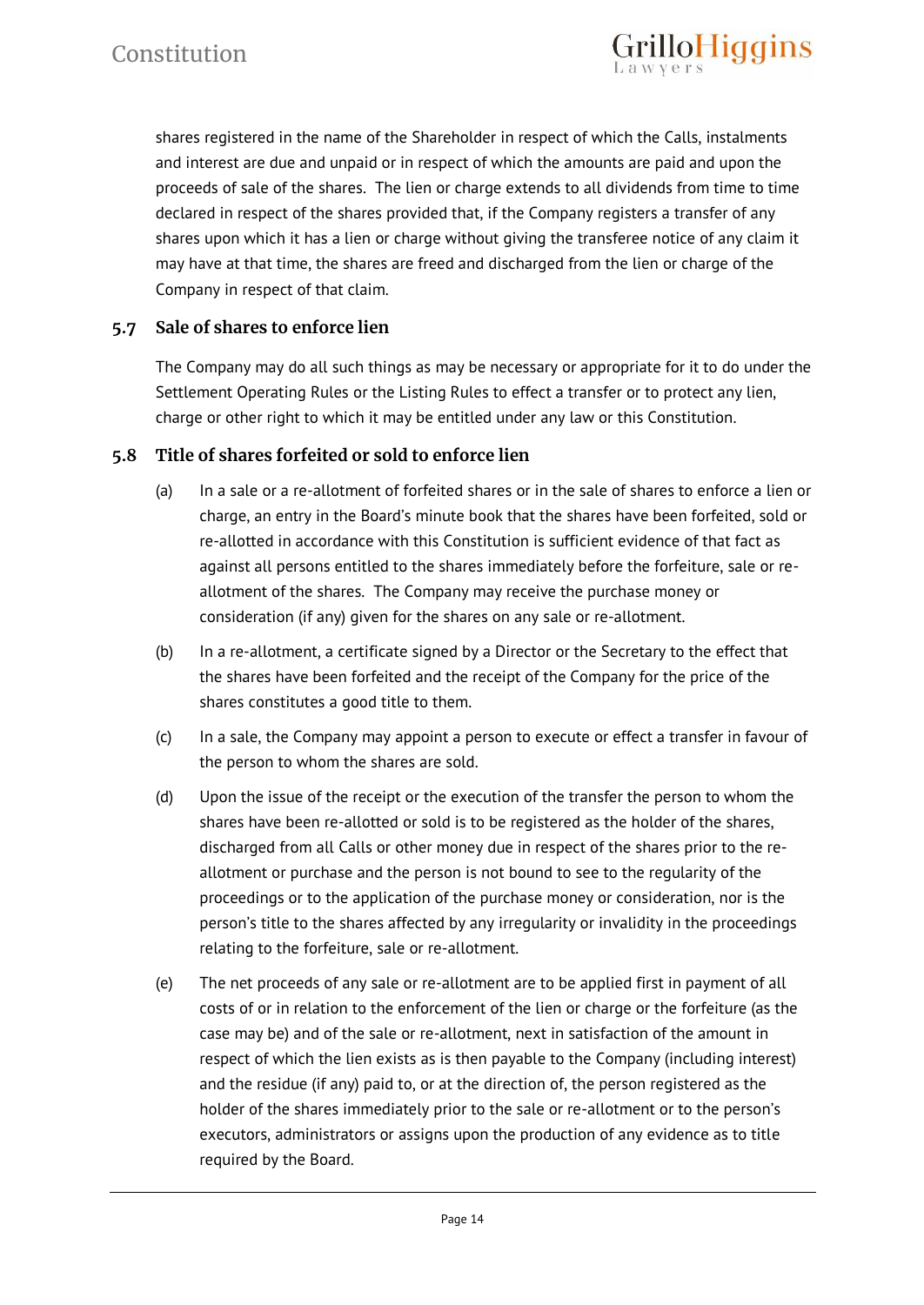shares registered in the name of the Shareholder in respect of which the Calls, instalments and interest are due and unpaid or in respect of which the amounts are paid and upon the proceeds of sale of the shares. The lien or charge extends to all dividends from time to time declared in respect of the shares provided that, if the Company registers a transfer of any shares upon which it has a lien or charge without giving the transferee notice of any claim it may have at that time, the shares are freed and discharged from the lien or charge of the Company in respect of that claim.

### 5.7 Sale of shares to enforce lien

The Company may do all such things as may be necessary or appropriate for it to do under the Settlement Operating Rules or the Listing Rules to effect a transfer or to protect any lien, charge or other right to which it may be entitled under any law or this Constitution.

### 5.8 Title of shares forfeited or sold to enforce lien

(a) In a sale or a re-allotment of forfeited shares or in the sale of shares to enforce a lien or charge, an entry in the Board's minute book that the shares have been forfeited, sold or re-allotted in accordance with this Constitution is sufficient evidence of that fact as against all persons entitled to the shares immediately before the forfeiture, sale or re-allotment of the shares. The Company may receive the purchase money or consideration (if any) given for the shares on any sale or re-allotment.

(b) In a re-allotment, a certificate signed by a Director or the Secretary to the effect that the shares have been forfeited and the receipt of the Company for the price of the shares constitutes a good title to them.

(c) In a sale, the Company may appoint a person to execute or effect a transfer in favour of the person to whom the shares are sold.

(d) Upon the issue of the receipt or the execution of the transfer the person to whom the shares have been re-allotted or sold is to be registered as the holder of the shares, discharged from all Calls or other money due in respect of the shares prior to the re-allotment or purchase and the person is not bound to see to the regularity of the proceedings or to the application of the purchase money or consideration, nor is the person's title to the shares affected by any irregularity or invalidity in the proceedings relating to the forfeiture, sale or re-allotment.

(e) The net proceeds of any sale or re-allotment are to be applied first in payment of all costs of or in relation to the enforcement of the lien or charge or the forfeiture (as the case may be) and of the sale or re-allotment, next in satisfaction of the amount in respect of which the lien exists as is then payable to the Company (including interest) and the residue (if any) paid to, or at the direction of, the person registered as the holder of the shares immediately prior to the sale or re-allotment or to the person's executors, administrators or assigns upon the production of any evidence as to title required by the Board.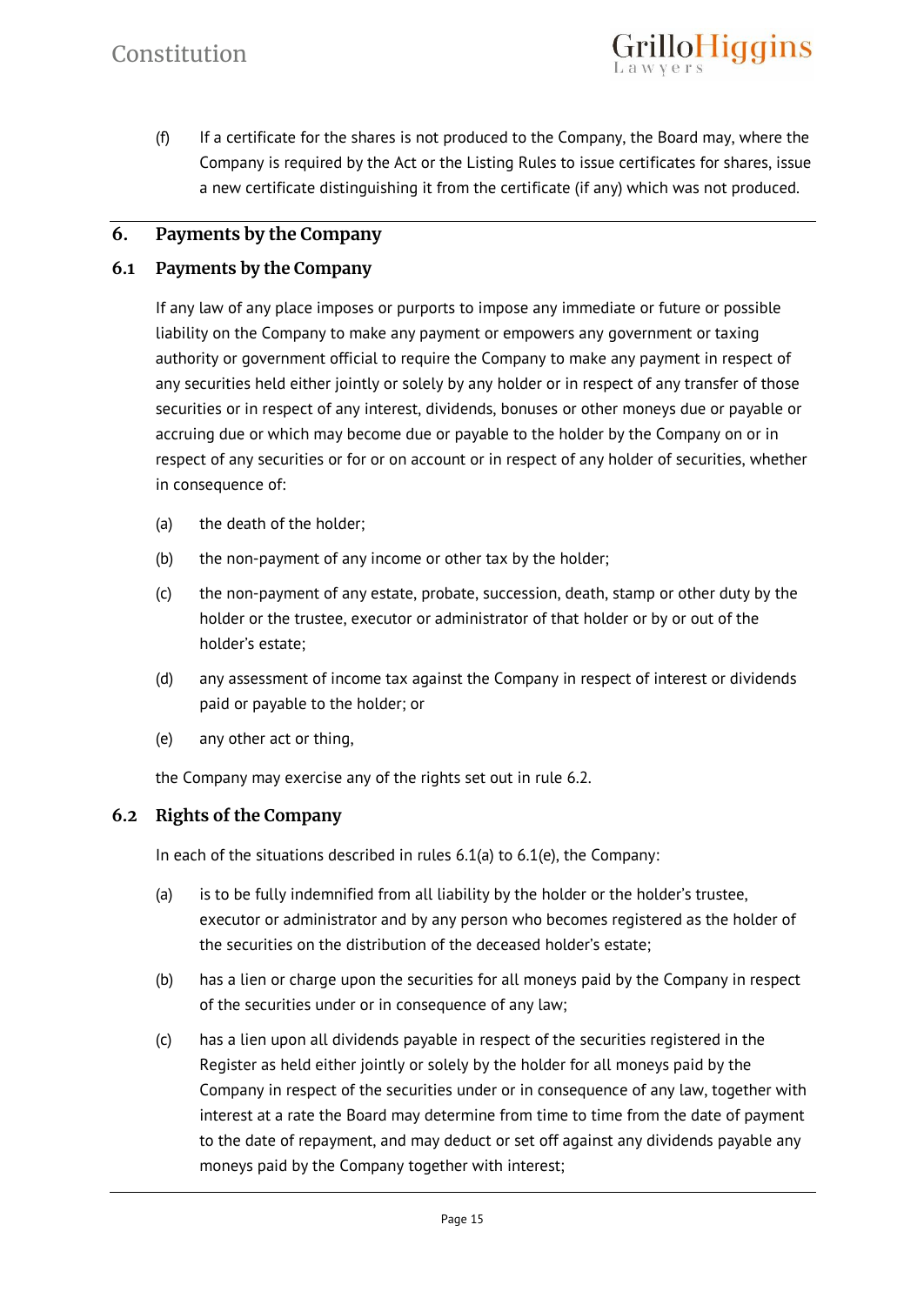(f) If a certificate for the shares is not produced to the Company, the Board may, where the Company is required by the Act or the Listing Rules to issue certificates for shares, issue a new certificate distinguishing it from the certificate (if any) which was not produced.

## 6. Payments by the Company

### 6.1 Payments by the Company

If any law of any place imposes or purports to impose any immediate or future or possible liability on the Company to make any payment or empowers any government or taxing authority or government official to require the Company to make any payment in respect of any securities held either jointly or solely by any holder or in respect of any transfer of those securities or in respect of any interest, dividends, bonuses or other moneys due or payable or accruing due or which may become due or payable to the holder by the Company on or in respect of any securities or for or on account or in respect of any holder of securities, whether in consequence of:

(a) the death of the holder;

(b) the non-payment of any income or other tax by the holder;

(c) the non-payment of any estate, probate, succession, death, stamp or other duty by the holder or the trustee, executor or administrator of that holder or by or out of the holder's estate;

(d) any assessment of income tax against the Company in respect of interest or dividends paid or payable to the holder; or

(e) any other act or thing,

the Company may exercise any of the rights set out in rule 6.2.

### 6.2 Rights of the Company

In each of the situations described in rules 6.1(a) to 6.1(e), the Company:

(a) is to be fully indemnified from all liability by the holder or the holder's trustee, executor or administrator and by any person who becomes registered as the holder of the securities on the distribution of the deceased holder's estate;

(b) has a lien or charge upon the securities for all moneys paid by the Company in respect of the securities under or in consequence of any law;

(c) has a lien upon all dividends payable in respect of the securities registered in the Register as held either jointly or solely by the holder for all moneys paid by the Company in respect of the securities under or in consequence of any law, together with interest at a rate the Board may determine from time to time from the date of payment to the date of repayment, and may deduct or set off against any dividends payable any moneys paid by the Company together with interest;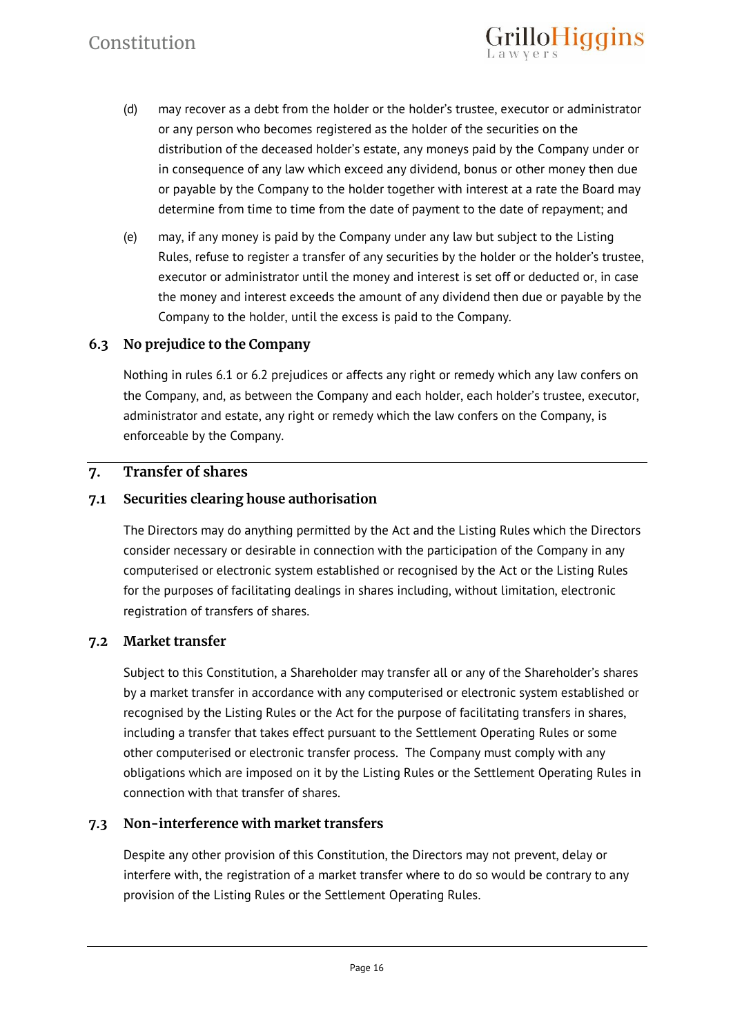(d) may recover as a debt from the holder or the holder's trustee, executor or administrator or any person who becomes registered as the holder of the securities on the distribution of the deceased holder's estate, any moneys paid by the Company under or in consequence of any law which exceed any dividend, bonus or other money then due or payable by the Company to the holder together with interest at a rate the Board may determine from time to time from the date of payment to the date of repayment; and

(e) may, if any money is paid by the Company under any law but subject to the Listing Rules, refuse to register a transfer of any securities by the holder or the holder's trustee, executor or administrator until the money and interest is set off or deducted or, in case the money and interest exceeds the amount of any dividend then due or payable by the Company to the holder, until the excess is paid to the Company.

### 6.3 No prejudice to the Company

Nothing in rules 6.1 or 6.2 prejudices or affects any right or remedy which any law confers on the Company, and, as between the Company and each holder, each holder's trustee, executor, administrator and estate, any right or remedy which the law confers on the Company, is enforceable by the Company.

## 7. Transfer of shares

### 7.1 Securities clearing house authorisation

The Directors may do anything permitted by the Act and the Listing Rules which the Directors consider necessary or desirable in connection with the participation of the Company in any computerised or electronic system established or recognised by the Act or the Listing Rules for the purposes of facilitating dealings in shares including, without limitation, electronic registration of transfers of shares.

### 7.2 Market transfer

Subject to this Constitution, a Shareholder may transfer all or any of the Shareholder's shares by a market transfer in accordance with any computerised or electronic system established or recognised by the Listing Rules or the Act for the purpose of facilitating transfers in shares, including a transfer that takes effect pursuant to the Settlement Operating Rules or some other computerised or electronic transfer process. The Company must comply with any obligations which are imposed on it by the Listing Rules or the Settlement Operating Rules in connection with that transfer of shares.

### 7.3 Non-interference with market transfers

Despite any other provision of this Constitution, the Directors may not prevent, delay or interfere with, the registration of a market transfer where to do so would be contrary to any provision of the Listing Rules or the Settlement Operating Rules.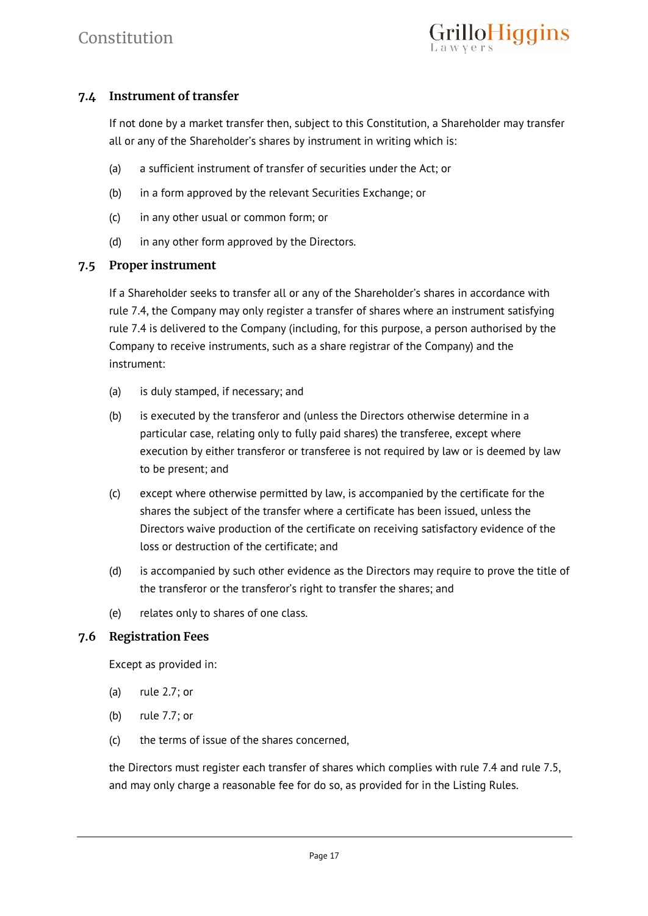### 7.4 Instrument of transfer

If not done by a market transfer then, subject to this Constitution, a Shareholder may transfer all or any of the Shareholder's shares by instrument in writing which is:

(a) a sufficient instrument of transfer of securities under the Act; or

(b) in a form approved by the relevant Securities Exchange; or

(c) in any other usual or common form; or

(d) in any other form approved by the Directors.

### 7.5 Proper instrument

If a Shareholder seeks to transfer all or any of the Shareholder's shares in accordance with rule 7.4, the Company may only register a transfer of shares where an instrument satisfying rule 7.4 is delivered to the Company (including, for this purpose, a person authorised by the Company to receive instruments, such as a share registrar of the Company) and the instrument:

(a) is duly stamped, if necessary; and

(b) is executed by the transferor and (unless the Directors otherwise determine in a particular case, relating only to fully paid shares) the transferee, except where execution by either transferor or transferee is not required by law or is deemed by law to be present; and

(c) except where otherwise permitted by law, is accompanied by the certificate for the shares the subject of the transfer where a certificate has been issued, unless the Directors waive production of the certificate on receiving satisfactory evidence of the loss or destruction of the certificate; and

(d) is accompanied by such other evidence as the Directors may require to prove the title of the transferor or the transferor's right to transfer the shares; and

(e) relates only to shares of one class.

### 7.6 Registration Fees

Except as provided in:

(a) rule 2.7; or

(b) rule 7.7; or

(c) the terms of issue of the shares concerned,

the Directors must register each transfer of shares which complies with rule 7.4 and rule 7.5, and may only charge a reasonable fee for do so, as provided for in the Listing Rules.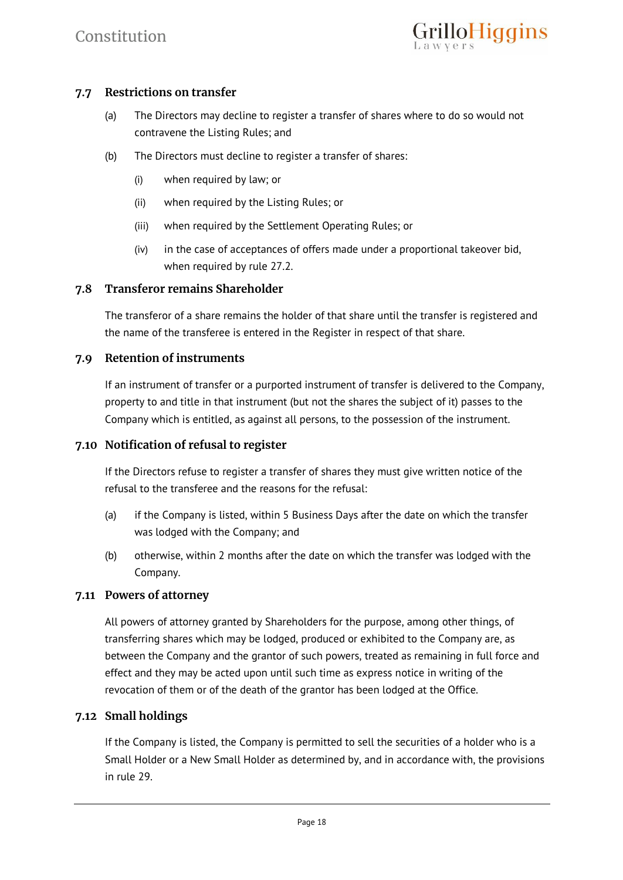### 7.7 Restrictions on transfer

(a) The Directors may decline to register a transfer of shares where to do so would not contravene the Listing Rules; and

(b) The Directors must decline to register a transfer of shares:

(i) when required by law; or

(ii) when required by the Listing Rules; or

(iii) when required by the Settlement Operating Rules; or

(iv) in the case of acceptances of offers made under a proportional takeover bid, when required by rule 27.2.

### 7.8 Transferor remains Shareholder

The transferor of a share remains the holder of that share until the transfer is registered and the name of the transferee is entered in the Register in respect of that share.

### 7.9 Retention of instruments

If an instrument of transfer or a purported instrument of transfer is delivered to the Company, property to and title in that instrument (but not the shares the subject of it) passes to the Company which is entitled, as against all persons, to the possession of the instrument.

### 7.10 Notification of refusal to register

If the Directors refuse to register a transfer of shares they must give written notice of the refusal to the transferee and the reasons for the refusal:

(a) if the Company is listed, within 5 Business Days after the date on which the transfer was lodged with the Company; and

(b) otherwise, within 2 months after the date on which the transfer was lodged with the Company.

### 7.11 Powers of attorney

All powers of attorney granted by Shareholders for the purpose, among other things, of transferring shares which may be lodged, produced or exhibited to the Company are, as between the Company and the grantor of such powers, treated as remaining in full force and effect and they may be acted upon until such time as express notice in writing of the revocation of them or of the death of the grantor has been lodged at the Office.

### 7.12 Small holdings

If the Company is listed, the Company is permitted to sell the securities of a holder who is a Small Holder or a New Small Holder as determined by, and in accordance with, the provisions in rule 29.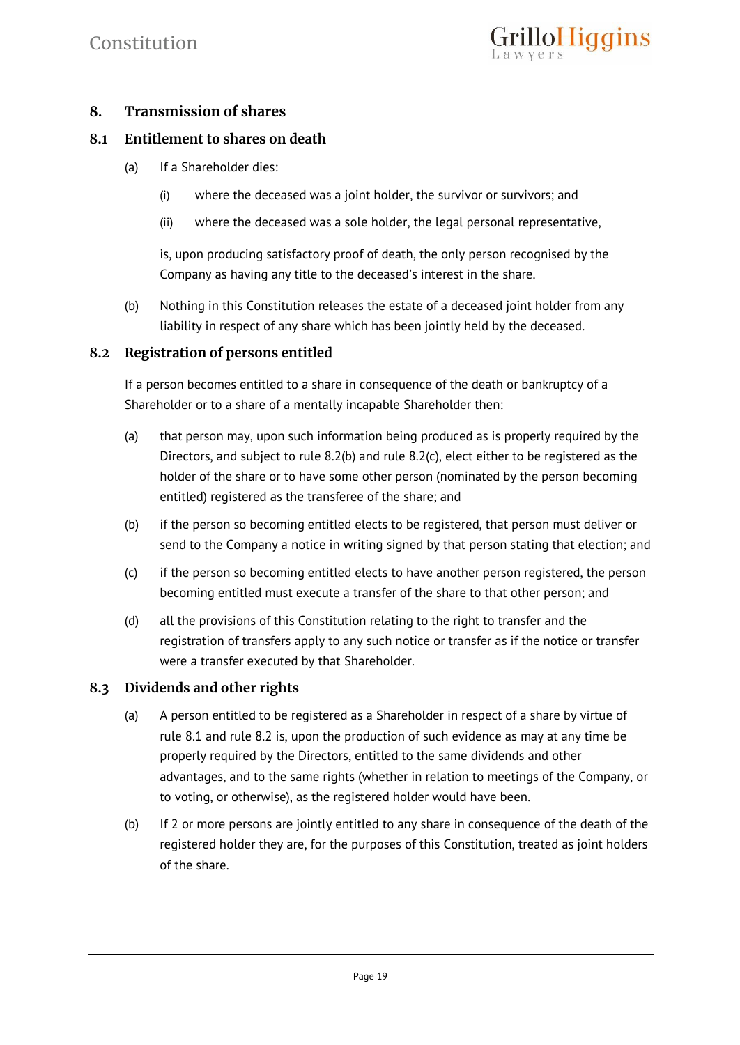## 8. Transmission of shares

### 8.1 Entitlement to shares on death

(a) If a Shareholder dies:

(i) where the deceased was a joint holder, the survivor or survivors; and

(ii) where the deceased was a sole holder, the legal personal representative,

is, upon producing satisfactory proof of death, the only person recognised by the Company as having any title to the deceased's interest in the share.

(b) Nothing in this Constitution releases the estate of a deceased joint holder from any liability in respect of any share which has been jointly held by the deceased.

### 8.2 Registration of persons entitled

If a person becomes entitled to a share in consequence of the death or bankruptcy of a Shareholder or to a share of a mentally incapable Shareholder then:

(a) that person may, upon such information being produced as is properly required by the Directors, and subject to rule 8.2(b) and rule 8.2(c), elect either to be registered as the holder of the share or to have some other person (nominated by the person becoming entitled) registered as the transferee of the share; and

(b) if the person so becoming entitled elects to be registered, that person must deliver or send to the Company a notice in writing signed by that person stating that election; and

(c) if the person so becoming entitled elects to have another person registered, the person becoming entitled must execute a transfer of the share to that other person; and

(d) all the provisions of this Constitution relating to the right to transfer and the registration of transfers apply to any such notice or transfer as if the notice or transfer were a transfer executed by that Shareholder.

### 8.3 Dividends and other rights

(a) A person entitled to be registered as a Shareholder in respect of a share by virtue of rule 8.1 and rule 8.2 is, upon the production of such evidence as may at any time be properly required by the Directors, entitled to the same dividends and other advantages, and to the same rights (whether in relation to meetings of the Company, or to voting, or otherwise), as the registered holder would have been.

(b) If 2 or more persons are jointly entitled to any share in consequence of the death of the registered holder they are, for the purposes of this Constitution, treated as joint holders of the share.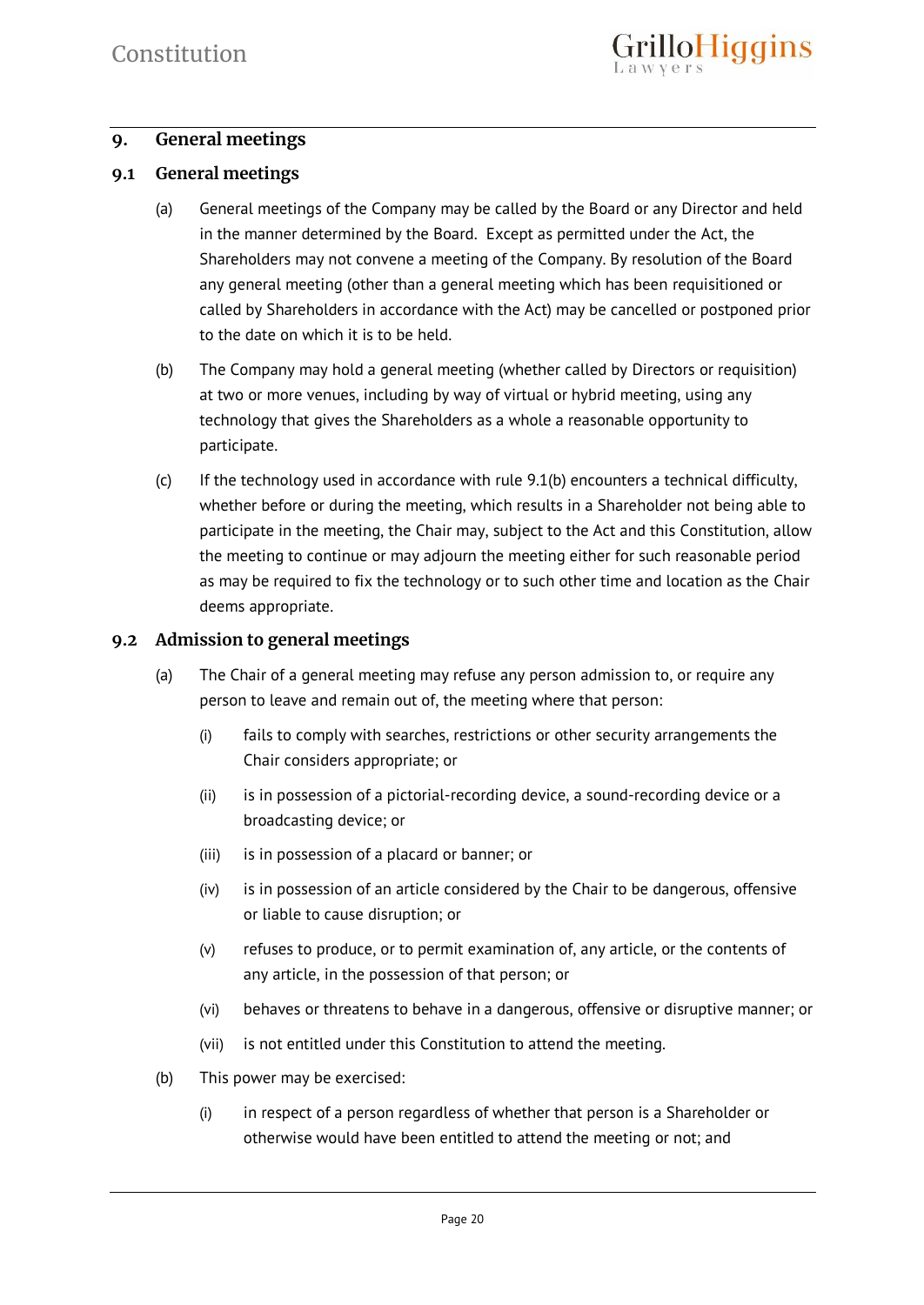## 9. General meetings

### 9.1 General meetings

(a) General meetings of the Company may be called by the Board or any Director and held in the manner determined by the Board. Except as permitted under the Act, the Shareholders may not convene a meeting of the Company. By resolution of the Board any general meeting (other than a general meeting which has been requisitioned or called by Shareholders in accordance with the Act) may be cancelled or postponed prior to the date on which it is to be held.

(b) The Company may hold a general meeting (whether called by Directors or requisition) at two or more venues, including by way of virtual or hybrid meeting, using any technology that gives the Shareholders as a whole a reasonable opportunity to participate.

(c) If the technology used in accordance with rule 9.1(b) encounters a technical difficulty, whether before or during the meeting, which results in a Shareholder not being able to participate in the meeting, the Chair may, subject to the Act and this Constitution, allow the meeting to continue or may adjourn the meeting either for such reasonable period as may be required to fix the technology or to such other time and location as the Chair deems appropriate.

### 9.2 Admission to general meetings

(a) The Chair of a general meeting may refuse any person admission to, or require any person to leave and remain out of, the meeting where that person:

(i) fails to comply with searches, restrictions or other security arrangements the Chair considers appropriate; or

(ii) is in possession of a pictorial-recording device, a sound-recording device or a broadcasting device; or

(iii) is in possession of a placard or banner; or

(iv) is in possession of an article considered by the Chair to be dangerous, offensive or liable to cause disruption; or

(v) refuses to produce, or to permit examination of, any article, or the contents of any article, in the possession of that person; or

(vi) behaves or threatens to behave in a dangerous, offensive or disruptive manner; or

(vii) is not entitled under this Constitution to attend the meeting.

(b) This power may be exercised:

(i) in respect of a person regardless of whether that person is a Shareholder or otherwise would have been entitled to attend the meeting or not; and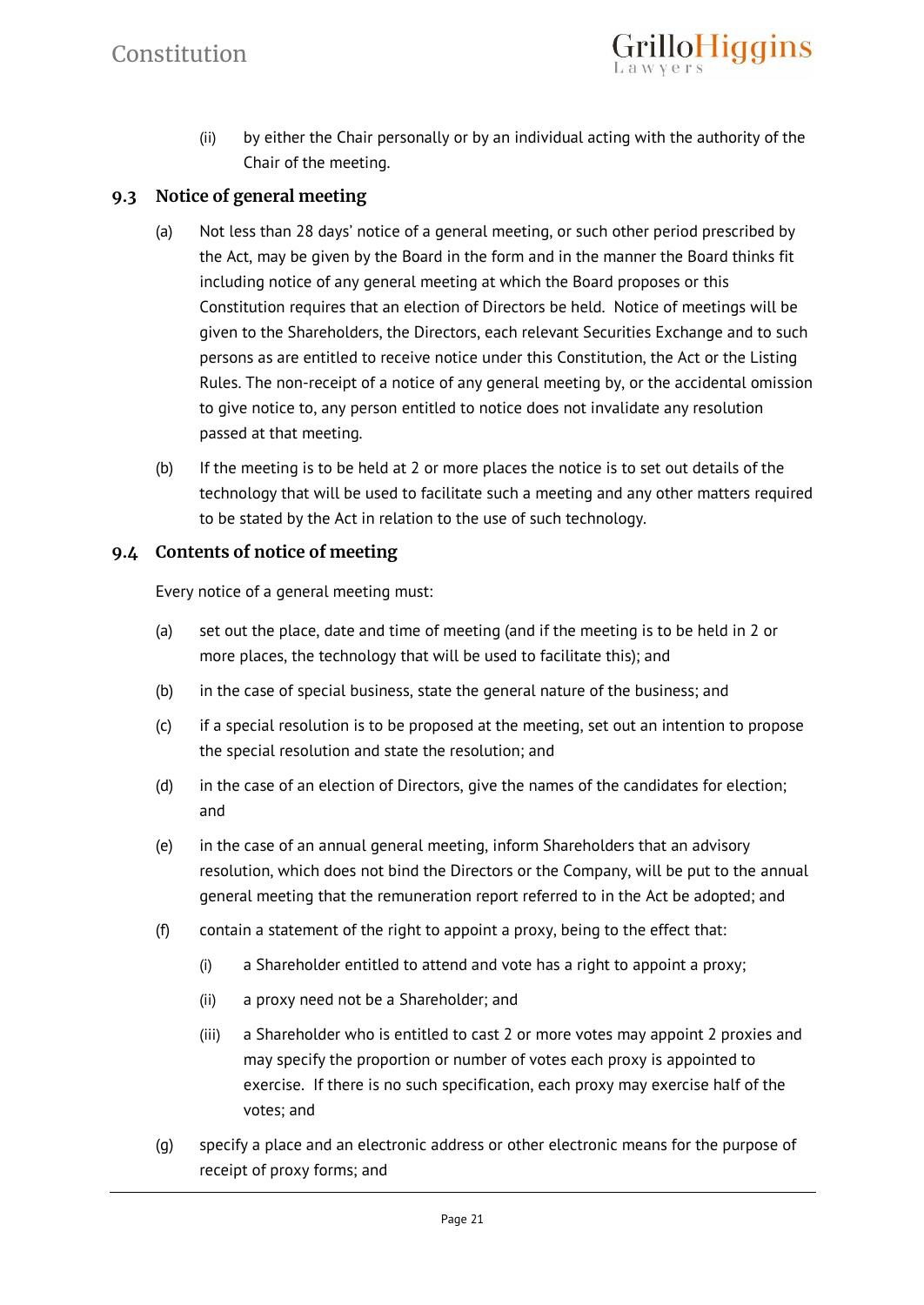(ii) by either the Chair personally or by an individual acting with the authority of the Chair of the meeting.

## 9.3 Notice of general meeting

(a) Not less than 28 days' notice of a general meeting, or such other period prescribed by the Act, may be given by the Board in the form and in the manner the Board thinks fit including notice of any general meeting at which the Board proposes or this Constitution requires that an election of Directors be held. Notice of meetings will be given to the Shareholders, the Directors, each relevant Securities Exchange and to such persons as are entitled to receive notice under this Constitution, the Act or the Listing Rules. The non-receipt of a notice of any general meeting by, or the accidental omission to give notice to, any person entitled to notice does not invalidate any resolution passed at that meeting.

(b) If the meeting is to be held at 2 or more places the notice is to set out details of the technology that will be used to facilitate such a meeting and any other matters required to be stated by the Act in relation to the use of such technology.

## 9.4 Contents of notice of meeting

Every notice of a general meeting must:

(a) set out the place, date and time of meeting (and if the meeting is to be held in 2 or more places, the technology that will be used to facilitate this); and

(b) in the case of special business, state the general nature of the business; and

(c) if a special resolution is to be proposed at the meeting, set out an intention to propose the special resolution and state the resolution; and

(d) in the case of an election of Directors, give the names of the candidates for election; and

(e) in the case of an annual general meeting, inform Shareholders that an advisory resolution, which does not bind the Directors or the Company, will be put to the annual general meeting that the remuneration report referred to in the Act be adopted; and

(f) contain a statement of the right to appoint a proxy, being to the effect that:

 (i) a Shareholder entitled to attend and vote has a right to appoint a proxy;

 (ii) a proxy need not be a Shareholder; and

 (iii) a Shareholder who is entitled to cast 2 or more votes may appoint 2 proxies and may specify the proportion or number of votes each proxy is appointed to exercise. If there is no such specification, each proxy may exercise half of the votes; and

(g) specify a place and an electronic address or other electronic means for the purpose of receipt of proxy forms; and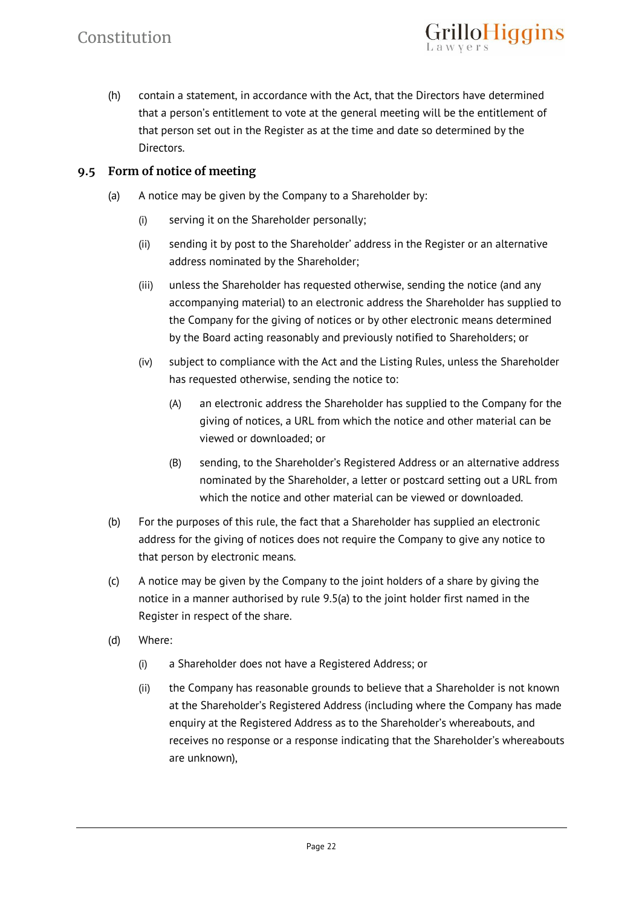(h) contain a statement, in accordance with the Act, that the Directors have determined that a person's entitlement to vote at the general meeting will be the entitlement of that person set out in the Register as at the time and date so determined by the Directors.

### 9.5 Form of notice of meeting

(a) A notice may be given by the Company to a Shareholder by:

  (i) serving it on the Shareholder personally;

  (ii) sending it by post to the Shareholder' address in the Register or an alternative address nominated by the Shareholder;

  (iii) unless the Shareholder has requested otherwise, sending the notice (and any accompanying material) to an electronic address the Shareholder has supplied to the Company for the giving of notices or by other electronic means determined by the Board acting reasonably and previously notified to Shareholders; or

  (iv) subject to compliance with the Act and the Listing Rules, unless the Shareholder has requested otherwise, sending the notice to:

    (A) an electronic address the Shareholder has supplied to the Company for the giving of notices, a URL from which the notice and other material can be viewed or downloaded; or

    (B) sending, to the Shareholder's Registered Address or an alternative address nominated by the Shareholder, a letter or postcard setting out a URL from which the notice and other material can be viewed or downloaded.

(b) For the purposes of this rule, the fact that a Shareholder has supplied an electronic address for the giving of notices does not require the Company to give any notice to that person by electronic means.

(c) A notice may be given by the Company to the joint holders of a share by giving the notice in a manner authorised by rule 9.5(a) to the joint holder first named in the Register in respect of the share.

(d) Where:

  (i) a Shareholder does not have a Registered Address; or

  (ii) the Company has reasonable grounds to believe that a Shareholder is not known at the Shareholder's Registered Address (including where the Company has made enquiry at the Registered Address as to the Shareholder's whereabouts, and receives no response or a response indicating that the Shareholder's whereabouts are unknown),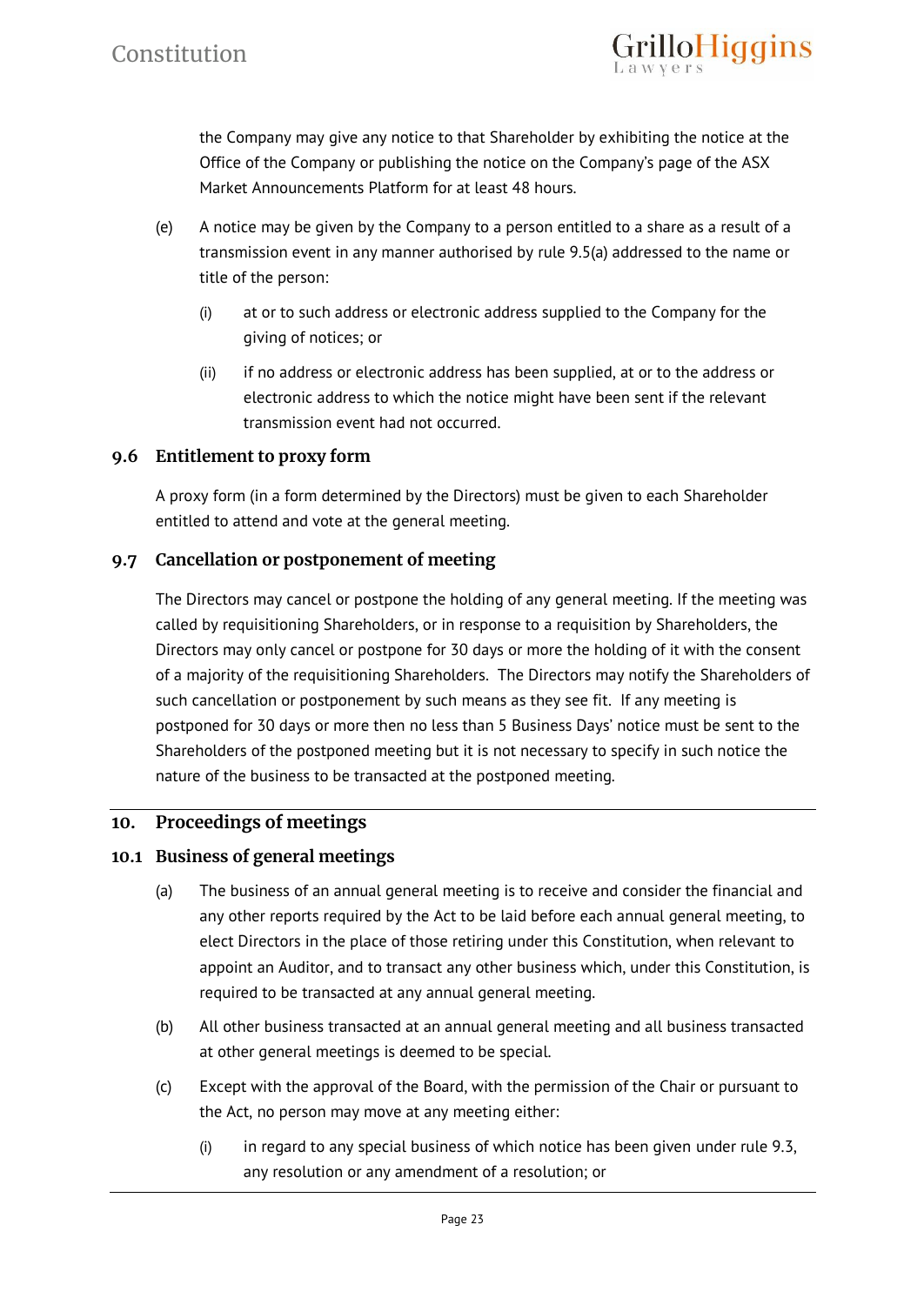the Company may give any notice to that Shareholder by exhibiting the notice at the Office of the Company or publishing the notice on the Company's page of the ASX Market Announcements Platform for at least 48 hours.

(e) A notice may be given by the Company to a person entitled to a share as a result of a transmission event in any manner authorised by rule 9.5(a) addressed to the name or title of the person:

   (i) at or to such address or electronic address supplied to the Company for the giving of notices; or

   (ii) if no address or electronic address has been supplied, at or to the address or electronic address to which the notice might have been sent if the relevant transmission event had not occurred.

### 9.6 Entitlement to proxy form

A proxy form (in a form determined by the Directors) must be given to each Shareholder entitled to attend and vote at the general meeting.

### 9.7 Cancellation or postponement of meeting

The Directors may cancel or postpone the holding of any general meeting. If the meeting was called by requisitioning Shareholders, or in response to a requisition by Shareholders, the Directors may only cancel or postpone for 30 days or more the holding of it with the consent of a majority of the requisitioning Shareholders. The Directors may notify the Shareholders of such cancellation or postponement by such means as they see fit. If any meeting is postponed for 30 days or more then no less than 5 Business Days' notice must be sent to the Shareholders of the postponed meeting but it is not necessary to specify in such notice the nature of the business to be transacted at the postponed meeting.

## 10. Proceedings of meetings

### 10.1 Business of general meetings

(a) The business of an annual general meeting is to receive and consider the financial and any other reports required by the Act to be laid before each annual general meeting, to elect Directors in the place of those retiring under this Constitution, when relevant to appoint an Auditor, and to transact any other business which, under this Constitution, is required to be transacted at any annual general meeting.

(b) All other business transacted at an annual general meeting and all business transacted at other general meetings is deemed to be special.

(c) Except with the approval of the Board, with the permission of the Chair or pursuant to the Act, no person may move at any meeting either:

   (i) in regard to any special business of which notice has been given under rule 9.3, any resolution or any amendment of a resolution; or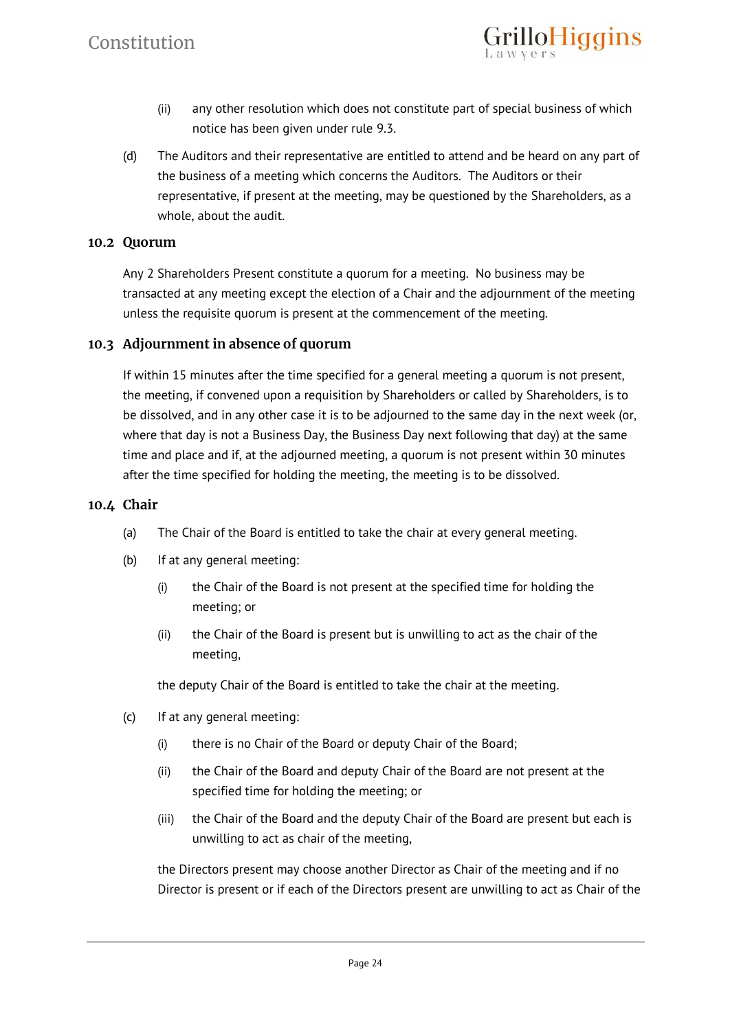(ii) any other resolution which does not constitute part of special business of which notice has been given under rule 9.3.

(d) The Auditors and their representative are entitled to attend and be heard on any part of the business of a meeting which concerns the Auditors. The Auditors or their representative, if present at the meeting, may be questioned by the Shareholders, as a whole, about the audit.

### 10.2 Quorum

Any 2 Shareholders Present constitute a quorum for a meeting. No business may be transacted at any meeting except the election of a Chair and the adjournment of the meeting unless the requisite quorum is present at the commencement of the meeting.

### 10.3 Adjournment in absence of quorum

If within 15 minutes after the time specified for a general meeting a quorum is not present, the meeting, if convened upon a requisition by Shareholders or called by Shareholders, is to be dissolved, and in any other case it is to be adjourned to the same day in the next week (or, where that day is not a Business Day, the Business Day next following that day) at the same time and place and if, at the adjourned meeting, a quorum is not present within 30 minutes after the time specified for holding the meeting, the meeting is to be dissolved.

### 10.4 Chair

(a) The Chair of the Board is entitled to take the chair at every general meeting.

(b) If at any general meeting:

(i) the Chair of the Board is not present at the specified time for holding the meeting; or

(ii) the Chair of the Board is present but is unwilling to act as the chair of the meeting,

the deputy Chair of the Board is entitled to take the chair at the meeting.

(c) If at any general meeting:

(i) there is no Chair of the Board or deputy Chair of the Board;

(ii) the Chair of the Board and deputy Chair of the Board are not present at the specified time for holding the meeting; or

(iii) the Chair of the Board and the deputy Chair of the Board are present but each is unwilling to act as chair of the meeting,

the Directors present may choose another Director as Chair of the meeting and if no Director is present or if each of the Directors present are unwilling to act as Chair of the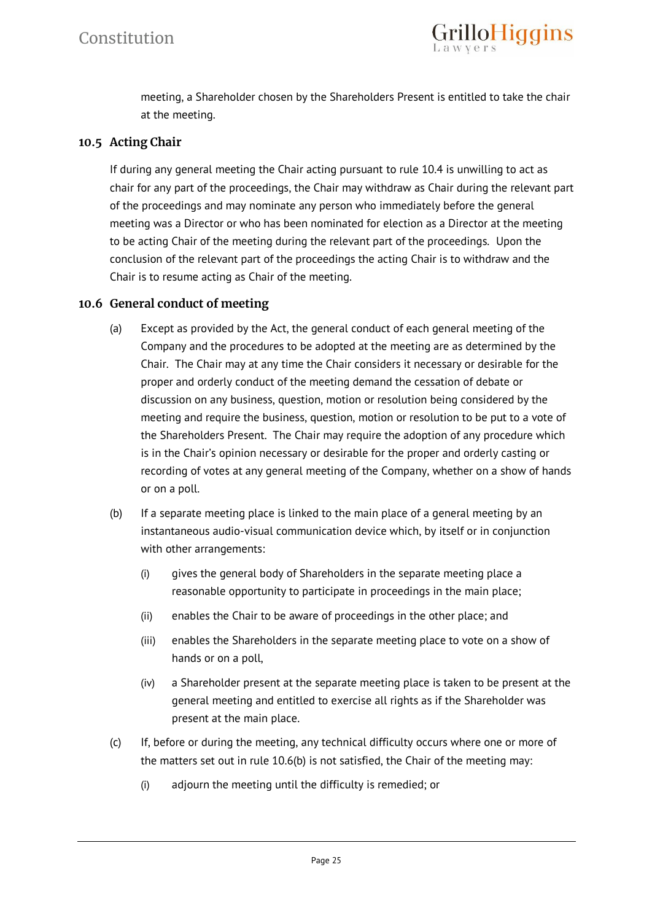meeting, a Shareholder chosen by the Shareholders Present is entitled to take the chair at the meeting.

### 10.5 Acting Chair

If during any general meeting the Chair acting pursuant to rule 10.4 is unwilling to act as chair for any part of the proceedings, the Chair may withdraw as Chair during the relevant part of the proceedings and may nominate any person who immediately before the general meeting was a Director or who has been nominated for election as a Director at the meeting to be acting Chair of the meeting during the relevant part of the proceedings. Upon the conclusion of the relevant part of the proceedings the acting Chair is to withdraw and the Chair is to resume acting as Chair of the meeting.

### 10.6 General conduct of meeting

(a) Except as provided by the Act, the general conduct of each general meeting of the Company and the procedures to be adopted at the meeting are as determined by the Chair. The Chair may at any time the Chair considers it necessary or desirable for the proper and orderly conduct of the meeting demand the cessation of debate or discussion on any business, question, motion or resolution being considered by the meeting and require the business, question, motion or resolution to be put to a vote of the Shareholders Present. The Chair may require the adoption of any procedure which is in the Chair's opinion necessary or desirable for the proper and orderly casting or recording of votes at any general meeting of the Company, whether on a show of hands or on a poll.

(b) If a separate meeting place is linked to the main place of a general meeting by an instantaneous audio-visual communication device which, by itself or in conjunction with other arrangements:

(i) gives the general body of Shareholders in the separate meeting place a reasonable opportunity to participate in proceedings in the main place;

(ii) enables the Chair to be aware of proceedings in the other place; and

(iii) enables the Shareholders in the separate meeting place to vote on a show of hands or on a poll,

(iv) a Shareholder present at the separate meeting place is taken to be present at the general meeting and entitled to exercise all rights as if the Shareholder was present at the main place.

(c) If, before or during the meeting, any technical difficulty occurs where one or more of the matters set out in rule 10.6(b) is not satisfied, the Chair of the meeting may:

(i) adjourn the meeting until the difficulty is remedied; or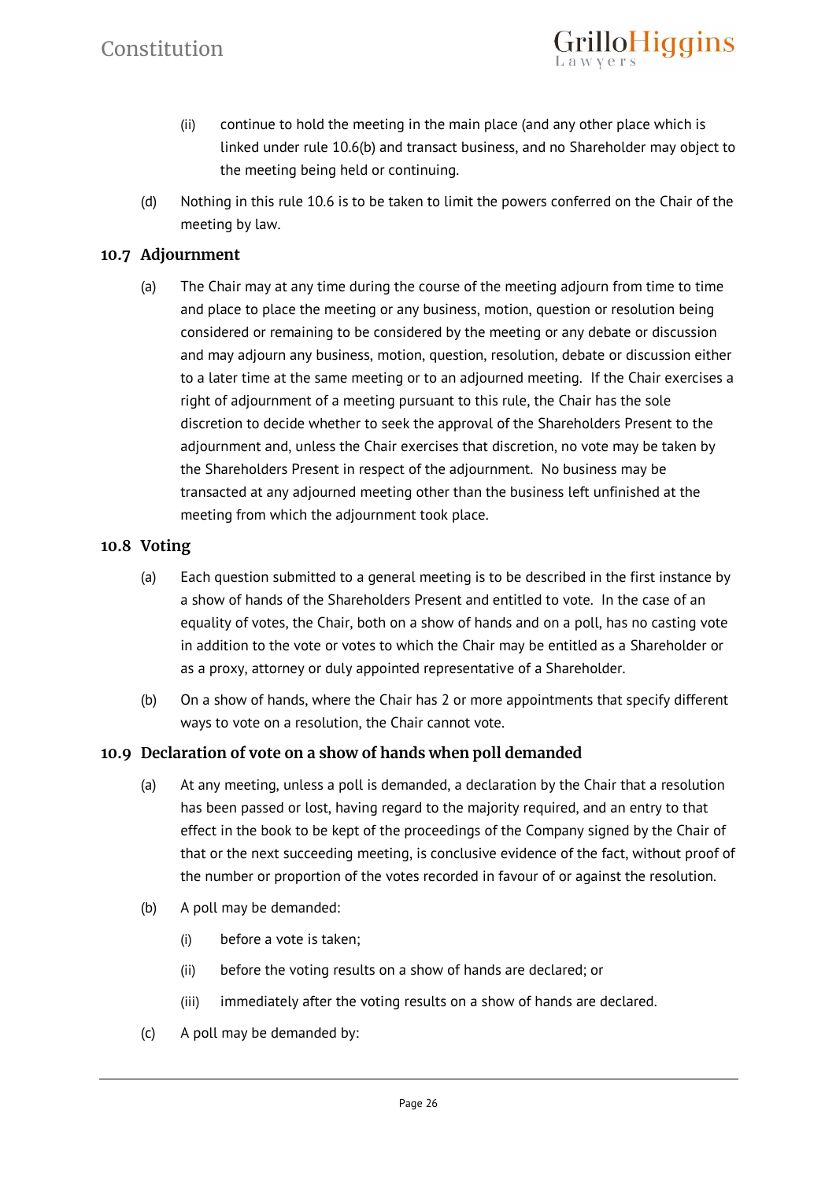(ii) continue to hold the meeting in the main place (and any other place which is linked under rule 10.6(b) and transact business, and no Shareholder may object to the meeting being held or continuing.

(d) Nothing in this rule 10.6 is to be taken to limit the powers conferred on the Chair of the meeting by law.

## 10.7 Adjournment

(a) The Chair may at any time during the course of the meeting adjourn from time to time and place to place the meeting or any business, motion, question or resolution being considered or remaining to be considered by the meeting or any debate or discussion and may adjourn any business, motion, question, resolution, debate or discussion either to a later time at the same meeting or to an adjourned meeting. If the Chair exercises a right of adjournment of a meeting pursuant to this rule, the Chair has the sole discretion to decide whether to seek the approval of the Shareholders Present to the adjournment and, unless the Chair exercises that discretion, no vote may be taken by the Shareholders Present in respect of the adjournment. No business may be transacted at any adjourned meeting other than the business left unfinished at the meeting from which the adjournment took place.

## 10.8 Voting

(a) Each question submitted to a general meeting is to be described in the first instance by a show of hands of the Shareholders Present and entitled to vote. In the case of an equality of votes, the Chair, both on a show of hands and on a poll, has no casting vote in addition to the vote or votes to which the Chair may be entitled as a Shareholder or as a proxy, attorney or duly appointed representative of a Shareholder.

(b) On a show of hands, where the Chair has 2 or more appointments that specify different ways to vote on a resolution, the Chair cannot vote.

## 10.9 Declaration of vote on a show of hands when poll demanded

(a) At any meeting, unless a poll is demanded, a declaration by the Chair that a resolution has been passed or lost, having regard to the majority required, and an entry to that effect in the book to be kept of the proceedings of the Company signed by the Chair of that or the next succeeding meeting, is conclusive evidence of the fact, without proof of the number or proportion of the votes recorded in favour of or against the resolution.

(b) A poll may be demanded:

(i) before a vote is taken;

(ii) before the voting results on a show of hands are declared; or

(iii) immediately after the voting results on a show of hands are declared.

(c) A poll may be demanded by: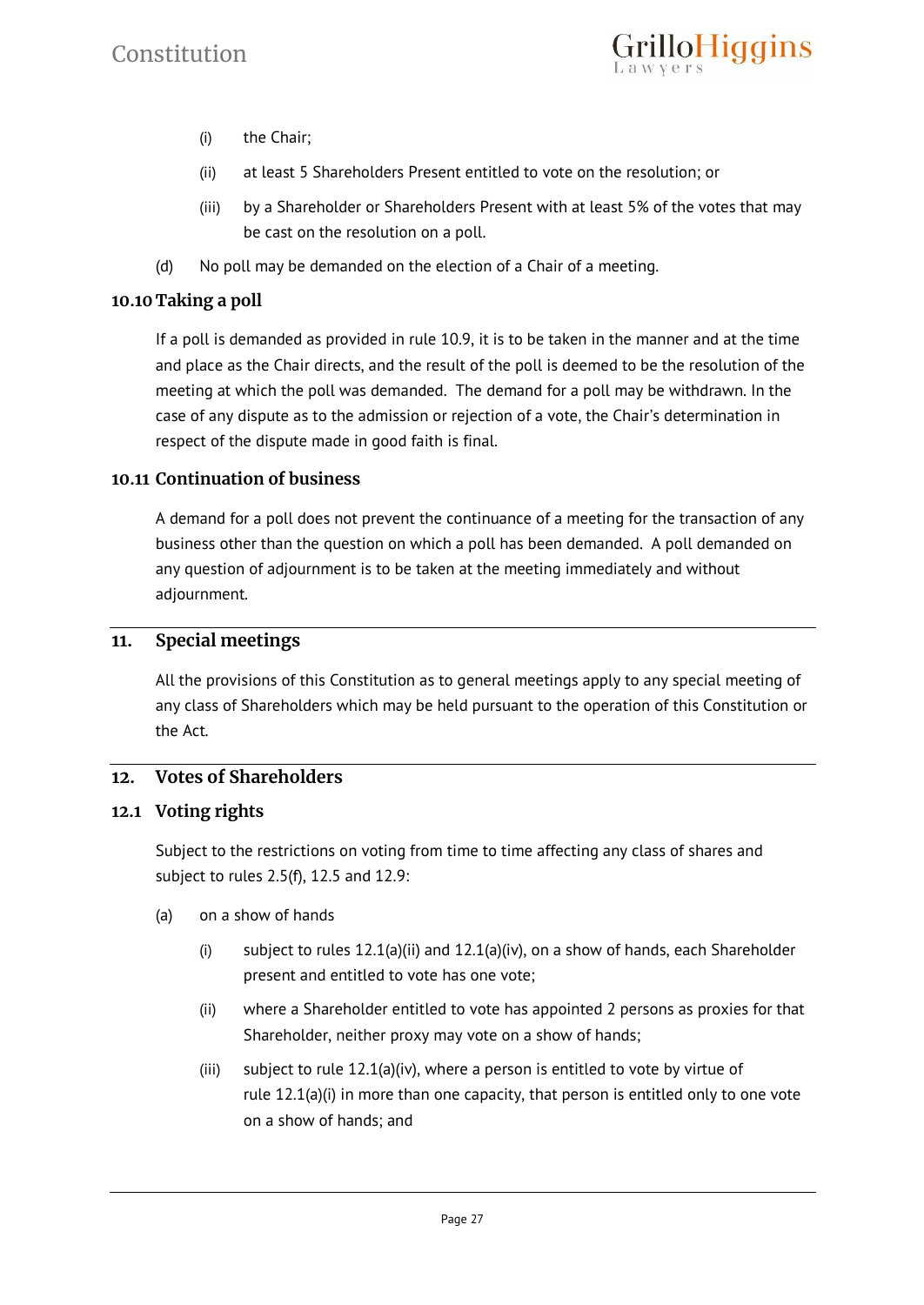(i) the Chair;

(ii) at least 5 Shareholders Present entitled to vote on the resolution; or

(iii) by a Shareholder or Shareholders Present with at least 5% of the votes that may be cast on the resolution on a poll.

(d) No poll may be demanded on the election of a Chair of a meeting.

### 10.10 Taking a poll

If a poll is demanded as provided in rule 10.9, it is to be taken in the manner and at the time and place as the Chair directs, and the result of the poll is deemed to be the resolution of the meeting at which the poll was demanded. The demand for a poll may be withdrawn. In the case of any dispute as to the admission or rejection of a vote, the Chair's determination in respect of the dispute made in good faith is final.

### 10.11 Continuation of business

A demand for a poll does not prevent the continuance of a meeting for the transaction of any business other than the question on which a poll has been demanded. A poll demanded on any question of adjournment is to be taken at the meeting immediately and without adjournment.

## 11. Special meetings

All the provisions of this Constitution as to general meetings apply to any special meeting of any class of Shareholders which may be held pursuant to the operation of this Constitution or the Act.

## 12. Votes of Shareholders

### 12.1 Voting rights

Subject to the restrictions on voting from time to time affecting any class of shares and subject to rules 2.5(f), 12.5 and 12.9:

(a) on a show of hands

(i) subject to rules 12.1(a)(ii) and 12.1(a)(iv), on a show of hands, each Shareholder present and entitled to vote has one vote;

(ii) where a Shareholder entitled to vote has appointed 2 persons as proxies for that Shareholder, neither proxy may vote on a show of hands;

(iii) subject to rule 12.1(a)(iv), where a person is entitled to vote by virtue of rule 12.1(a)(i) in more than one capacity, that person is entitled only to one vote on a show of hands; and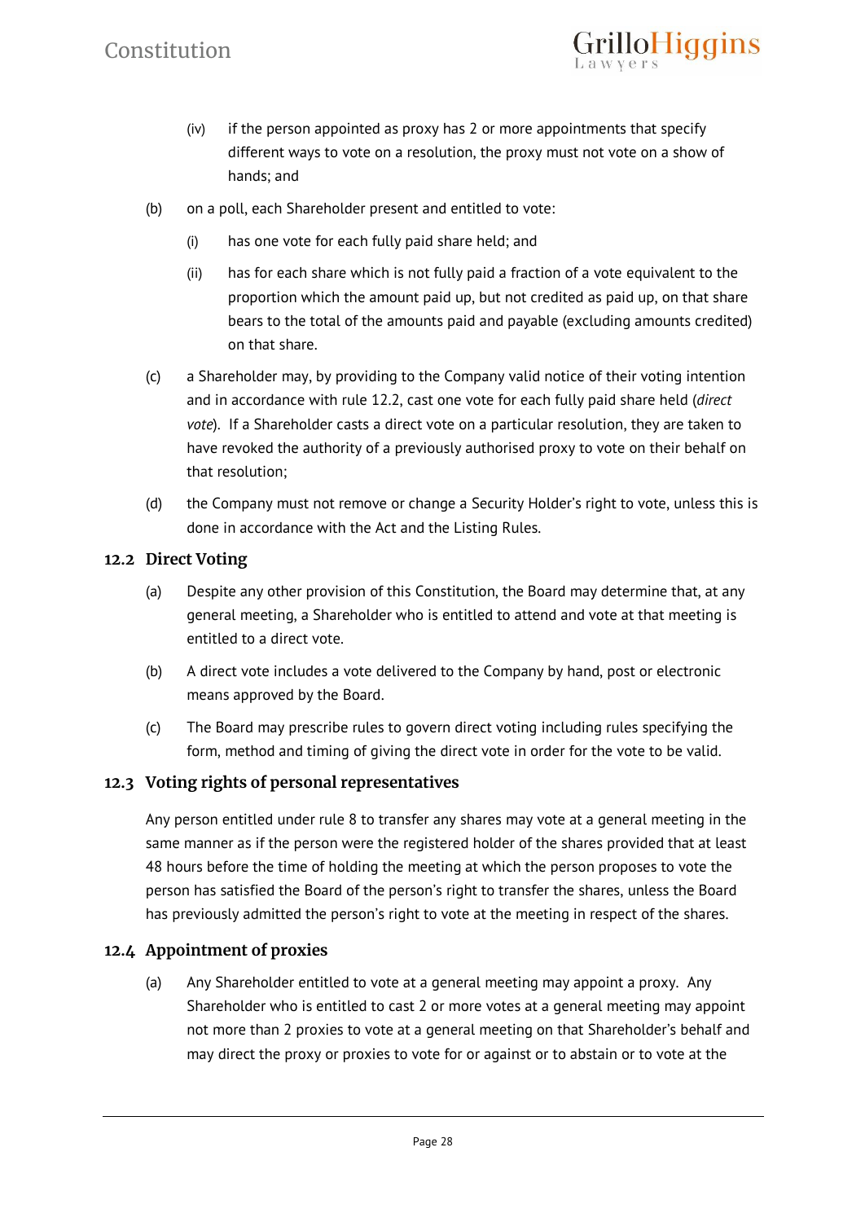(iv) if the person appointed as proxy has 2 or more appointments that specify different ways to vote on a resolution, the proxy must not vote on a show of hands; and

(b) on a poll, each Shareholder present and entitled to vote:

(i) has one vote for each fully paid share held; and

(ii) has for each share which is not fully paid a fraction of a vote equivalent to the proportion which the amount paid up, but not credited as paid up, on that share bears to the total of the amounts paid and payable (excluding amounts credited) on that share.

(c) a Shareholder may, by providing to the Company valid notice of their voting intention and in accordance with rule 12.2, cast one vote for each fully paid share held (*direct vote*). If a Shareholder casts a direct vote on a particular resolution, they are taken to have revoked the authority of a previously authorised proxy to vote on their behalf on that resolution;

(d) the Company must not remove or change a Security Holder's right to vote, unless this is done in accordance with the Act and the Listing Rules.

### 12.2 Direct Voting

(a) Despite any other provision of this Constitution, the Board may determine that, at any general meeting, a Shareholder who is entitled to attend and vote at that meeting is entitled to a direct vote.

(b) A direct vote includes a vote delivered to the Company by hand, post or electronic means approved by the Board.

(c) The Board may prescribe rules to govern direct voting including rules specifying the form, method and timing of giving the direct vote in order for the vote to be valid.

### 12.3 Voting rights of personal representatives

Any person entitled under rule 8 to transfer any shares may vote at a general meeting in the same manner as if the person were the registered holder of the shares provided that at least 48 hours before the time of holding the meeting at which the person proposes to vote the person has satisfied the Board of the person's right to transfer the shares, unless the Board has previously admitted the person's right to vote at the meeting in respect of the shares.

### 12.4 Appointment of proxies

(a) Any Shareholder entitled to vote at a general meeting may appoint a proxy. Any Shareholder who is entitled to cast 2 or more votes at a general meeting may appoint not more than 2 proxies to vote at a general meeting on that Shareholder's behalf and may direct the proxy or proxies to vote for or against or to abstain or to vote at the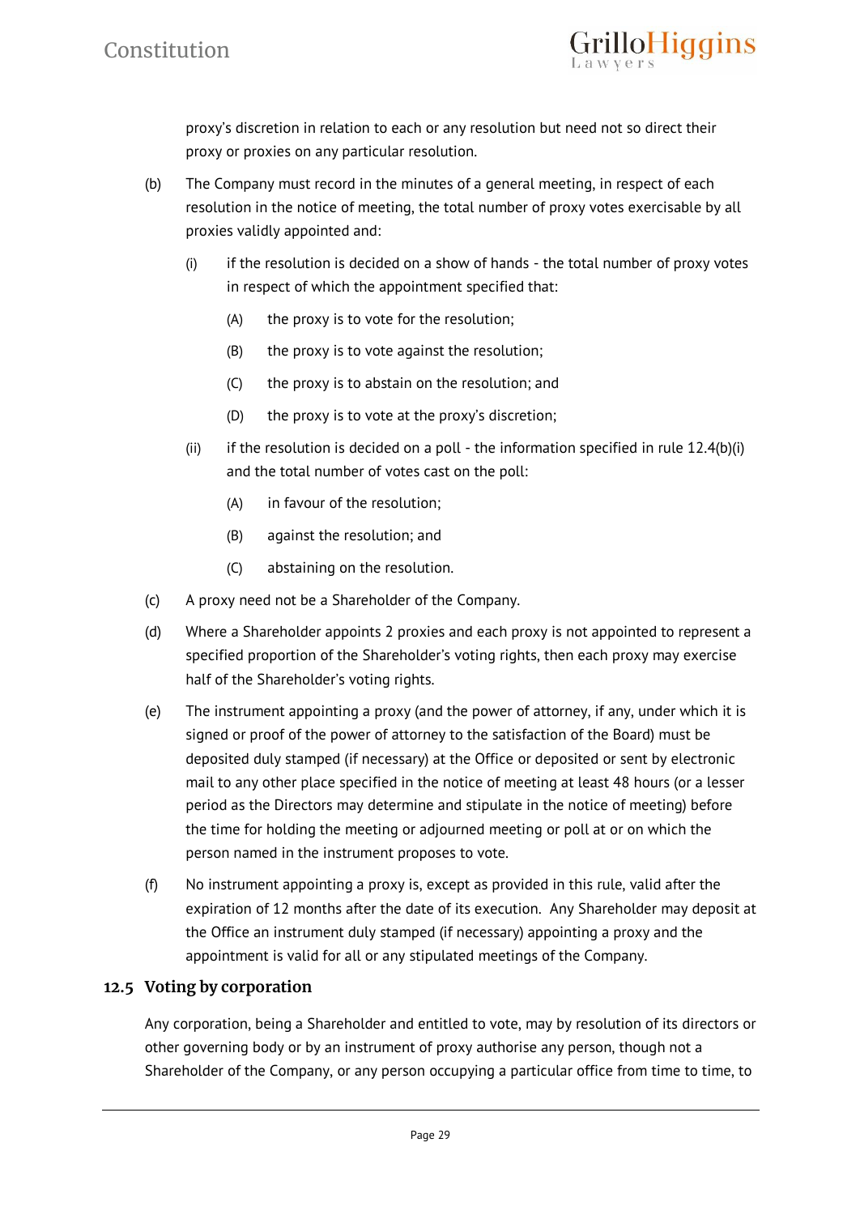proxy's discretion in relation to each or any resolution but need not so direct their proxy or proxies on any particular resolution.

(b) The Company must record in the minutes of a general meeting, in respect of each resolution in the notice of meeting, the total number of proxy votes exercisable by all proxies validly appointed and:

  (i) if the resolution is decided on a show of hands - the total number of proxy votes in respect of which the appointment specified that:

    (A) the proxy is to vote for the resolution;

    (B) the proxy is to vote against the resolution;

    (C) the proxy is to abstain on the resolution; and

    (D) the proxy is to vote at the proxy's discretion;

  (ii) if the resolution is decided on a poll - the information specified in rule 12.4(b)(i) and the total number of votes cast on the poll:

    (A) in favour of the resolution;

    (B) against the resolution; and

    (C) abstaining on the resolution.

(c) A proxy need not be a Shareholder of the Company.

(d) Where a Shareholder appoints 2 proxies and each proxy is not appointed to represent a specified proportion of the Shareholder's voting rights, then each proxy may exercise half of the Shareholder's voting rights.

(e) The instrument appointing a proxy (and the power of attorney, if any, under which it is signed or proof of the power of attorney to the satisfaction of the Board) must be deposited duly stamped (if necessary) at the Office or deposited or sent by electronic mail to any other place specified in the notice of meeting at least 48 hours (or a lesser period as the Directors may determine and stipulate in the notice of meeting) before the time for holding the meeting or adjourned meeting or poll at or on which the person named in the instrument proposes to vote.

(f) No instrument appointing a proxy is, except as provided in this rule, valid after the expiration of 12 months after the date of its execution. Any Shareholder may deposit at the Office an instrument duly stamped (if necessary) appointing a proxy and the appointment is valid for all or any stipulated meetings of the Company.

## 12.5 Voting by corporation

Any corporation, being a Shareholder and entitled to vote, may by resolution of its directors or other governing body or by an instrument of proxy authorise any person, though not a Shareholder of the Company, or any person occupying a particular office from time to time, to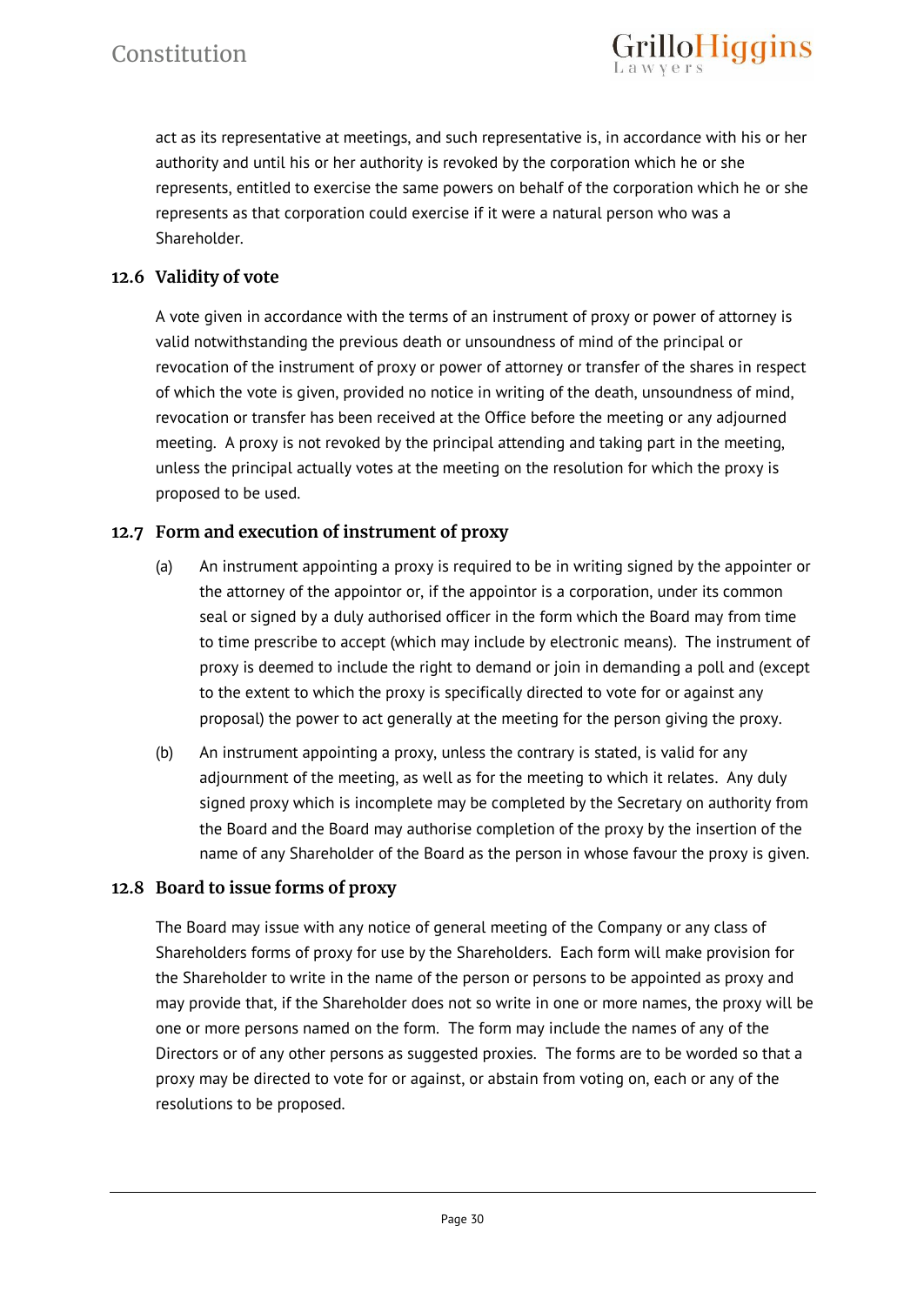act as its representative at meetings, and such representative is, in accordance with his or her authority and until his or her authority is revoked by the corporation which he or she represents, entitled to exercise the same powers on behalf of the corporation which he or she represents as that corporation could exercise if it were a natural person who was a Shareholder.

### 12.6 Validity of vote

A vote given in accordance with the terms of an instrument of proxy or power of attorney is valid notwithstanding the previous death or unsoundness of mind of the principal or revocation of the instrument of proxy or power of attorney or transfer of the shares in respect of which the vote is given, provided no notice in writing of the death, unsoundness of mind, revocation or transfer has been received at the Office before the meeting or any adjourned meeting. A proxy is not revoked by the principal attending and taking part in the meeting, unless the principal actually votes at the meeting on the resolution for which the proxy is proposed to be used.

### 12.7 Form and execution of instrument of proxy

(a) An instrument appointing a proxy is required to be in writing signed by the appointer or the attorney of the appointor or, if the appointor is a corporation, under its common seal or signed by a duly authorised officer in the form which the Board may from time to time prescribe to accept (which may include by electronic means). The instrument of proxy is deemed to include the right to demand or join in demanding a poll and (except to the extent to which the proxy is specifically directed to vote for or against any proposal) the power to act generally at the meeting for the person giving the proxy.

(b) An instrument appointing a proxy, unless the contrary is stated, is valid for any adjournment of the meeting, as well as for the meeting to which it relates. Any duly signed proxy which is incomplete may be completed by the Secretary on authority from the Board and the Board may authorise completion of the proxy by the insertion of the name of any Shareholder of the Board as the person in whose favour the proxy is given.

### 12.8 Board to issue forms of proxy

The Board may issue with any notice of general meeting of the Company or any class of Shareholders forms of proxy for use by the Shareholders. Each form will make provision for the Shareholder to write in the name of the person or persons to be appointed as proxy and may provide that, if the Shareholder does not so write in one or more names, the proxy will be one or more persons named on the form. The form may include the names of any of the Directors or of any other persons as suggested proxies. The forms are to be worded so that a proxy may be directed to vote for or against, or abstain from voting on, each or any of the resolutions to be proposed.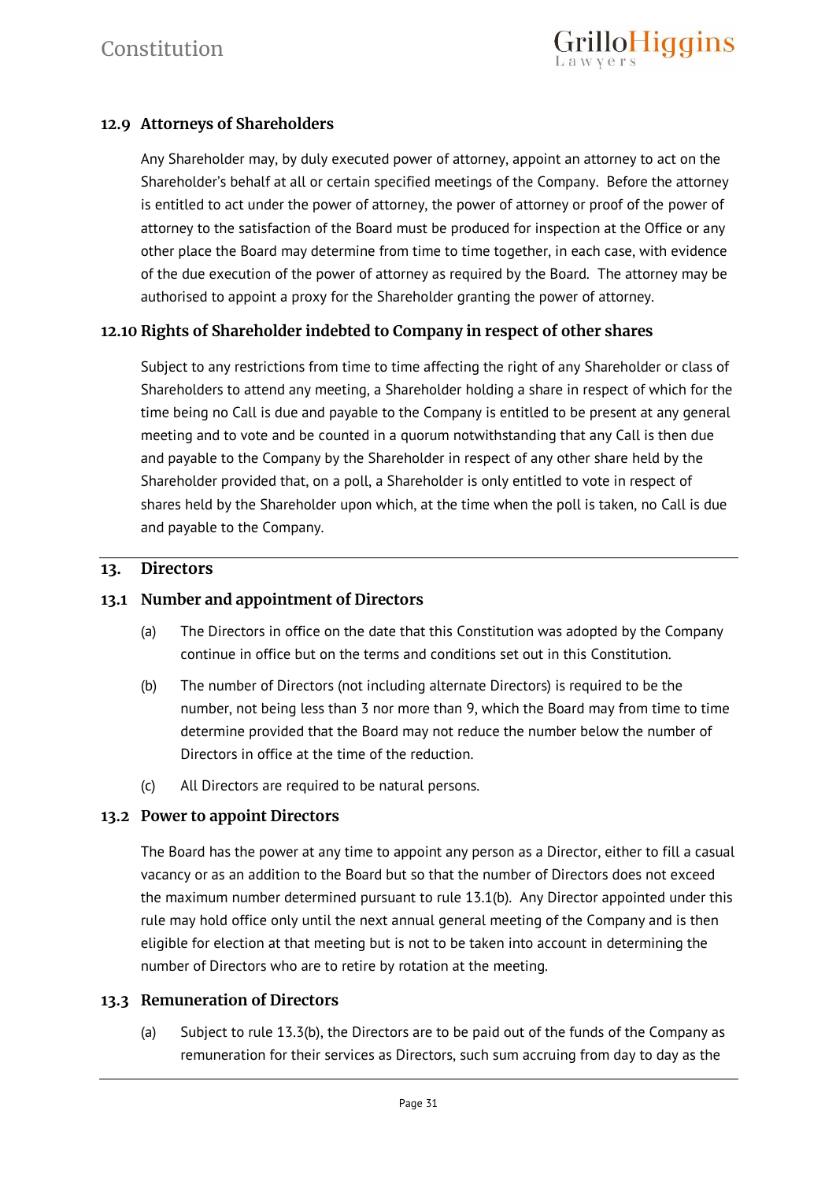### 12.9 Attorneys of Shareholders

Any Shareholder may, by duly executed power of attorney, appoint an attorney to act on the Shareholder's behalf at all or certain specified meetings of the Company. Before the attorney is entitled to act under the power of attorney, the power of attorney or proof of the power of attorney to the satisfaction of the Board must be produced for inspection at the Office or any other place the Board may determine from time to time together, in each case, with evidence of the due execution of the power of attorney as required by the Board. The attorney may be authorised to appoint a proxy for the Shareholder granting the power of attorney.

### 12.10 Rights of Shareholder indebted to Company in respect of other shares

Subject to any restrictions from time to time affecting the right of any Shareholder or class of Shareholders to attend any meeting, a Shareholder holding a share in respect of which for the time being no Call is due and payable to the Company is entitled to be present at any general meeting and to vote and be counted in a quorum notwithstanding that any Call is then due and payable to the Company by the Shareholder in respect of any other share held by the Shareholder provided that, on a poll, a Shareholder is only entitled to vote in respect of shares held by the Shareholder upon which, at the time when the poll is taken, no Call is due and payable to the Company.

## 13. Directors

### 13.1 Number and appointment of Directors

(a) The Directors in office on the date that this Constitution was adopted by the Company continue in office but on the terms and conditions set out in this Constitution.

(b) The number of Directors (not including alternate Directors) is required to be the number, not being less than 3 nor more than 9, which the Board may from time to time determine provided that the Board may not reduce the number below the number of Directors in office at the time of the reduction.

(c) All Directors are required to be natural persons.

### 13.2 Power to appoint Directors

The Board has the power at any time to appoint any person as a Director, either to fill a casual vacancy or as an addition to the Board but so that the number of Directors does not exceed the maximum number determined pursuant to rule 13.1(b). Any Director appointed under this rule may hold office only until the next annual general meeting of the Company and is then eligible for election at that meeting but is not to be taken into account in determining the number of Directors who are to retire by rotation at the meeting.

### 13.3 Remuneration of Directors

(a) Subject to rule 13.3(b), the Directors are to be paid out of the funds of the Company as remuneration for their services as Directors, such sum accruing from day to day as the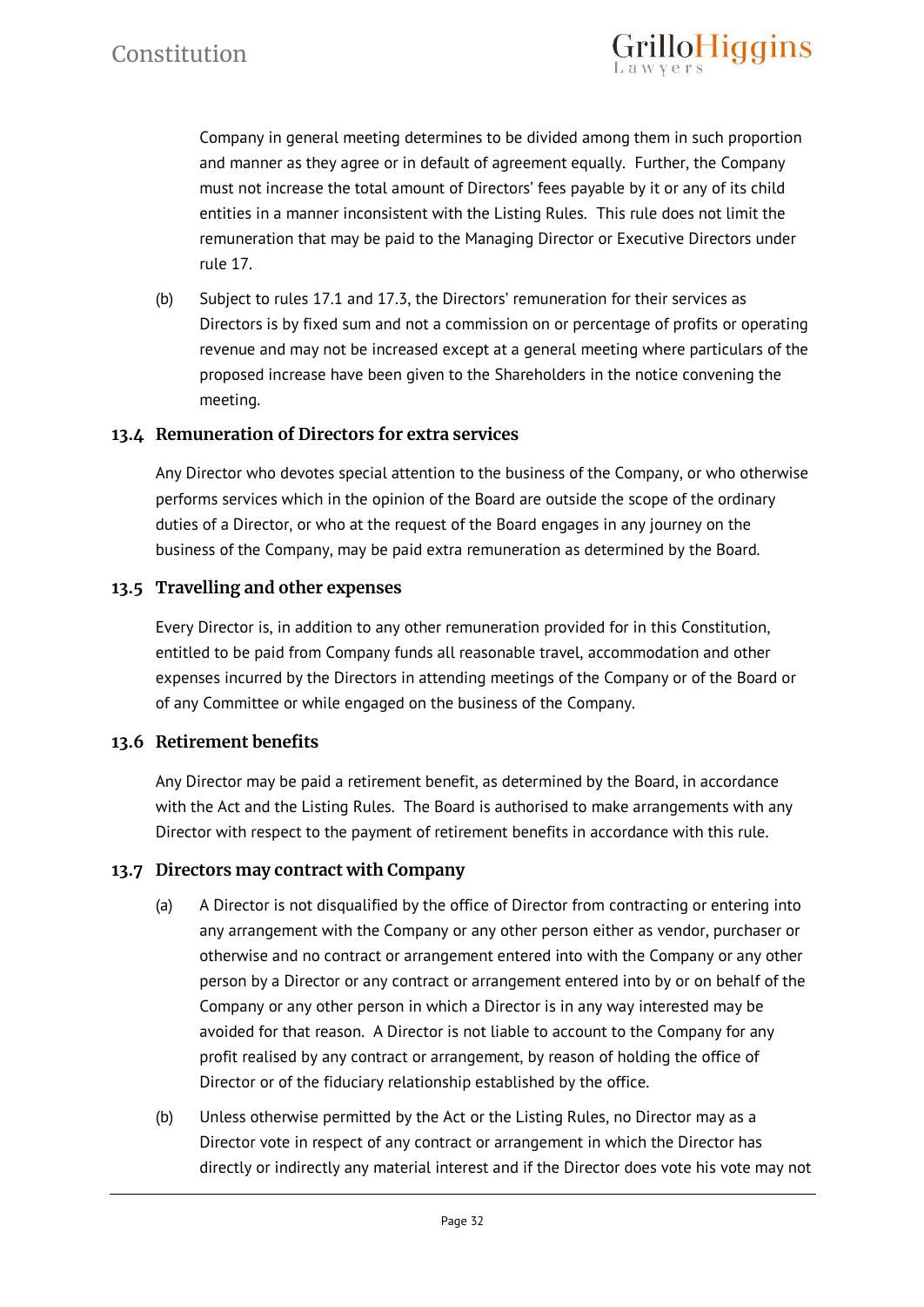Company in general meeting determines to be divided among them in such proportion and manner as they agree or in default of agreement equally. Further, the Company must not increase the total amount of Directors' fees payable by it or any of its child entities in a manner inconsistent with the Listing Rules. This rule does not limit the remuneration that may be paid to the Managing Director or Executive Directors under rule 17.

(b) Subject to rules 17.1 and 17.3, the Directors' remuneration for their services as Directors is by fixed sum and not a commission on or percentage of profits or operating revenue and may not be increased except at a general meeting where particulars of the proposed increase have been given to the Shareholders in the notice convening the meeting.

### 13.4 Remuneration of Directors for extra services

Any Director who devotes special attention to the business of the Company, or who otherwise performs services which in the opinion of the Board are outside the scope of the ordinary duties of a Director, or who at the request of the Board engages in any journey on the business of the Company, may be paid extra remuneration as determined by the Board.

### 13.5 Travelling and other expenses

Every Director is, in addition to any other remuneration provided for in this Constitution, entitled to be paid from Company funds all reasonable travel, accommodation and other expenses incurred by the Directors in attending meetings of the Company or of the Board or of any Committee or while engaged on the business of the Company.

### 13.6 Retirement benefits

Any Director may be paid a retirement benefit, as determined by the Board, in accordance with the Act and the Listing Rules. The Board is authorised to make arrangements with any Director with respect to the payment of retirement benefits in accordance with this rule.

### 13.7 Directors may contract with Company

(a) A Director is not disqualified by the office of Director from contracting or entering into any arrangement with the Company or any other person either as vendor, purchaser or otherwise and no contract or arrangement entered into with the Company or any other person by a Director or any contract or arrangement entered into by or on behalf of the Company or any other person in which a Director is in any way interested may be avoided for that reason. A Director is not liable to account to the Company for any profit realised by any contract or arrangement, by reason of holding the office of Director or of the fiduciary relationship established by the office.

(b) Unless otherwise permitted by the Act or the Listing Rules, no Director may as a Director vote in respect of any contract or arrangement in which the Director has directly or indirectly any material interest and if the Director does vote his vote may not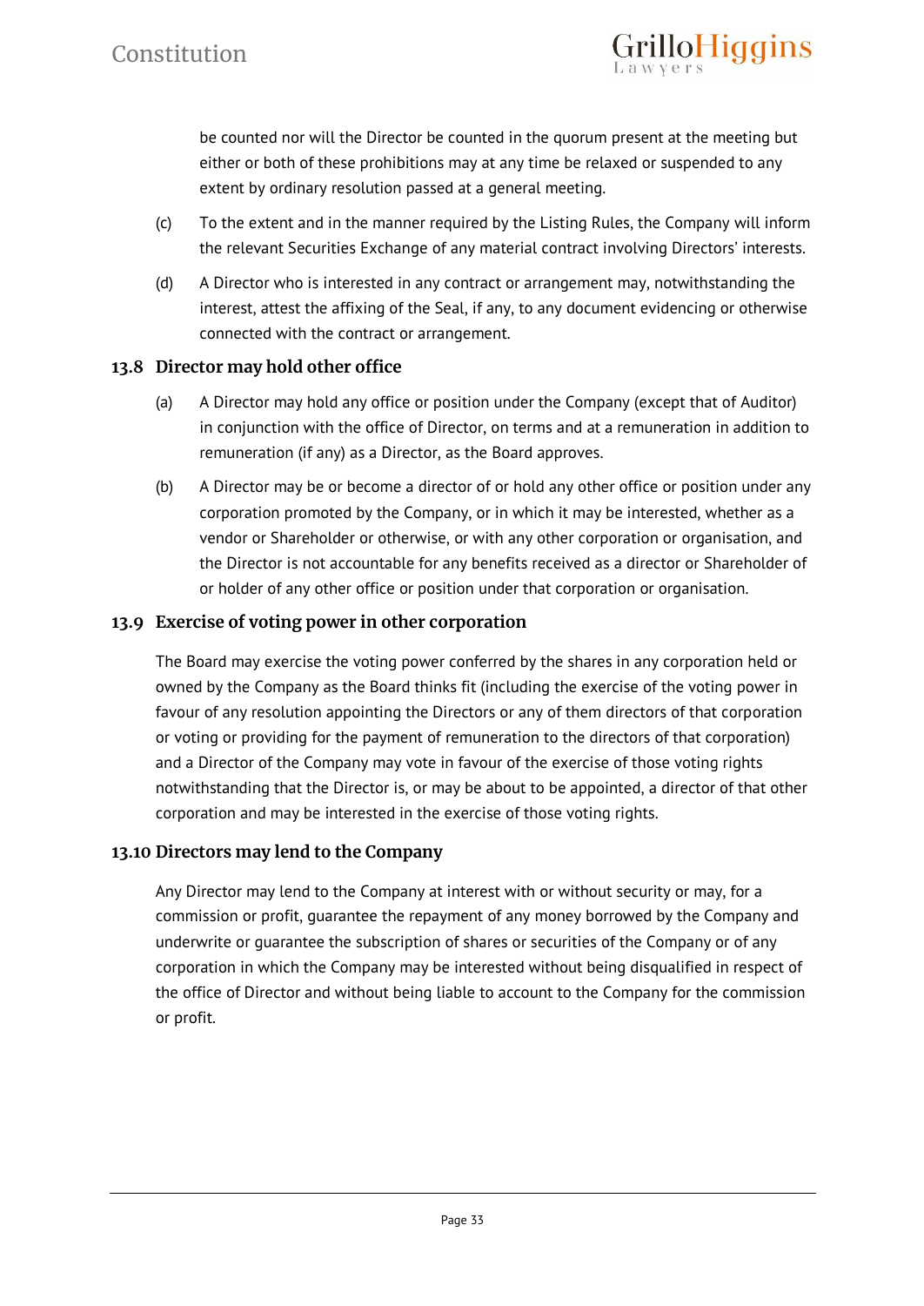be counted nor will the Director be counted in the quorum present at the meeting but either or both of these prohibitions may at any time be relaxed or suspended to any extent by ordinary resolution passed at a general meeting.

(c) To the extent and in the manner required by the Listing Rules, the Company will inform the relevant Securities Exchange of any material contract involving Directors' interests.

(d) A Director who is interested in any contract or arrangement may, notwithstanding the interest, attest the affixing of the Seal, if any, to any document evidencing or otherwise connected with the contract or arrangement.

### 13.8 Director may hold other office

(a) A Director may hold any office or position under the Company (except that of Auditor) in conjunction with the office of Director, on terms and at a remuneration in addition to remuneration (if any) as a Director, as the Board approves.

(b) A Director may be or become a director of or hold any other office or position under any corporation promoted by the Company, or in which it may be interested, whether as a vendor or Shareholder or otherwise, or with any other corporation or organisation, and the Director is not accountable for any benefits received as a director or Shareholder of or holder of any other office or position under that corporation or organisation.

### 13.9 Exercise of voting power in other corporation

The Board may exercise the voting power conferred by the shares in any corporation held or owned by the Company as the Board thinks fit (including the exercise of the voting power in favour of any resolution appointing the Directors or any of them directors of that corporation or voting or providing for the payment of remuneration to the directors of that corporation) and a Director of the Company may vote in favour of the exercise of those voting rights notwithstanding that the Director is, or may be about to be appointed, a director of that other corporation and may be interested in the exercise of those voting rights.

### 13.10 Directors may lend to the Company

Any Director may lend to the Company at interest with or without security or may, for a commission or profit, guarantee the repayment of any money borrowed by the Company and underwrite or guarantee the subscription of shares or securities of the Company or of any corporation in which the Company may be interested without being disqualified in respect of the office of Director and without being liable to account to the Company for the commission or profit.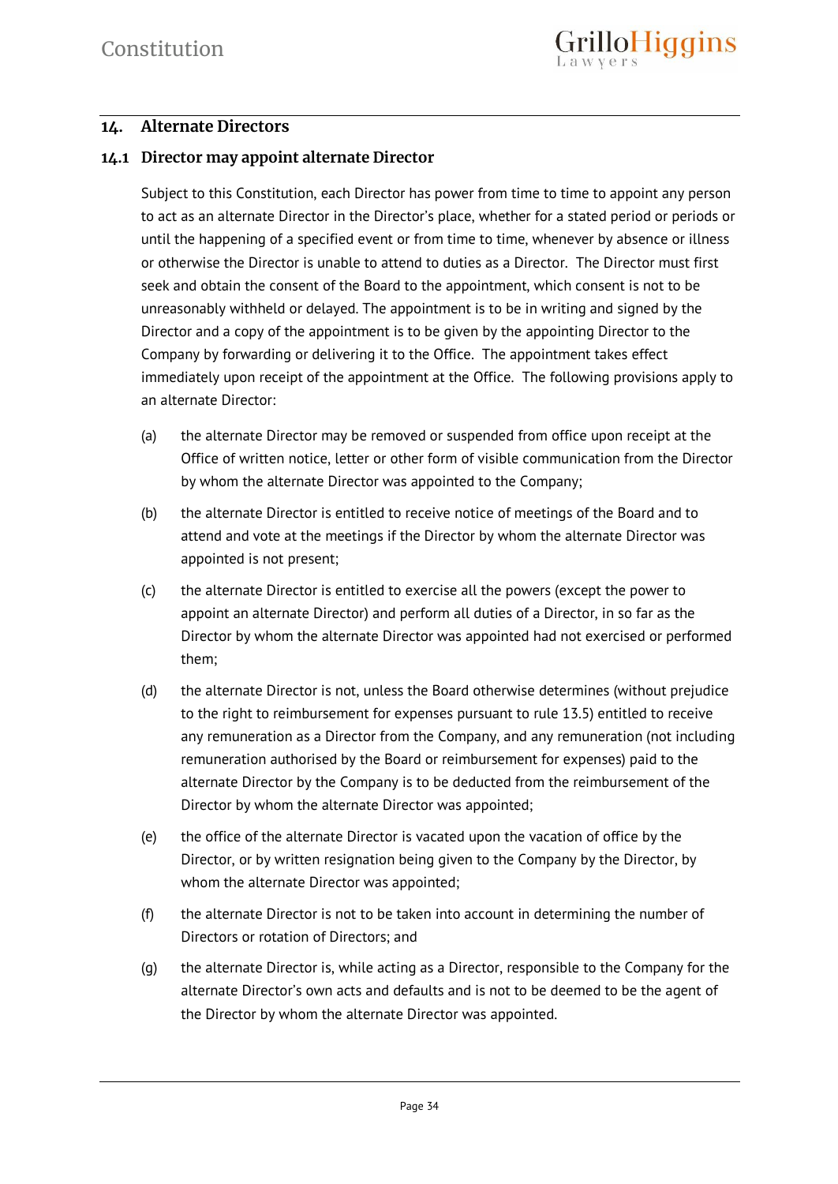## 14. Alternate Directors

### 14.1 Director may appoint alternate Director

Subject to this Constitution, each Director has power from time to time to appoint any person to act as an alternate Director in the Director's place, whether for a stated period or periods or until the happening of a specified event or from time to time, whenever by absence or illness or otherwise the Director is unable to attend to duties as a Director. The Director must first seek and obtain the consent of the Board to the appointment, which consent is not to be unreasonably withheld or delayed. The appointment is to be in writing and signed by the Director and a copy of the appointment is to be given by the appointing Director to the Company by forwarding or delivering it to the Office. The appointment takes effect immediately upon receipt of the appointment at the Office. The following provisions apply to an alternate Director:

(a) the alternate Director may be removed or suspended from office upon receipt at the Office of written notice, letter or other form of visible communication from the Director by whom the alternate Director was appointed to the Company;

(b) the alternate Director is entitled to receive notice of meetings of the Board and to attend and vote at the meetings if the Director by whom the alternate Director was appointed is not present;

(c) the alternate Director is entitled to exercise all the powers (except the power to appoint an alternate Director) and perform all duties of a Director, in so far as the Director by whom the alternate Director was appointed had not exercised or performed them;

(d) the alternate Director is not, unless the Board otherwise determines (without prejudice to the right to reimbursement for expenses pursuant to rule 13.5) entitled to receive any remuneration as a Director from the Company, and any remuneration (not including remuneration authorised by the Board or reimbursement for expenses) paid to the alternate Director by the Company is to be deducted from the reimbursement of the Director by whom the alternate Director was appointed;

(e) the office of the alternate Director is vacated upon the vacation of office by the Director, or by written resignation being given to the Company by the Director, by whom the alternate Director was appointed;

(f) the alternate Director is not to be taken into account in determining the number of Directors or rotation of Directors; and

(g) the alternate Director is, while acting as a Director, responsible to the Company for the alternate Director's own acts and defaults and is not to be deemed to be the agent of the Director by whom the alternate Director was appointed.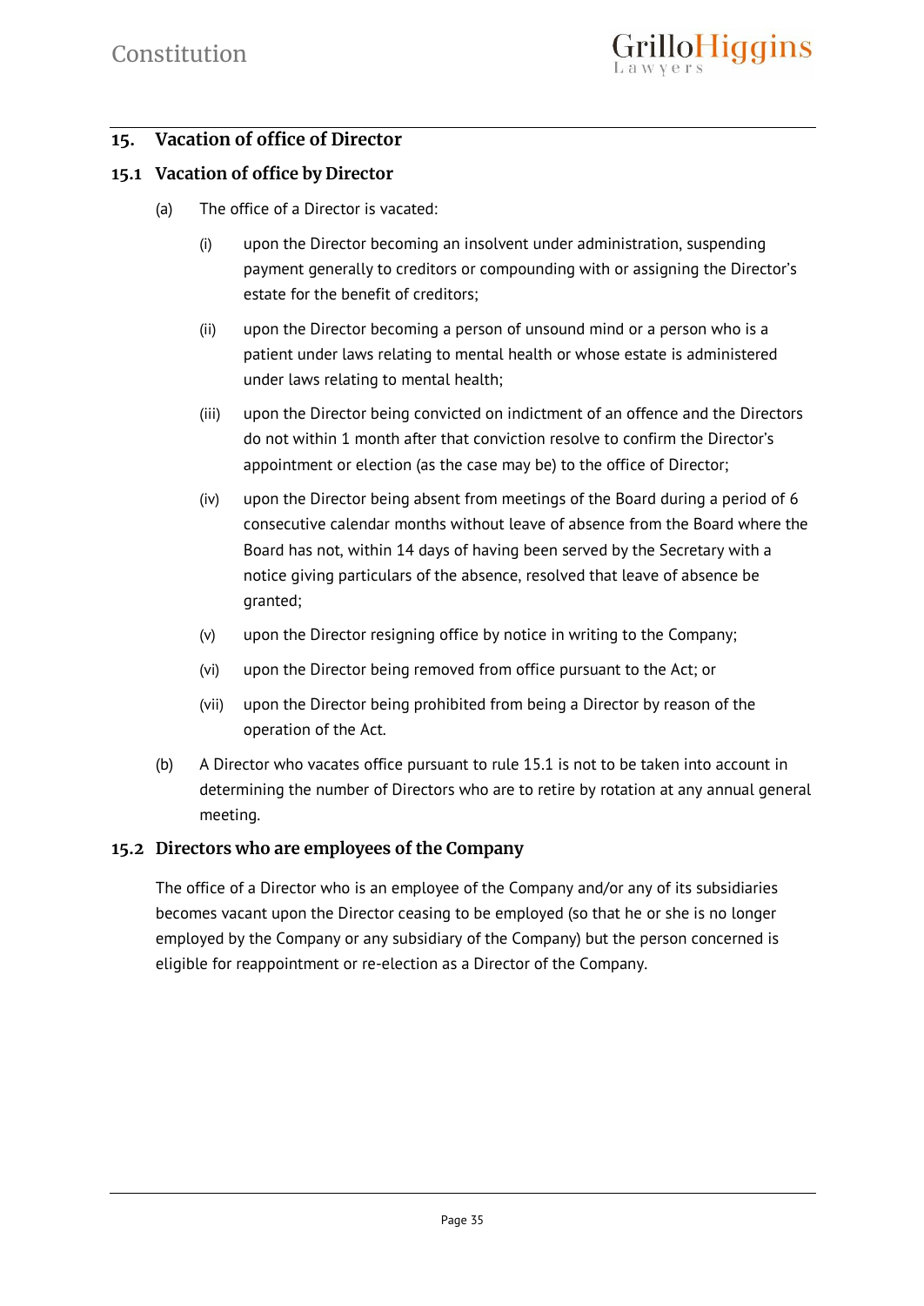## 15. Vacation of office of Director

### 15.1 Vacation of office by Director

(a) The office of a Director is vacated:

(i) upon the Director becoming an insolvent under administration, suspending payment generally to creditors or compounding with or assigning the Director's estate for the benefit of creditors;

(ii) upon the Director becoming a person of unsound mind or a person who is a patient under laws relating to mental health or whose estate is administered under laws relating to mental health;

(iii) upon the Director being convicted on indictment of an offence and the Directors do not within 1 month after that conviction resolve to confirm the Director's appointment or election (as the case may be) to the office of Director;

(iv) upon the Director being absent from meetings of the Board during a period of 6 consecutive calendar months without leave of absence from the Board where the Board has not, within 14 days of having been served by the Secretary with a notice giving particulars of the absence, resolved that leave of absence be granted;

(v) upon the Director resigning office by notice in writing to the Company;

(vi) upon the Director being removed from office pursuant to the Act; or

(vii) upon the Director being prohibited from being a Director by reason of the operation of the Act.

(b) A Director who vacates office pursuant to rule 15.1 is not to be taken into account in determining the number of Directors who are to retire by rotation at any annual general meeting.

### 15.2 Directors who are employees of the Company

The office of a Director who is an employee of the Company and/or any of its subsidiaries becomes vacant upon the Director ceasing to be employed (so that he or she is no longer employed by the Company or any subsidiary of the Company) but the person concerned is eligible for reappointment or re-election as a Director of the Company.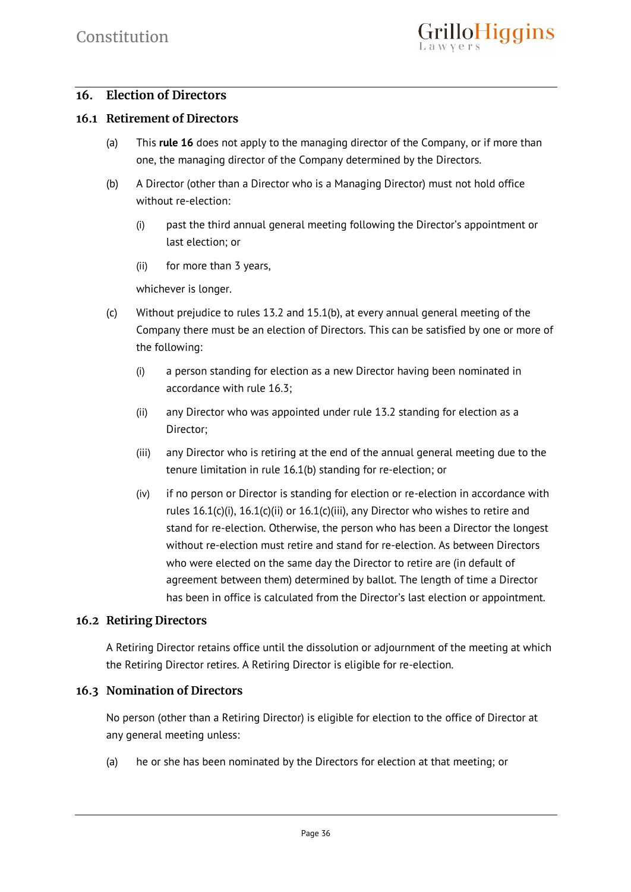## 16. Election of Directors

### 16.1 Retirement of Directors

(a) This **rule 16** does not apply to the managing director of the Company, or if more than one, the managing director of the Company determined by the Directors.

(b) A Director (other than a Director who is a Managing Director) must not hold office without re-election:

(i) past the third annual general meeting following the Director's appointment or last election; or

(ii) for more than 3 years,

whichever is longer.

(c) Without prejudice to rules 13.2 and 15.1(b), at every annual general meeting of the Company there must be an election of Directors. This can be satisfied by one or more of the following:

(i) a person standing for election as a new Director having been nominated in accordance with rule 16.3;

(ii) any Director who was appointed under rule 13.2 standing for election as a Director;

(iii) any Director who is retiring at the end of the annual general meeting due to the tenure limitation in rule 16.1(b) standing for re-election; or

(iv) if no person or Director is standing for election or re-election in accordance with rules 16.1(c)(i), 16.1(c)(ii) or 16.1(c)(iii), any Director who wishes to retire and stand for re-election. Otherwise, the person who has been a Director the longest without re-election must retire and stand for re-election. As between Directors who were elected on the same day the Director to retire are (in default of agreement between them) determined by ballot. The length of time a Director has been in office is calculated from the Director's last election or appointment.

### 16.2 Retiring Directors

A Retiring Director retains office until the dissolution or adjournment of the meeting at which the Retiring Director retires. A Retiring Director is eligible for re-election.

### 16.3 Nomination of Directors

No person (other than a Retiring Director) is eligible for election to the office of Director at any general meeting unless:

(a) he or she has been nominated by the Directors for election at that meeting; or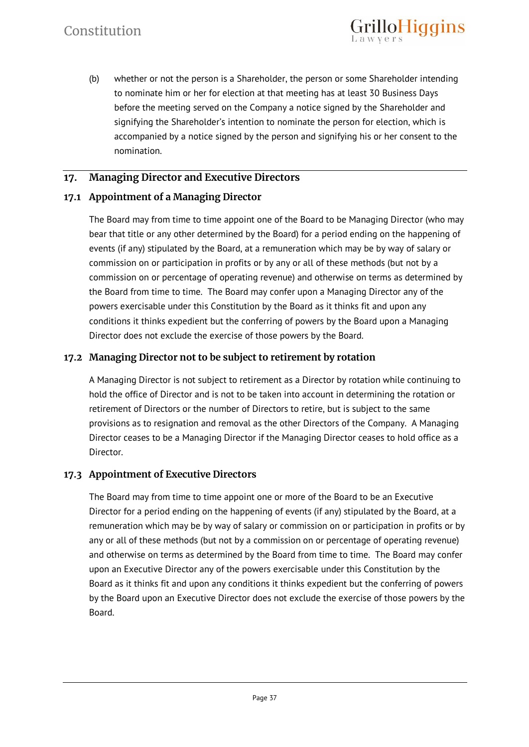(b) whether or not the person is a Shareholder, the person or some Shareholder intending to nominate him or her for election at that meeting has at least 30 Business Days before the meeting served on the Company a notice signed by the Shareholder and signifying the Shareholder's intention to nominate the person for election, which is accompanied by a notice signed by the person and signifying his or her consent to the nomination.

## 17. Managing Director and Executive Directors

### 17.1 Appointment of a Managing Director

The Board may from time to time appoint one of the Board to be Managing Director (who may bear that title or any other determined by the Board) for a period ending on the happening of events (if any) stipulated by the Board, at a remuneration which may be by way of salary or commission on or participation in profits or by any or all of these methods (but not by a commission on or percentage of operating revenue) and otherwise on terms as determined by the Board from time to time. The Board may confer upon a Managing Director any of the powers exercisable under this Constitution by the Board as it thinks fit and upon any conditions it thinks expedient but the conferring of powers by the Board upon a Managing Director does not exclude the exercise of those powers by the Board.

### 17.2 Managing Director not to be subject to retirement by rotation

A Managing Director is not subject to retirement as a Director by rotation while continuing to hold the office of Director and is not to be taken into account in determining the rotation or retirement of Directors or the number of Directors to retire, but is subject to the same provisions as to resignation and removal as the other Directors of the Company. A Managing Director ceases to be a Managing Director if the Managing Director ceases to hold office as a Director.

### 17.3 Appointment of Executive Directors

The Board may from time to time appoint one or more of the Board to be an Executive Director for a period ending on the happening of events (if any) stipulated by the Board, at a remuneration which may be by way of salary or commission on or participation in profits or by any or all of these methods (but not by a commission on or percentage of operating revenue) and otherwise on terms as determined by the Board from time to time. The Board may confer upon an Executive Director any of the powers exercisable under this Constitution by the Board as it thinks fit and upon any conditions it thinks expedient but the conferring of powers by the Board upon an Executive Director does not exclude the exercise of those powers by the Board.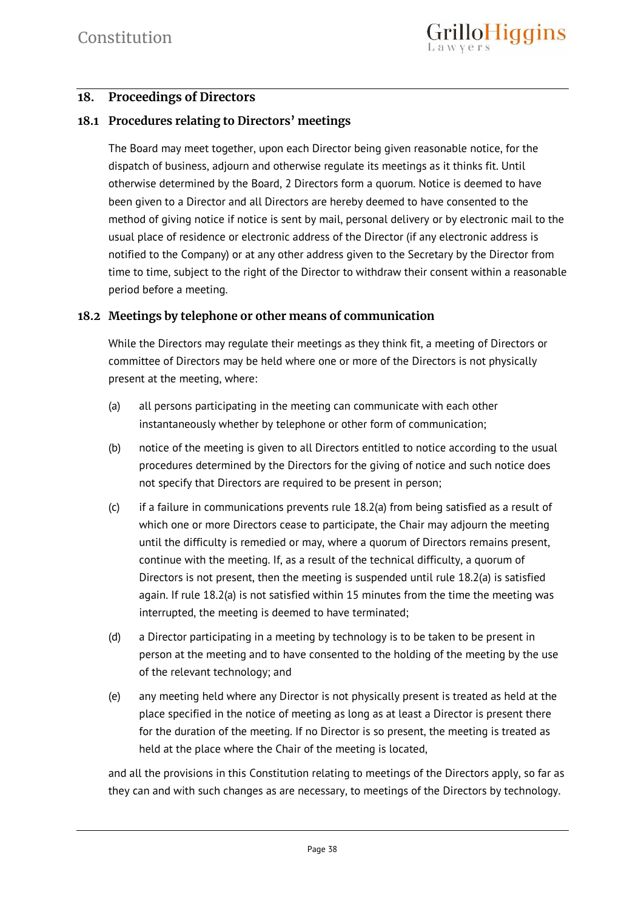## 18. Proceedings of Directors

### 18.1 Procedures relating to Directors' meetings

The Board may meet together, upon each Director being given reasonable notice, for the dispatch of business, adjourn and otherwise regulate its meetings as it thinks fit. Until otherwise determined by the Board, 2 Directors form a quorum. Notice is deemed to have been given to a Director and all Directors are hereby deemed to have consented to the method of giving notice if notice is sent by mail, personal delivery or by electronic mail to the usual place of residence or electronic address of the Director (if any electronic address is notified to the Company) or at any other address given to the Secretary by the Director from time to time, subject to the right of the Director to withdraw their consent within a reasonable period before a meeting.

### 18.2 Meetings by telephone or other means of communication

While the Directors may regulate their meetings as they think fit, a meeting of Directors or committee of Directors may be held where one or more of the Directors is not physically present at the meeting, where:

(a) all persons participating in the meeting can communicate with each other instantaneously whether by telephone or other form of communication;

(b) notice of the meeting is given to all Directors entitled to notice according to the usual procedures determined by the Directors for the giving of notice and such notice does not specify that Directors are required to be present in person;

(c) if a failure in communications prevents rule 18.2(a) from being satisfied as a result of which one or more Directors cease to participate, the Chair may adjourn the meeting until the difficulty is remedied or may, where a quorum of Directors remains present, continue with the meeting. If, as a result of the technical difficulty, a quorum of Directors is not present, then the meeting is suspended until rule 18.2(a) is satisfied again. If rule 18.2(a) is not satisfied within 15 minutes from the time the meeting was interrupted, the meeting is deemed to have terminated;

(d) a Director participating in a meeting by technology is to be taken to be present in person at the meeting and to have consented to the holding of the meeting by the use of the relevant technology; and

(e) any meeting held where any Director is not physically present is treated as held at the place specified in the notice of meeting as long as at least a Director is present there for the duration of the meeting. If no Director is so present, the meeting is treated as held at the place where the Chair of the meeting is located,

and all the provisions in this Constitution relating to meetings of the Directors apply, so far as they can and with such changes as are necessary, to meetings of the Directors by technology.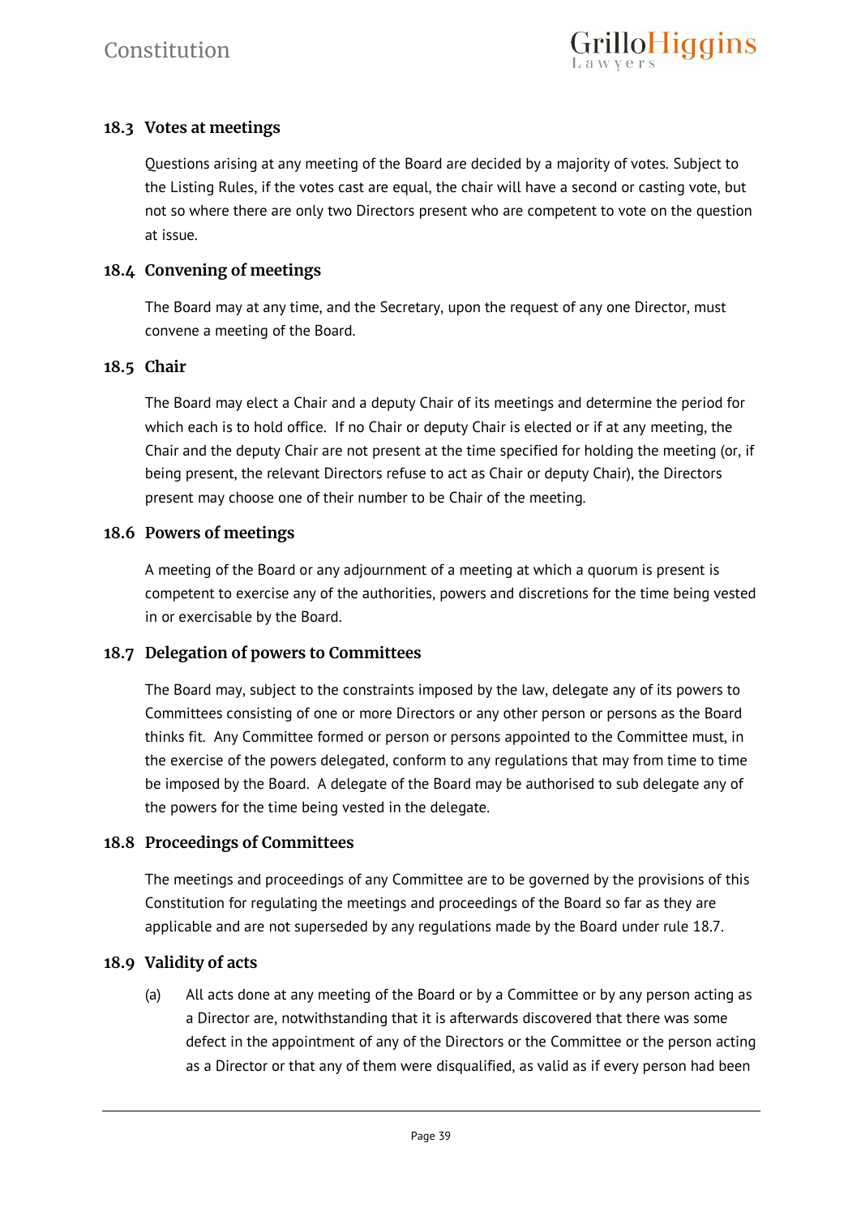### 18.3 Votes at meetings

Questions arising at any meeting of the Board are decided by a majority of votes. Subject to the Listing Rules, if the votes cast are equal, the chair will have a second or casting vote, but not so where there are only two Directors present who are competent to vote on the question at issue.

### 18.4 Convening of meetings

The Board may at any time, and the Secretary, upon the request of any one Director, must convene a meeting of the Board.

### 18.5 Chair

The Board may elect a Chair and a deputy Chair of its meetings and determine the period for which each is to hold office. If no Chair or deputy Chair is elected or if at any meeting, the Chair and the deputy Chair are not present at the time specified for holding the meeting (or, if being present, the relevant Directors refuse to act as Chair or deputy Chair), the Directors present may choose one of their number to be Chair of the meeting.

### 18.6 Powers of meetings

A meeting of the Board or any adjournment of a meeting at which a quorum is present is competent to exercise any of the authorities, powers and discretions for the time being vested in or exercisable by the Board.

### 18.7 Delegation of powers to Committees

The Board may, subject to the constraints imposed by the law, delegate any of its powers to Committees consisting of one or more Directors or any other person or persons as the Board thinks fit. Any Committee formed or person or persons appointed to the Committee must, in the exercise of the powers delegated, conform to any regulations that may from time to time be imposed by the Board. A delegate of the Board may be authorised to sub delegate any of the powers for the time being vested in the delegate.

### 18.8 Proceedings of Committees

The meetings and proceedings of any Committee are to be governed by the provisions of this Constitution for regulating the meetings and proceedings of the Board so far as they are applicable and are not superseded by any regulations made by the Board under rule 18.7.

### 18.9 Validity of acts

(a) All acts done at any meeting of the Board or by a Committee or by any person acting as a Director are, notwithstanding that it is afterwards discovered that there was some defect in the appointment of any of the Directors or the Committee or the person acting as a Director or that any of them were disqualified, as valid as if every person had been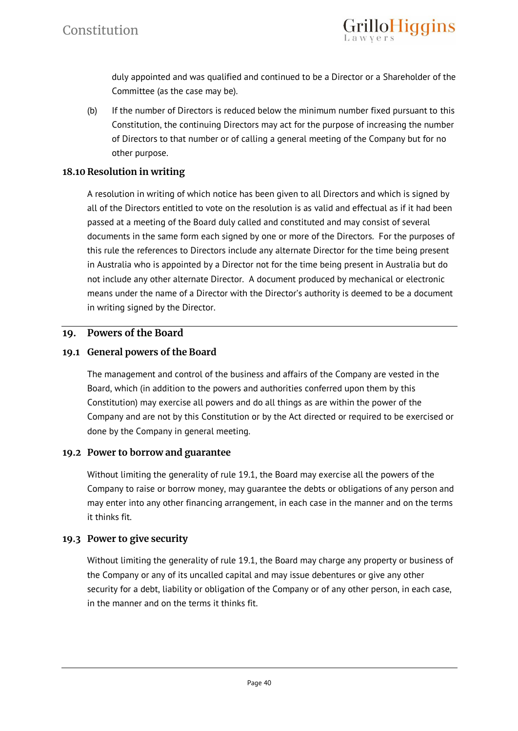duly appointed and was qualified and continued to be a Director or a Shareholder of the Committee (as the case may be).

(b) If the number of Directors is reduced below the minimum number fixed pursuant to this Constitution, the continuing Directors may act for the purpose of increasing the number of Directors to that number or of calling a general meeting of the Company but for no other purpose.

### 18.10 Resolution in writing

A resolution in writing of which notice has been given to all Directors and which is signed by all of the Directors entitled to vote on the resolution is as valid and effectual as if it had been passed at a meeting of the Board duly called and constituted and may consist of several documents in the same form each signed by one or more of the Directors. For the purposes of this rule the references to Directors include any alternate Director for the time being present in Australia who is appointed by a Director not for the time being present in Australia but do not include any other alternate Director. A document produced by mechanical or electronic means under the name of a Director with the Director's authority is deemed to be a document in writing signed by the Director.

## 19. Powers of the Board

### 19.1 General powers of the Board

The management and control of the business and affairs of the Company are vested in the Board, which (in addition to the powers and authorities conferred upon them by this Constitution) may exercise all powers and do all things as are within the power of the Company and are not by this Constitution or by the Act directed or required to be exercised or done by the Company in general meeting.

### 19.2 Power to borrow and guarantee

Without limiting the generality of rule 19.1, the Board may exercise all the powers of the Company to raise or borrow money, may guarantee the debts or obligations of any person and may enter into any other financing arrangement, in each case in the manner and on the terms it thinks fit.

### 19.3 Power to give security

Without limiting the generality of rule 19.1, the Board may charge any property or business of the Company or any of its uncalled capital and may issue debentures or give any other security for a debt, liability or obligation of the Company or of any other person, in each case, in the manner and on the terms it thinks fit.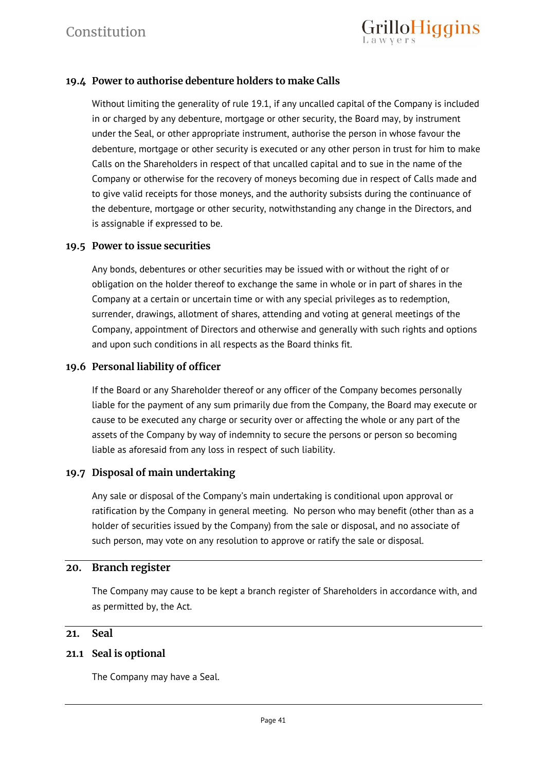### 19.4 Power to authorise debenture holders to make Calls

Without limiting the generality of rule 19.1, if any uncalled capital of the Company is included in or charged by any debenture, mortgage or other security, the Board may, by instrument under the Seal, or other appropriate instrument, authorise the person in whose favour the debenture, mortgage or other security is executed or any other person in trust for him to make Calls on the Shareholders in respect of that uncalled capital and to sue in the name of the Company or otherwise for the recovery of moneys becoming due in respect of Calls made and to give valid receipts for those moneys, and the authority subsists during the continuance of the debenture, mortgage or other security, notwithstanding any change in the Directors, and is assignable if expressed to be.

### 19.5 Power to issue securities

Any bonds, debentures or other securities may be issued with or without the right of or obligation on the holder thereof to exchange the same in whole or in part of shares in the Company at a certain or uncertain time or with any special privileges as to redemption, surrender, drawings, allotment of shares, attending and voting at general meetings of the Company, appointment of Directors and otherwise and generally with such rights and options and upon such conditions in all respects as the Board thinks fit.

### 19.6 Personal liability of officer

If the Board or any Shareholder thereof or any officer of the Company becomes personally liable for the payment of any sum primarily due from the Company, the Board may execute or cause to be executed any charge or security over or affecting the whole or any part of the assets of the Company by way of indemnity to secure the persons or person so becoming liable as aforesaid from any loss in respect of such liability.

### 19.7 Disposal of main undertaking

Any sale or disposal of the Company's main undertaking is conditional upon approval or ratification by the Company in general meeting. No person who may benefit (other than as a holder of securities issued by the Company) from the sale or disposal, and no associate of such person, may vote on any resolution to approve or ratify the sale or disposal.

## 20. Branch register

The Company may cause to be kept a branch register of Shareholders in accordance with, and as permitted by, the Act.

## 21. Seal

### 21.1 Seal is optional

The Company may have a Seal.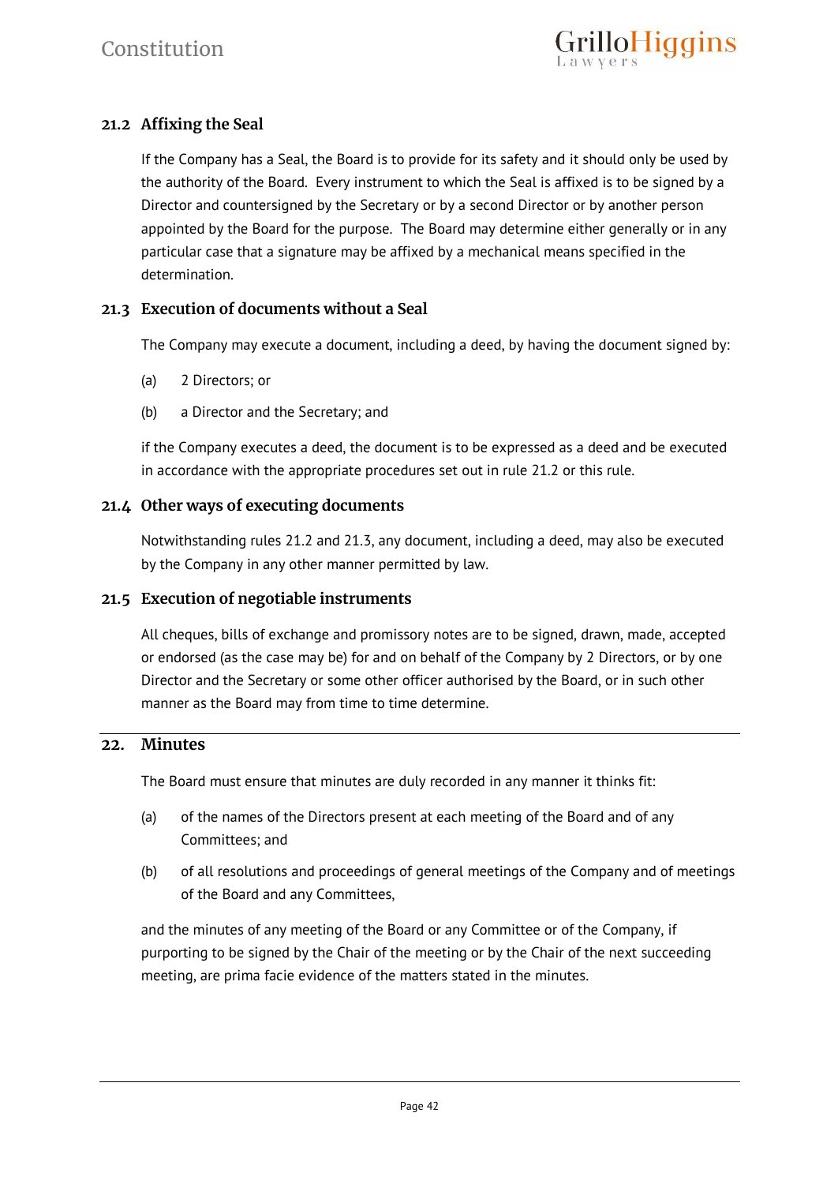### 21.2 Affixing the Seal

If the Company has a Seal, the Board is to provide for its safety and it should only be used by the authority of the Board. Every instrument to which the Seal is affixed is to be signed by a Director and countersigned by the Secretary or by a second Director or by another person appointed by the Board for the purpose. The Board may determine either generally or in any particular case that a signature may be affixed by a mechanical means specified in the determination.

### 21.3 Execution of documents without a Seal

The Company may execute a document, including a deed, by having the document signed by:

(a) 2 Directors; or

(b) a Director and the Secretary; and

if the Company executes a deed, the document is to be expressed as a deed and be executed in accordance with the appropriate procedures set out in rule 21.2 or this rule.

### 21.4 Other ways of executing documents

Notwithstanding rules 21.2 and 21.3, any document, including a deed, may also be executed by the Company in any other manner permitted by law.

### 21.5 Execution of negotiable instruments

All cheques, bills of exchange and promissory notes are to be signed, drawn, made, accepted or endorsed (as the case may be) for and on behalf of the Company by 2 Directors, or by one Director and the Secretary or some other officer authorised by the Board, or in such other manner as the Board may from time to time determine.

## 22. Minutes

The Board must ensure that minutes are duly recorded in any manner it thinks fit:

(a) of the names of the Directors present at each meeting of the Board and of any Committees; and

(b) of all resolutions and proceedings of general meetings of the Company and of meetings of the Board and any Committees,

and the minutes of any meeting of the Board or any Committee or of the Company, if purporting to be signed by the Chair of the meeting or by the Chair of the next succeeding meeting, are prima facie evidence of the matters stated in the minutes.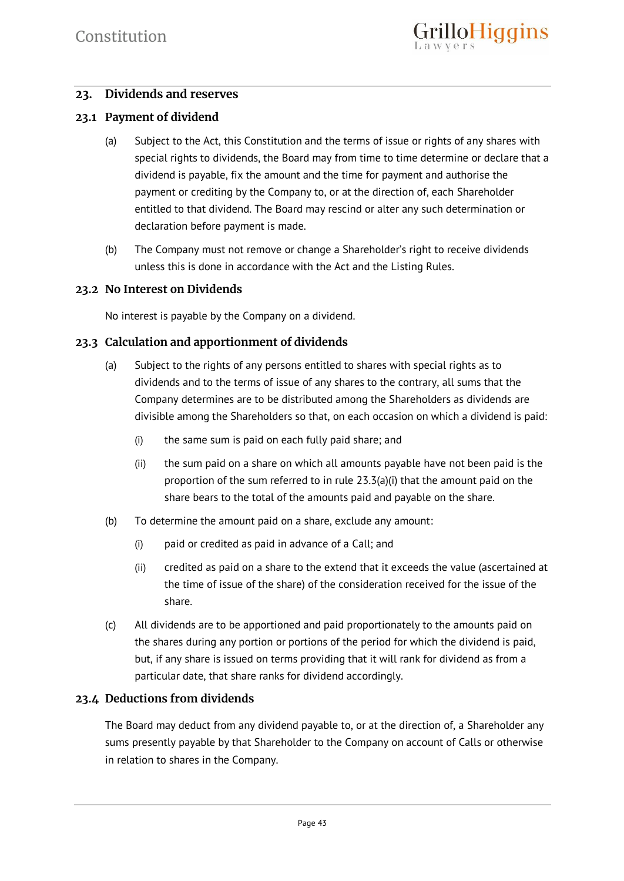## 23. Dividends and reserves

### 23.1 Payment of dividend

(a) Subject to the Act, this Constitution and the terms of issue or rights of any shares with special rights to dividends, the Board may from time to time determine or declare that a dividend is payable, fix the amount and the time for payment and authorise the payment or crediting by the Company to, or at the direction of, each Shareholder entitled to that dividend. The Board may rescind or alter any such determination or declaration before payment is made.

(b) The Company must not remove or change a Shareholder's right to receive dividends unless this is done in accordance with the Act and the Listing Rules.

### 23.2 No Interest on Dividends

No interest is payable by the Company on a dividend.

### 23.3 Calculation and apportionment of dividends

(a) Subject to the rights of any persons entitled to shares with special rights as to dividends and to the terms of issue of any shares to the contrary, all sums that the Company determines are to be distributed among the Shareholders as dividends are divisible among the Shareholders so that, on each occasion on which a dividend is paid:

  (i) the same sum is paid on each fully paid share; and

  (ii) the sum paid on a share on which all amounts payable have not been paid is the proportion of the sum referred to in rule 23.3(a)(i) that the amount paid on the share bears to the total of the amounts paid and payable on the share.

(b) To determine the amount paid on a share, exclude any amount:

  (i) paid or credited as paid in advance of a Call; and

  (ii) credited as paid on a share to the extend that it exceeds the value (ascertained at the time of issue of the share) of the consideration received for the issue of the share.

(c) All dividends are to be apportioned and paid proportionately to the amounts paid on the shares during any portion or portions of the period for which the dividend is paid, but, if any share is issued on terms providing that it will rank for dividend as from a particular date, that share ranks for dividend accordingly.

### 23.4 Deductions from dividends

The Board may deduct from any dividend payable to, or at the direction of, a Shareholder any sums presently payable by that Shareholder to the Company on account of Calls or otherwise in relation to shares in the Company.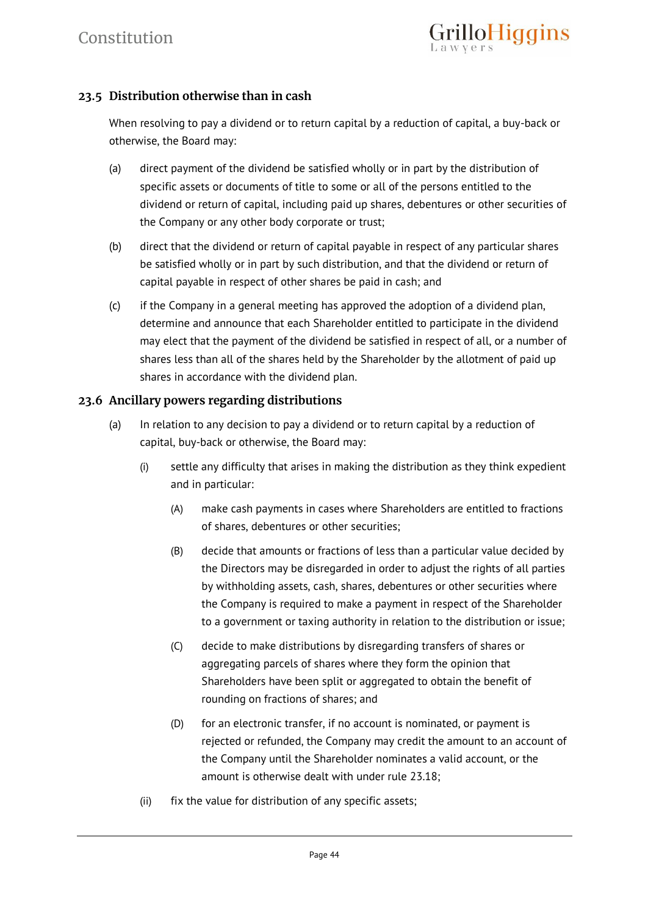## 23.5 Distribution otherwise than in cash

When resolving to pay a dividend or to return capital by a reduction of capital, a buy-back or otherwise, the Board may:

(a) direct payment of the dividend be satisfied wholly or in part by the distribution of specific assets or documents of title to some or all of the persons entitled to the dividend or return of capital, including paid up shares, debentures or other securities of the Company or any other body corporate or trust;

(b) direct that the dividend or return of capital payable in respect of any particular shares be satisfied wholly or in part by such distribution, and that the dividend or return of capital payable in respect of other shares be paid in cash; and

(c) if the Company in a general meeting has approved the adoption of a dividend plan, determine and announce that each Shareholder entitled to participate in the dividend may elect that the payment of the dividend be satisfied in respect of all, or a number of shares less than all of the shares held by the Shareholder by the allotment of paid up shares in accordance with the dividend plan.

## 23.6 Ancillary powers regarding distributions

(a) In relation to any decision to pay a dividend or to return capital by a reduction of capital, buy-back or otherwise, the Board may:

  (i) settle any difficulty that arises in making the distribution as they think expedient and in particular:

    (A) make cash payments in cases where Shareholders are entitled to fractions of shares, debentures or other securities;

    (B) decide that amounts or fractions of less than a particular value decided by the Directors may be disregarded in order to adjust the rights of all parties by withholding assets, cash, shares, debentures or other securities where the Company is required to make a payment in respect of the Shareholder to a government or taxing authority in relation to the distribution or issue;

    (C) decide to make distributions by disregarding transfers of shares or aggregating parcels of shares where they form the opinion that Shareholders have been split or aggregated to obtain the benefit of rounding on fractions of shares; and

    (D) for an electronic transfer, if no account is nominated, or payment is rejected or refunded, the Company may credit the amount to an account of the Company until the Shareholder nominates a valid account, or the amount is otherwise dealt with under rule 23.18;

  (ii) fix the value for distribution of any specific assets;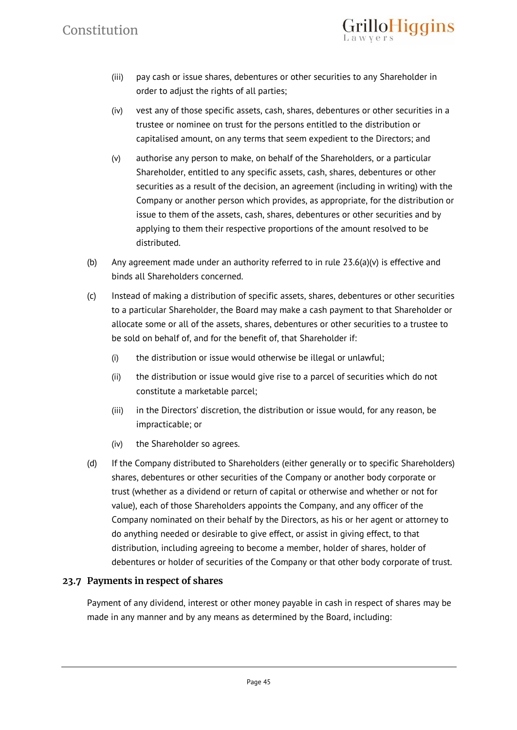(iii) pay cash or issue shares, debentures or other securities to any Shareholder in order to adjust the rights of all parties;

(iv) vest any of those specific assets, cash, shares, debentures or other securities in a trustee or nominee on trust for the persons entitled to the distribution or capitalised amount, on any terms that seem expedient to the Directors; and

(v) authorise any person to make, on behalf of the Shareholders, or a particular Shareholder, entitled to any specific assets, cash, shares, debentures or other securities as a result of the decision, an agreement (including in writing) with the Company or another person which provides, as appropriate, for the distribution or issue to them of the assets, cash, shares, debentures or other securities and by applying to them their respective proportions of the amount resolved to be distributed.

(b) Any agreement made under an authority referred to in rule 23.6(a)(v) is effective and binds all Shareholders concerned.

(c) Instead of making a distribution of specific assets, shares, debentures or other securities to a particular Shareholder, the Board may make a cash payment to that Shareholder or allocate some or all of the assets, shares, debentures or other securities to a trustee to be sold on behalf of, and for the benefit of, that Shareholder if:

(i) the distribution or issue would otherwise be illegal or unlawful;

(ii) the distribution or issue would give rise to a parcel of securities which do not constitute a marketable parcel;

(iii) in the Directors' discretion, the distribution or issue would, for any reason, be impracticable; or

(iv) the Shareholder so agrees.

(d) If the Company distributed to Shareholders (either generally or to specific Shareholders) shares, debentures or other securities of the Company or another body corporate or trust (whether as a dividend or return of capital or otherwise and whether or not for value), each of those Shareholders appoints the Company, and any officer of the Company nominated on their behalf by the Directors, as his or her agent or attorney to do anything needed or desirable to give effect, or assist in giving effect, to that distribution, including agreeing to become a member, holder of shares, holder of debentures or holder of securities of the Company or that other body corporate of trust.

### 23.7 Payments in respect of shares

Payment of any dividend, interest or other money payable in cash in respect of shares may be made in any manner and by any means as determined by the Board, including: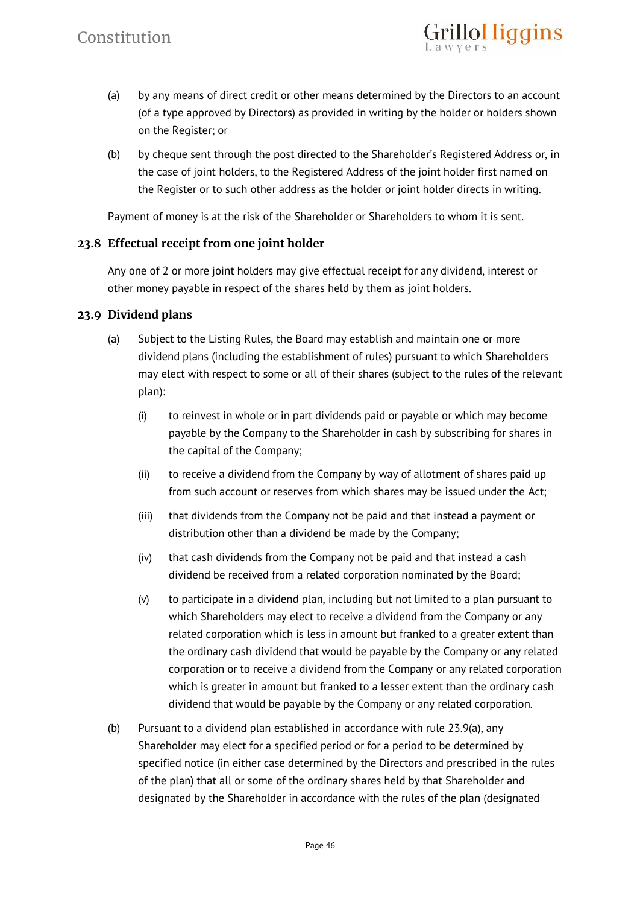(a) by any means of direct credit or other means determined by the Directors to an account (of a type approved by Directors) as provided in writing by the holder or holders shown on the Register; or

(b) by cheque sent through the post directed to the Shareholder's Registered Address or, in the case of joint holders, to the Registered Address of the joint holder first named on the Register or to such other address as the holder or joint holder directs in writing.

Payment of money is at the risk of the Shareholder or Shareholders to whom it is sent.

### 23.8 Effectual receipt from one joint holder

Any one of 2 or more joint holders may give effectual receipt for any dividend, interest or other money payable in respect of the shares held by them as joint holders.

### 23.9 Dividend plans

(a) Subject to the Listing Rules, the Board may establish and maintain one or more dividend plans (including the establishment of rules) pursuant to which Shareholders may elect with respect to some or all of their shares (subject to the rules of the relevant plan):

  (i) to reinvest in whole or in part dividends paid or payable or which may become payable by the Company to the Shareholder in cash by subscribing for shares in the capital of the Company;

  (ii) to receive a dividend from the Company by way of allotment of shares paid up from such account or reserves from which shares may be issued under the Act;

  (iii) that dividends from the Company not be paid and that instead a payment or distribution other than a dividend be made by the Company;

  (iv) that cash dividends from the Company not be paid and that instead a cash dividend be received from a related corporation nominated by the Board;

  (v) to participate in a dividend plan, including but not limited to a plan pursuant to which Shareholders may elect to receive a dividend from the Company or any related corporation which is less in amount but franked to a greater extent than the ordinary cash dividend that would be payable by the Company or any related corporation or to receive a dividend from the Company or any related corporation which is greater in amount but franked to a lesser extent than the ordinary cash dividend that would be payable by the Company or any related corporation.

(b) Pursuant to a dividend plan established in accordance with rule 23.9(a), any Shareholder may elect for a specified period or for a period to be determined by specified notice (in either case determined by the Directors and prescribed in the rules of the plan) that all or some of the ordinary shares held by that Shareholder and designated by the Shareholder in accordance with the rules of the plan (designated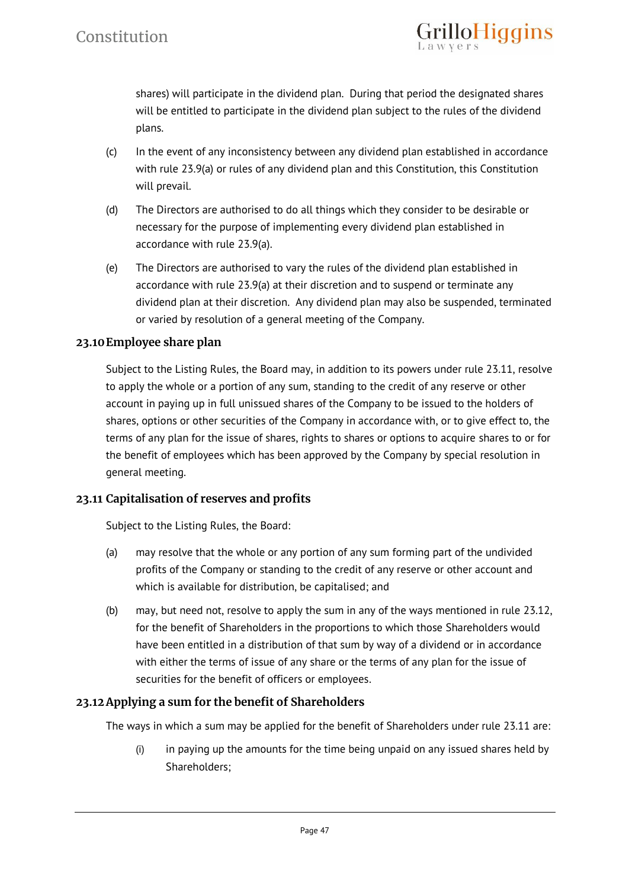shares) will participate in the dividend plan. During that period the designated shares will be entitled to participate in the dividend plan subject to the rules of the dividend plans.

(c) In the event of any inconsistency between any dividend plan established in accordance with rule 23.9(a) or rules of any dividend plan and this Constitution, this Constitution will prevail.

(d) The Directors are authorised to do all things which they consider to be desirable or necessary for the purpose of implementing every dividend plan established in accordance with rule 23.9(a).

(e) The Directors are authorised to vary the rules of the dividend plan established in accordance with rule 23.9(a) at their discretion and to suspend or terminate any dividend plan at their discretion. Any dividend plan may also be suspended, terminated or varied by resolution of a general meeting of the Company.

### 23.10 Employee share plan

Subject to the Listing Rules, the Board may, in addition to its powers under rule 23.11, resolve to apply the whole or a portion of any sum, standing to the credit of any reserve or other account in paying up in full unissued shares of the Company to be issued to the holders of shares, options or other securities of the Company in accordance with, or to give effect to, the terms of any plan for the issue of shares, rights to shares or options to acquire shares to or for the benefit of employees which has been approved by the Company by special resolution in general meeting.

### 23.11 Capitalisation of reserves and profits

Subject to the Listing Rules, the Board:

(a) may resolve that the whole or any portion of any sum forming part of the undivided profits of the Company or standing to the credit of any reserve or other account and which is available for distribution, be capitalised; and

(b) may, but need not, resolve to apply the sum in any of the ways mentioned in rule 23.12, for the benefit of Shareholders in the proportions to which those Shareholders would have been entitled in a distribution of that sum by way of a dividend or in accordance with either the terms of issue of any share or the terms of any plan for the issue of securities for the benefit of officers or employees.

### 23.12 Applying a sum for the benefit of Shareholders

The ways in which a sum may be applied for the benefit of Shareholders under rule 23.11 are:

(i) in paying up the amounts for the time being unpaid on any issued shares held by Shareholders;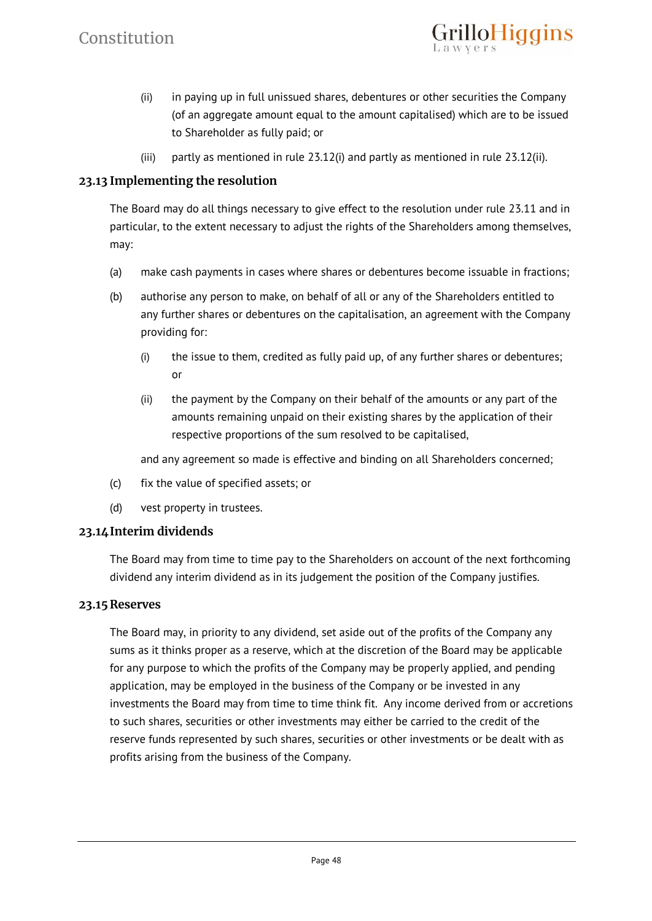(ii) in paying up in full unissued shares, debentures or other securities the Company (of an aggregate amount equal to the amount capitalised) which are to be issued to Shareholder as fully paid; or

(iii) partly as mentioned in rule 23.12(i) and partly as mentioned in rule 23.12(ii).

### 23.13 Implementing the resolution

The Board may do all things necessary to give effect to the resolution under rule 23.11 and in particular, to the extent necessary to adjust the rights of the Shareholders among themselves, may:

(a) make cash payments in cases where shares or debentures become issuable in fractions;

(b) authorise any person to make, on behalf of all or any of the Shareholders entitled to any further shares or debentures on the capitalisation, an agreement with the Company providing for:

(i) the issue to them, credited as fully paid up, of any further shares or debentures; or

(ii) the payment by the Company on their behalf of the amounts or any part of the amounts remaining unpaid on their existing shares by the application of their respective proportions of the sum resolved to be capitalised,

and any agreement so made is effective and binding on all Shareholders concerned;

(c) fix the value of specified assets; or

(d) vest property in trustees.

### 23.14 Interim dividends

The Board may from time to time pay to the Shareholders on account of the next forthcoming dividend any interim dividend as in its judgement the position of the Company justifies.

### 23.15 Reserves

The Board may, in priority to any dividend, set aside out of the profits of the Company any sums as it thinks proper as a reserve, which at the discretion of the Board may be applicable for any purpose to which the profits of the Company may be properly applied, and pending application, may be employed in the business of the Company or be invested in any investments the Board may from time to time think fit. Any income derived from or accretions to such shares, securities or other investments may either be carried to the credit of the reserve funds represented by such shares, securities or other investments or be dealt with as profits arising from the business of the Company.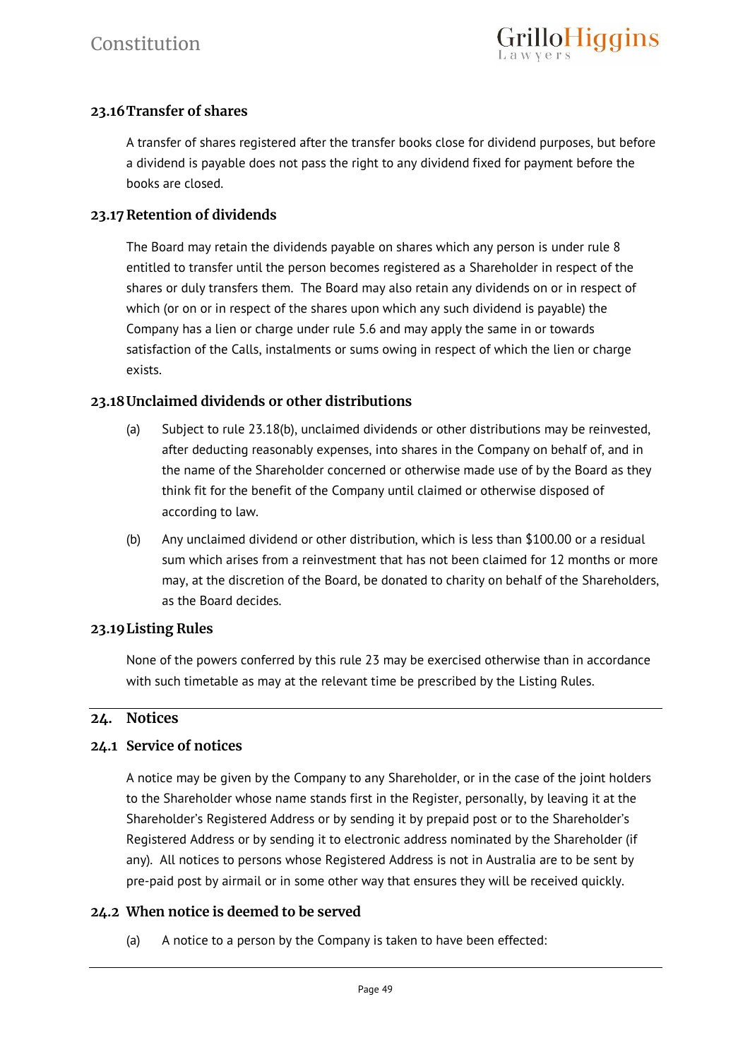### 23.16 Transfer of shares

A transfer of shares registered after the transfer books close for dividend purposes, but before a dividend is payable does not pass the right to any dividend fixed for payment before the books are closed.

### 23.17 Retention of dividends

The Board may retain the dividends payable on shares which any person is under rule 8 entitled to transfer until the person becomes registered as a Shareholder in respect of the shares or duly transfers them. The Board may also retain any dividends on or in respect of which (or on or in respect of the shares upon which any such dividend is payable) the Company has a lien or charge under rule 5.6 and may apply the same in or towards satisfaction of the Calls, instalments or sums owing in respect of which the lien or charge exists.

### 23.18 Unclaimed dividends or other distributions

(a) Subject to rule 23.18(b), unclaimed dividends or other distributions may be reinvested, after deducting reasonably expenses, into shares in the Company on behalf of, and in the name of the Shareholder concerned or otherwise made use of by the Board as they think fit for the benefit of the Company until claimed or otherwise disposed of according to law.

(b) Any unclaimed dividend or other distribution, which is less than $100.00 or a residual sum which arises from a reinvestment that has not been claimed for 12 months or more may, at the discretion of the Board, be donated to charity on behalf of the Shareholders, as the Board decides.

### 23.19 Listing Rules

None of the powers conferred by this rule 23 may be exercised otherwise than in accordance with such timetable as may at the relevant time be prescribed by the Listing Rules.

## 24. Notices

### 24.1 Service of notices

A notice may be given by the Company to any Shareholder, or in the case of the joint holders to the Shareholder whose name stands first in the Register, personally, by leaving it at the Shareholder's Registered Address or by sending it by prepaid post or to the Shareholder's Registered Address or by sending it to electronic address nominated by the Shareholder (if any). All notices to persons whose Registered Address is not in Australia are to be sent by pre-paid post by airmail or in some other way that ensures they will be received quickly.

### 24.2 When notice is deemed to be served

(a) A notice to a person by the Company is taken to have been effected: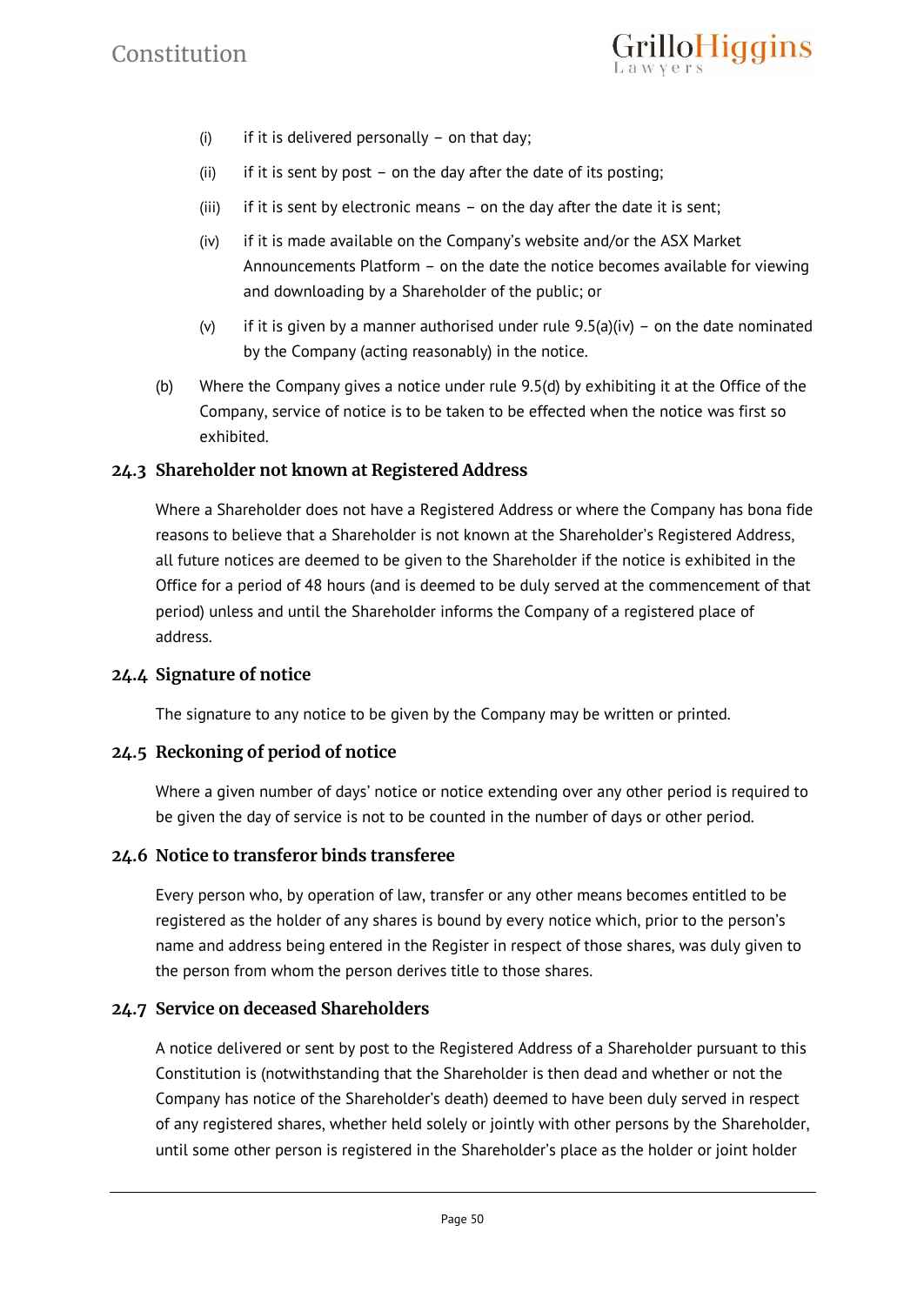(i) if it is delivered personally – on that day;

(ii) if it is sent by post – on the day after the date of its posting;

(iii) if it is sent by electronic means – on the day after the date it is sent;

(iv) if it is made available on the Company's website and/or the ASX Market Announcements Platform – on the date the notice becomes available for viewing and downloading by a Shareholder of the public; or

(v) if it is given by a manner authorised under rule 9.5(a)(iv) – on the date nominated by the Company (acting reasonably) in the notice.

(b) Where the Company gives a notice under rule 9.5(d) by exhibiting it at the Office of the Company, service of notice is to be taken to be effected when the notice was first so exhibited.

### 24.3 Shareholder not known at Registered Address

Where a Shareholder does not have a Registered Address or where the Company has bona fide reasons to believe that a Shareholder is not known at the Shareholder's Registered Address, all future notices are deemed to be given to the Shareholder if the notice is exhibited in the Office for a period of 48 hours (and is deemed to be duly served at the commencement of that period) unless and until the Shareholder informs the Company of a registered place of address.

### 24.4 Signature of notice

The signature to any notice to be given by the Company may be written or printed.

### 24.5 Reckoning of period of notice

Where a given number of days' notice or notice extending over any other period is required to be given the day of service is not to be counted in the number of days or other period.

### 24.6 Notice to transferor binds transferee

Every person who, by operation of law, transfer or any other means becomes entitled to be registered as the holder of any shares is bound by every notice which, prior to the person's name and address being entered in the Register in respect of those shares, was duly given to the person from whom the person derives title to those shares.

### 24.7 Service on deceased Shareholders

A notice delivered or sent by post to the Registered Address of a Shareholder pursuant to this Constitution is (notwithstanding that the Shareholder is then dead and whether or not the Company has notice of the Shareholder's death) deemed to have been duly served in respect of any registered shares, whether held solely or jointly with other persons by the Shareholder, until some other person is registered in the Shareholder's place as the holder or joint holder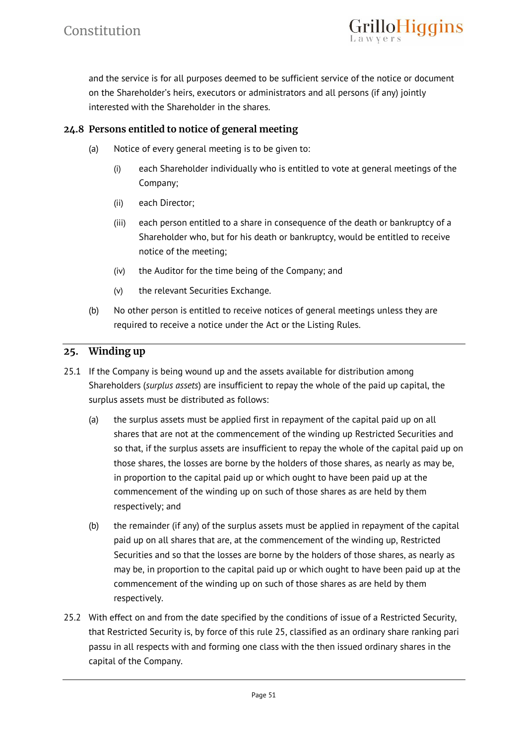and the service is for all purposes deemed to be sufficient service of the notice or document on the Shareholder's heirs, executors or administrators and all persons (if any) jointly interested with the Shareholder in the shares.

### 24.8 Persons entitled to notice of general meeting

(a) Notice of every general meeting is to be given to:

(i) each Shareholder individually who is entitled to vote at general meetings of the Company;

(ii) each Director;

(iii) each person entitled to a share in consequence of the death or bankruptcy of a Shareholder who, but for his death or bankruptcy, would be entitled to receive notice of the meeting;

(iv) the Auditor for the time being of the Company; and

(v) the relevant Securities Exchange.

(b) No other person is entitled to receive notices of general meetings unless they are required to receive a notice under the Act or the Listing Rules.

## 25. Winding up

25.1 If the Company is being wound up and the assets available for distribution among Shareholders (*surplus assets*) are insufficient to repay the whole of the paid up capital, the surplus assets must be distributed as follows:

(a) the surplus assets must be applied first in repayment of the capital paid up on all shares that are not at the commencement of the winding up Restricted Securities and so that, if the surplus assets are insufficient to repay the whole of the capital paid up on those shares, the losses are borne by the holders of those shares, as nearly as may be, in proportion to the capital paid up or which ought to have been paid up at the commencement of the winding up on such of those shares as are held by them respectively; and

(b) the remainder (if any) of the surplus assets must be applied in repayment of the capital paid up on all shares that are, at the commencement of the winding up, Restricted Securities and so that the losses are borne by the holders of those shares, as nearly as may be, in proportion to the capital paid up or which ought to have been paid up at the commencement of the winding up on such of those shares as are held by them respectively.

25.2 With effect on and from the date specified by the conditions of issue of a Restricted Security, that Restricted Security is, by force of this rule 25, classified as an ordinary share ranking pari passu in all respects with and forming one class with the then issued ordinary shares in the capital of the Company.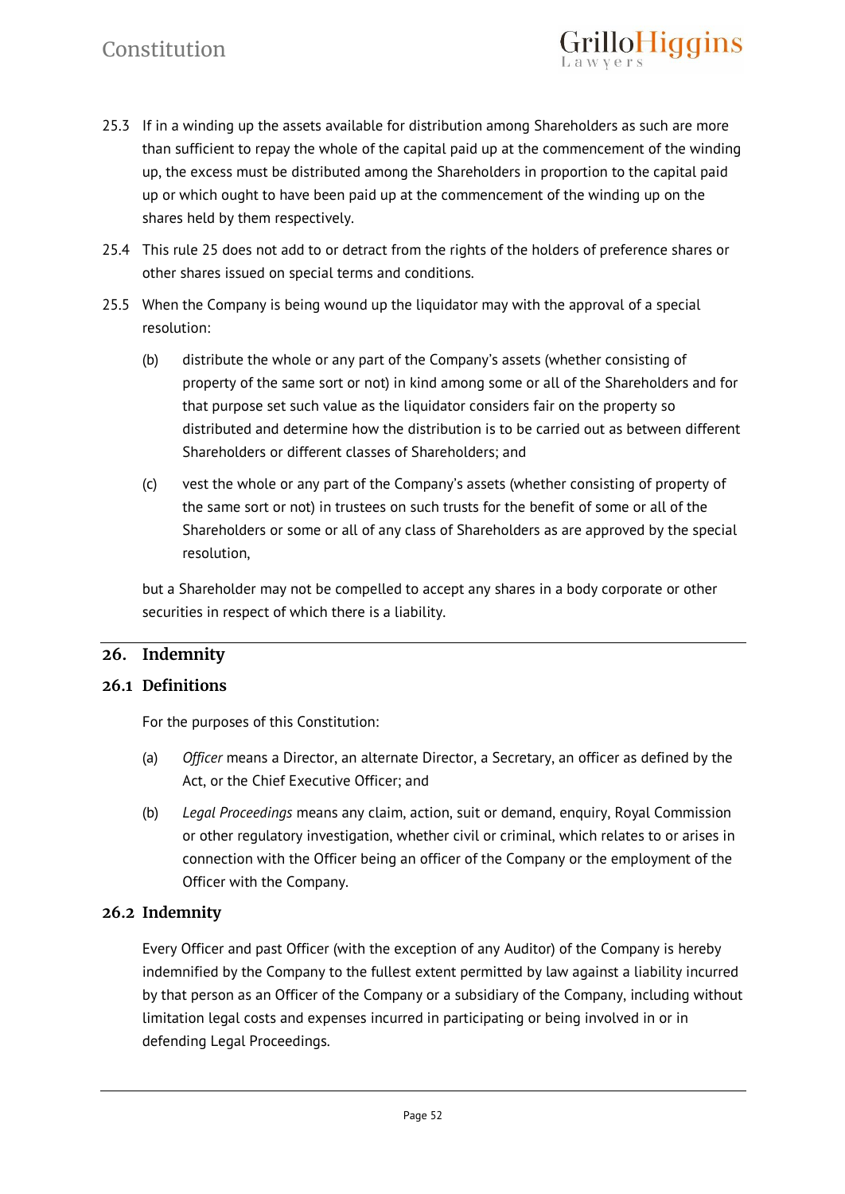25.3 If in a winding up the assets available for distribution among Shareholders as such are more than sufficient to repay the whole of the capital paid up at the commencement of the winding up, the excess must be distributed among the Shareholders in proportion to the capital paid up or which ought to have been paid up at the commencement of the winding up on the shares held by them respectively.

25.4 This rule 25 does not add to or detract from the rights of the holders of preference shares or other shares issued on special terms and conditions.

25.5 When the Company is being wound up the liquidator may with the approval of a special resolution:

(b) distribute the whole or any part of the Company's assets (whether consisting of property of the same sort or not) in kind among some or all of the Shareholders and for that purpose set such value as the liquidator considers fair on the property so distributed and determine how the distribution is to be carried out as between different Shareholders or different classes of Shareholders; and

(c) vest the whole or any part of the Company's assets (whether consisting of property of the same sort or not) in trustees on such trusts for the benefit of some or all of the Shareholders or some or all of any class of Shareholders as are approved by the special resolution,

but a Shareholder may not be compelled to accept any shares in a body corporate or other securities in respect of which there is a liability.

## 26. Indemnity

### 26.1 Definitions

For the purposes of this Constitution:

(a) *Officer* means a Director, an alternate Director, a Secretary, an officer as defined by the Act, or the Chief Executive Officer; and

(b) *Legal Proceedings* means any claim, action, suit or demand, enquiry, Royal Commission or other regulatory investigation, whether civil or criminal, which relates to or arises in connection with the Officer being an officer of the Company or the employment of the Officer with the Company.

### 26.2 Indemnity

Every Officer and past Officer (with the exception of any Auditor) of the Company is hereby indemnified by the Company to the fullest extent permitted by law against a liability incurred by that person as an Officer of the Company or a subsidiary of the Company, including without limitation legal costs and expenses incurred in participating or being involved in or in defending Legal Proceedings.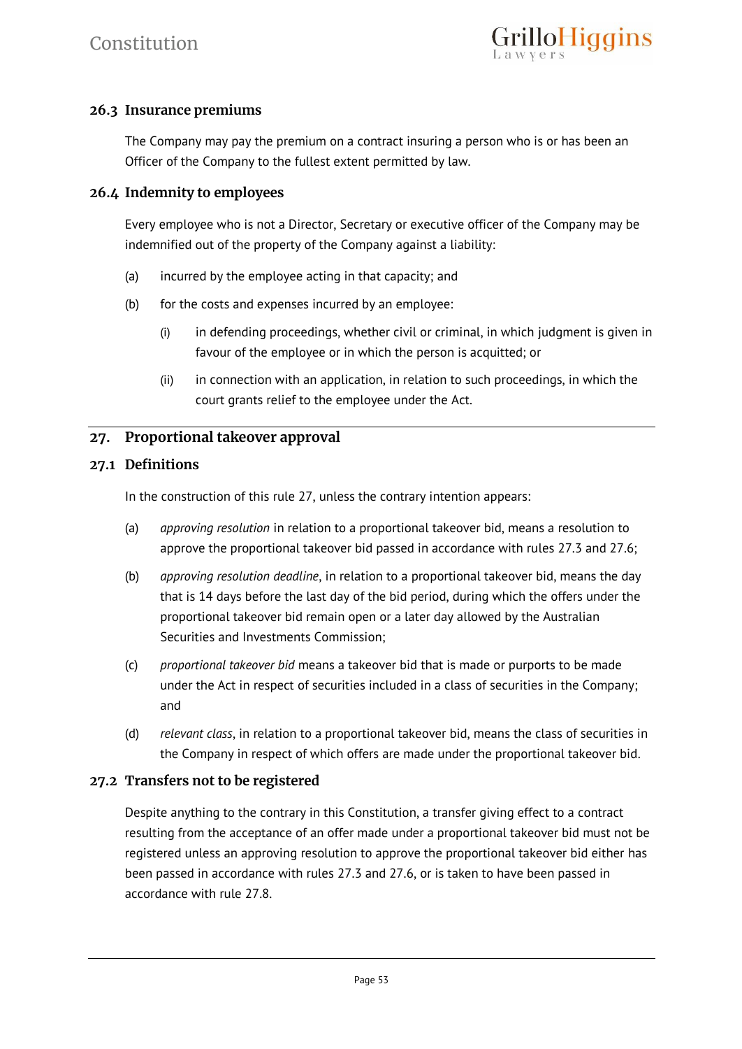### 26.3 Insurance premiums

The Company may pay the premium on a contract insuring a person who is or has been an Officer of the Company to the fullest extent permitted by law.

### 26.4 Indemnity to employees

Every employee who is not a Director, Secretary or executive officer of the Company may be indemnified out of the property of the Company against a liability:

(a) incurred by the employee acting in that capacity; and

(b) for the costs and expenses incurred by an employee:

   (i) in defending proceedings, whether civil or criminal, in which judgment is given in favour of the employee or in which the person is acquitted; or

   (ii) in connection with an application, in relation to such proceedings, in which the court grants relief to the employee under the Act.

## 27. Proportional takeover approval

### 27.1 Definitions

In the construction of this rule 27, unless the contrary intention appears:

(a) *approving resolution* in relation to a proportional takeover bid, means a resolution to approve the proportional takeover bid passed in accordance with rules 27.3 and 27.6;

(b) *approving resolution deadline*, in relation to a proportional takeover bid, means the day that is 14 days before the last day of the bid period, during which the offers under the proportional takeover bid remain open or a later day allowed by the Australian Securities and Investments Commission;

(c) *proportional takeover bid* means a takeover bid that is made or purports to be made under the Act in respect of securities included in a class of securities in the Company; and

(d) *relevant class*, in relation to a proportional takeover bid, means the class of securities in the Company in respect of which offers are made under the proportional takeover bid.

### 27.2 Transfers not to be registered

Despite anything to the contrary in this Constitution, a transfer giving effect to a contract resulting from the acceptance of an offer made under a proportional takeover bid must not be registered unless an approving resolution to approve the proportional takeover bid either has been passed in accordance with rules 27.3 and 27.6, or is taken to have been passed in accordance with rule 27.8.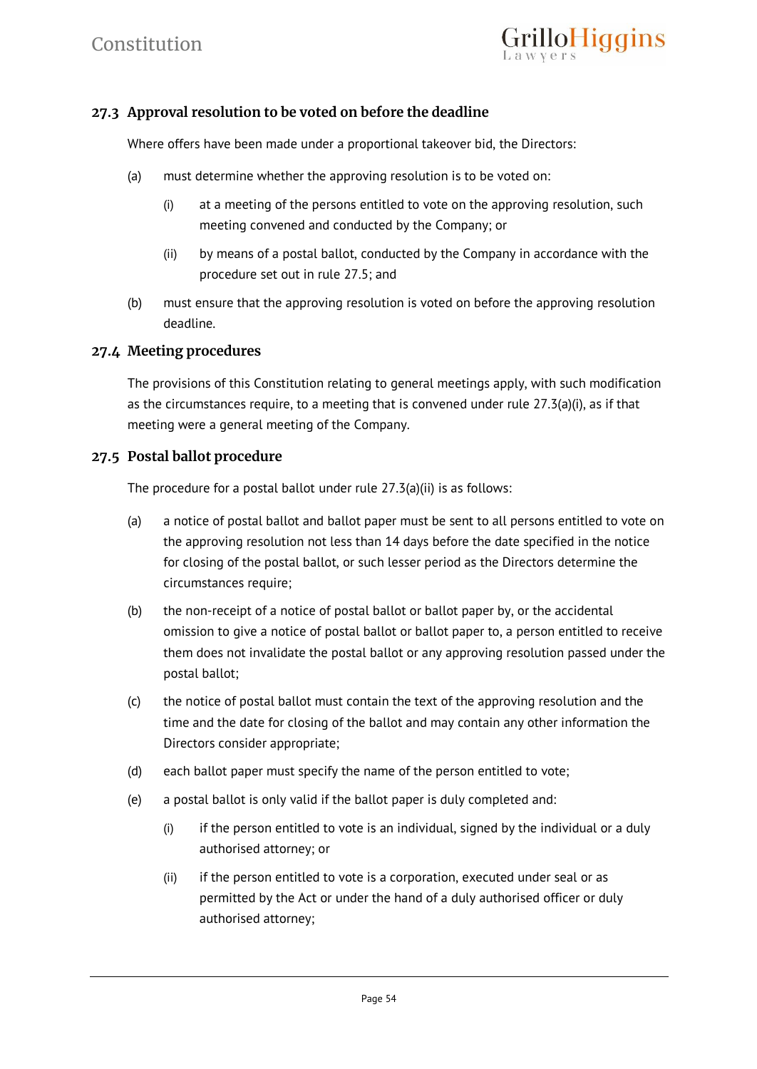### 27.3 Approval resolution to be voted on before the deadline

Where offers have been made under a proportional takeover bid, the Directors:

(a) must determine whether the approving resolution is to be voted on:

  (i) at a meeting of the persons entitled to vote on the approving resolution, such meeting convened and conducted by the Company; or

  (ii) by means of a postal ballot, conducted by the Company in accordance with the procedure set out in rule 27.5; and

(b) must ensure that the approving resolution is voted on before the approving resolution deadline.

### 27.4 Meeting procedures

The provisions of this Constitution relating to general meetings apply, with such modification as the circumstances require, to a meeting that is convened under rule 27.3(a)(i), as if that meeting were a general meeting of the Company.

### 27.5 Postal ballot procedure

The procedure for a postal ballot under rule 27.3(a)(ii) is as follows:

(a) a notice of postal ballot and ballot paper must be sent to all persons entitled to vote on the approving resolution not less than 14 days before the date specified in the notice for closing of the postal ballot, or such lesser period as the Directors determine the circumstances require;

(b) the non-receipt of a notice of postal ballot or ballot paper by, or the accidental omission to give a notice of postal ballot or ballot paper to, a person entitled to receive them does not invalidate the postal ballot or any approving resolution passed under the postal ballot;

(c) the notice of postal ballot must contain the text of the approving resolution and the time and the date for closing of the ballot and may contain any other information the Directors consider appropriate;

(d) each ballot paper must specify the name of the person entitled to vote;

(e) a postal ballot is only valid if the ballot paper is duly completed and:

  (i) if the person entitled to vote is an individual, signed by the individual or a duly authorised attorney; or

  (ii) if the person entitled to vote is a corporation, executed under seal or as permitted by the Act or under the hand of a duly authorised officer or duly authorised attorney;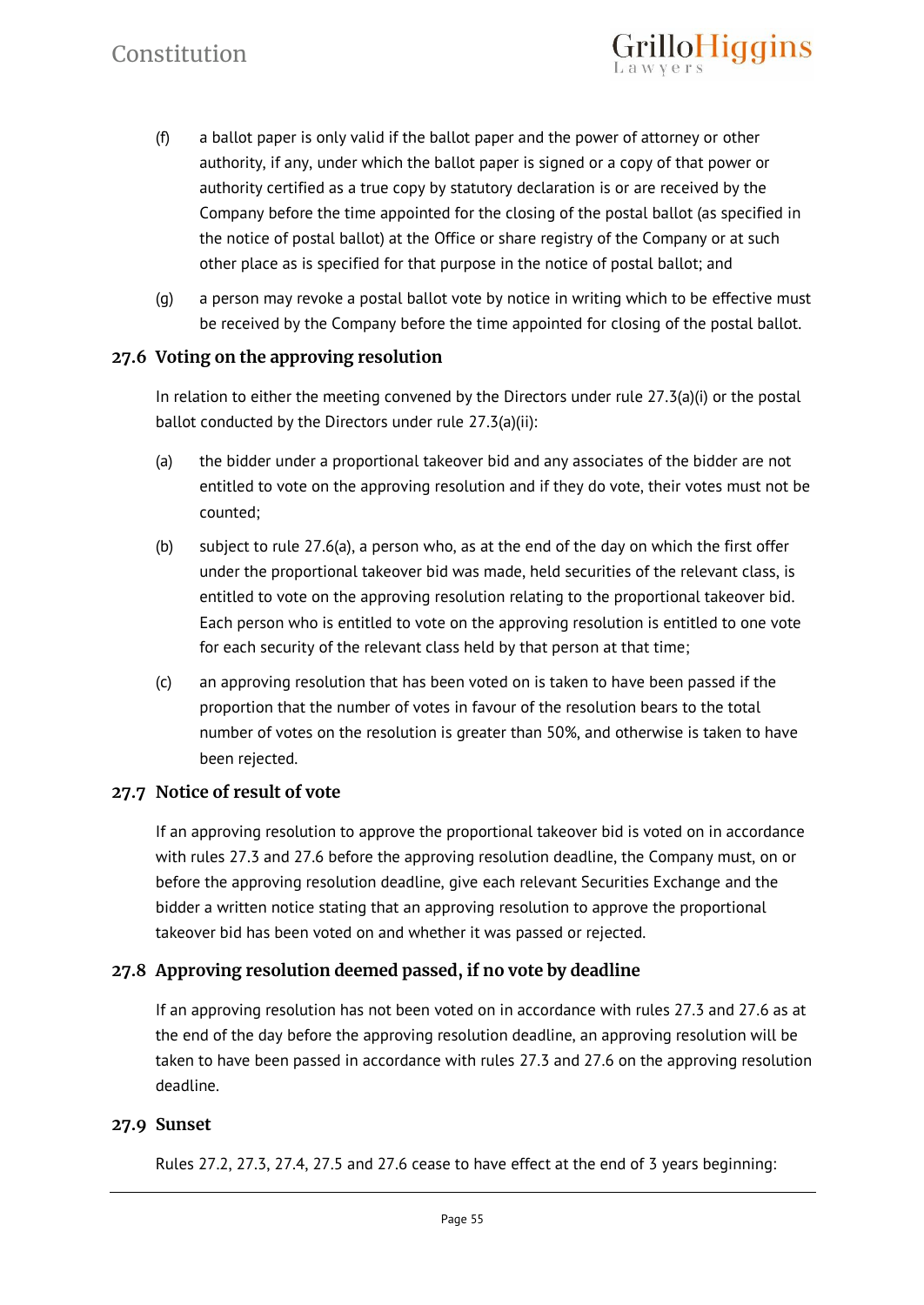(f) a ballot paper is only valid if the ballot paper and the power of attorney or other authority, if any, under which the ballot paper is signed or a copy of that power or authority certified as a true copy by statutory declaration is or are received by the Company before the time appointed for the closing of the postal ballot (as specified in the notice of postal ballot) at the Office or share registry of the Company or at such other place as is specified for that purpose in the notice of postal ballot; and

(g) a person may revoke a postal ballot vote by notice in writing which to be effective must be received by the Company before the time appointed for closing of the postal ballot.

### 27.6 Voting on the approving resolution

In relation to either the meeting convened by the Directors under rule 27.3(a)(i) or the postal ballot conducted by the Directors under rule 27.3(a)(ii):

(a) the bidder under a proportional takeover bid and any associates of the bidder are not entitled to vote on the approving resolution and if they do vote, their votes must not be counted;

(b) subject to rule 27.6(a), a person who, as at the end of the day on which the first offer under the proportional takeover bid was made, held securities of the relevant class, is entitled to vote on the approving resolution relating to the proportional takeover bid. Each person who is entitled to vote on the approving resolution is entitled to one vote for each security of the relevant class held by that person at that time;

(c) an approving resolution that has been voted on is taken to have been passed if the proportion that the number of votes in favour of the resolution bears to the total number of votes on the resolution is greater than 50%, and otherwise is taken to have been rejected.

### 27.7 Notice of result of vote

If an approving resolution to approve the proportional takeover bid is voted on in accordance with rules 27.3 and 27.6 before the approving resolution deadline, the Company must, on or before the approving resolution deadline, give each relevant Securities Exchange and the bidder a written notice stating that an approving resolution to approve the proportional takeover bid has been voted on and whether it was passed or rejected.

### 27.8 Approving resolution deemed passed, if no vote by deadline

If an approving resolution has not been voted on in accordance with rules 27.3 and 27.6 as at the end of the day before the approving resolution deadline, an approving resolution will be taken to have been passed in accordance with rules 27.3 and 27.6 on the approving resolution deadline.

### 27.9 Sunset

Rules 27.2, 27.3, 27.4, 27.5 and 27.6 cease to have effect at the end of 3 years beginning: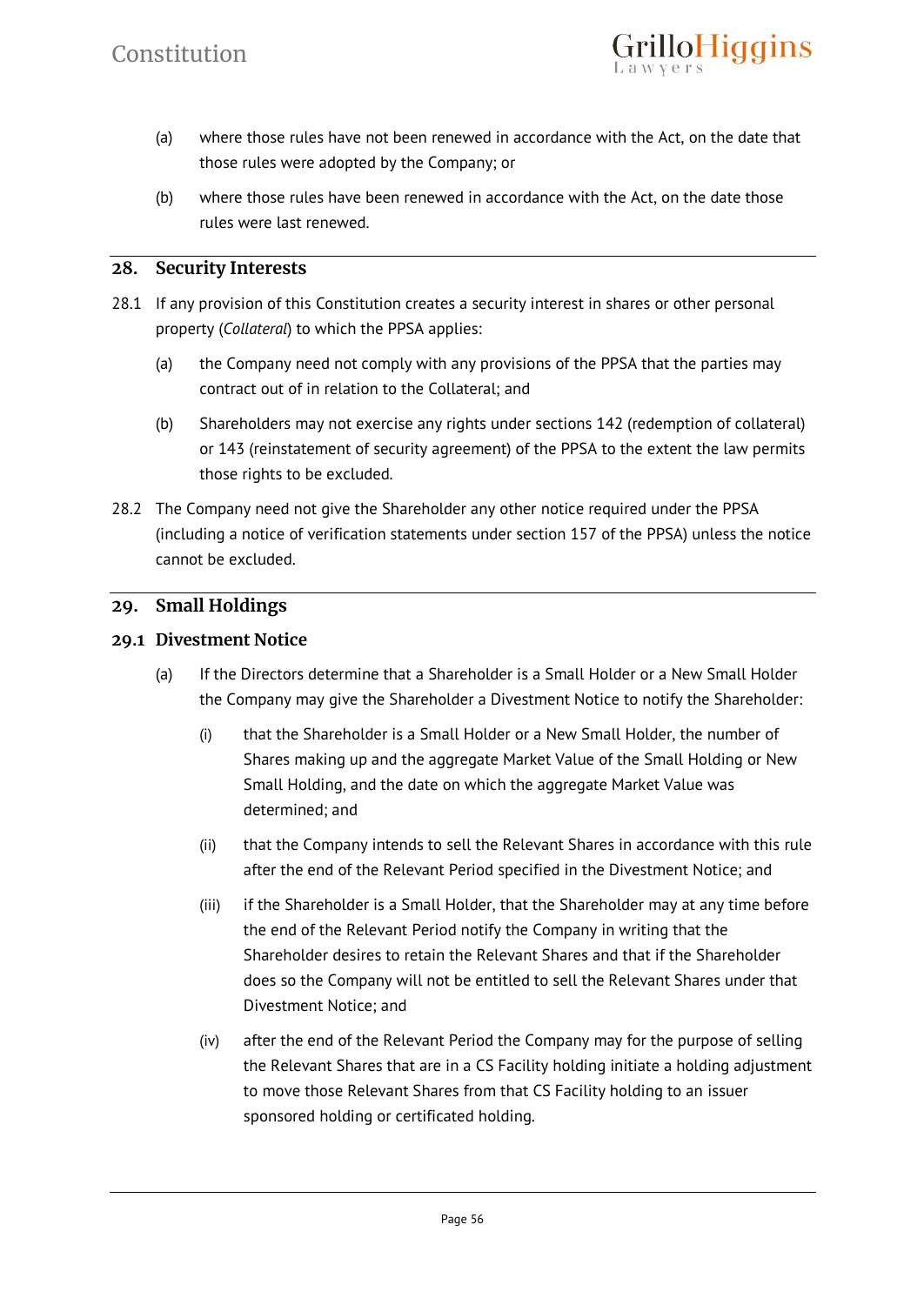(a) where those rules have not been renewed in accordance with the Act, on the date that those rules were adopted by the Company; or

(b) where those rules have been renewed in accordance with the Act, on the date those rules were last renewed.

## 28. Security Interests

28.1 If any provision of this Constitution creates a security interest in shares or other personal property (*Collateral*) to which the PPSA applies:

(a) the Company need not comply with any provisions of the PPSA that the parties may contract out of in relation to the Collateral; and

(b) Shareholders may not exercise any rights under sections 142 (redemption of collateral) or 143 (reinstatement of security agreement) of the PPSA to the extent the law permits those rights to be excluded.

28.2 The Company need not give the Shareholder any other notice required under the PPSA (including a notice of verification statements under section 157 of the PPSA) unless the notice cannot be excluded.

## 29. Small Holdings

### 29.1 Divestment Notice

(a) If the Directors determine that a Shareholder is a Small Holder or a New Small Holder the Company may give the Shareholder a Divestment Notice to notify the Shareholder:

(i) that the Shareholder is a Small Holder or a New Small Holder, the number of Shares making up and the aggregate Market Value of the Small Holding or New Small Holding, and the date on which the aggregate Market Value was determined; and

(ii) that the Company intends to sell the Relevant Shares in accordance with this rule after the end of the Relevant Period specified in the Divestment Notice; and

(iii) if the Shareholder is a Small Holder, that the Shareholder may at any time before the end of the Relevant Period notify the Company in writing that the Shareholder desires to retain the Relevant Shares and that if the Shareholder does so the Company will not be entitled to sell the Relevant Shares under that Divestment Notice; and

(iv) after the end of the Relevant Period the Company may for the purpose of selling the Relevant Shares that are in a CS Facility holding initiate a holding adjustment to move those Relevant Shares from that CS Facility holding to an issuer sponsored holding or certificated holding.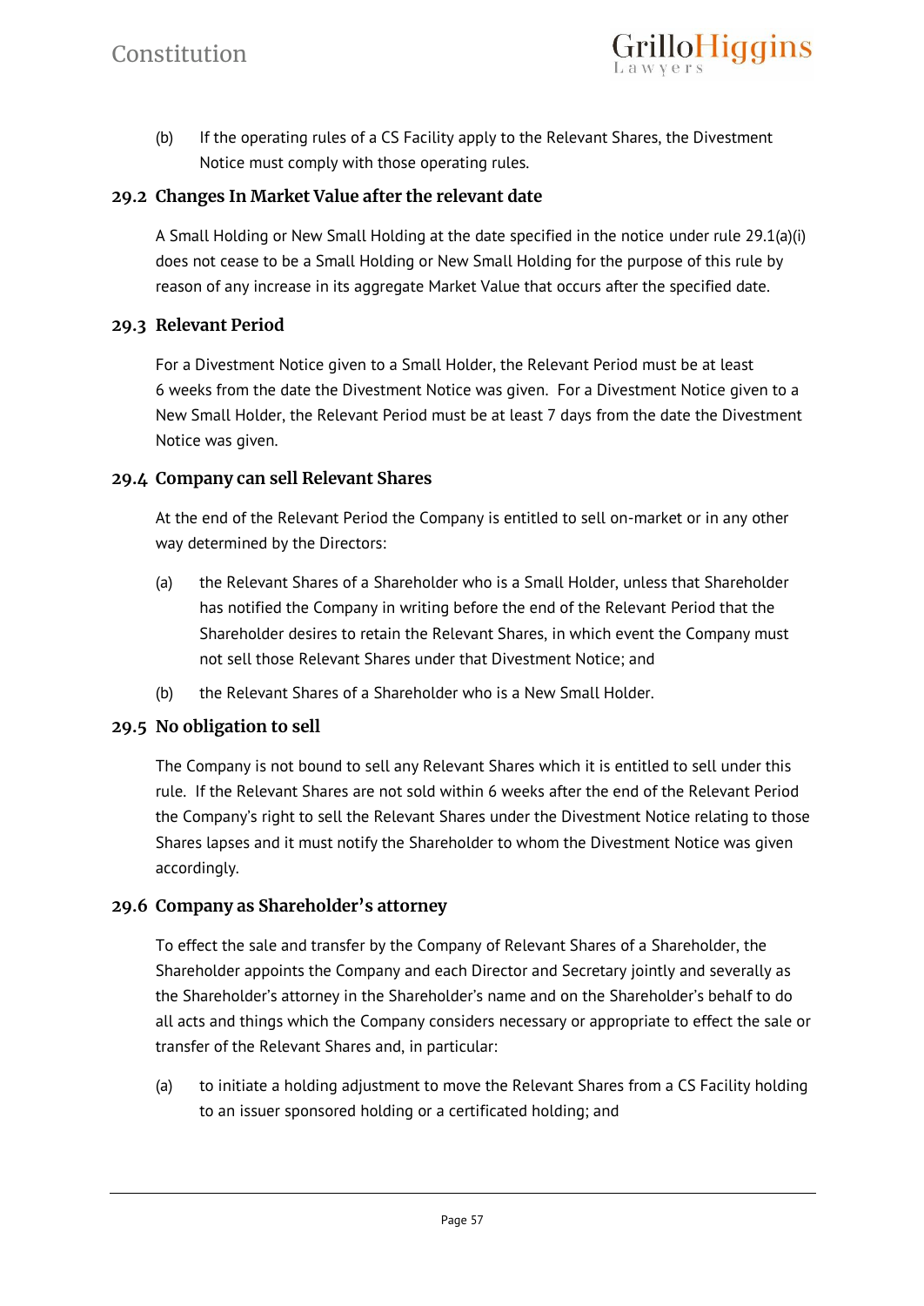(b) If the operating rules of a CS Facility apply to the Relevant Shares, the Divestment Notice must comply with those operating rules.

### 29.2 Changes In Market Value after the relevant date

A Small Holding or New Small Holding at the date specified in the notice under rule 29.1(a)(i) does not cease to be a Small Holding or New Small Holding for the purpose of this rule by reason of any increase in its aggregate Market Value that occurs after the specified date.

### 29.3 Relevant Period

For a Divestment Notice given to a Small Holder, the Relevant Period must be at least 6 weeks from the date the Divestment Notice was given. For a Divestment Notice given to a New Small Holder, the Relevant Period must be at least 7 days from the date the Divestment Notice was given.

### 29.4 Company can sell Relevant Shares

At the end of the Relevant Period the Company is entitled to sell on-market or in any other way determined by the Directors:

(a) the Relevant Shares of a Shareholder who is a Small Holder, unless that Shareholder has notified the Company in writing before the end of the Relevant Period that the Shareholder desires to retain the Relevant Shares, in which event the Company must not sell those Relevant Shares under that Divestment Notice; and

(b) the Relevant Shares of a Shareholder who is a New Small Holder.

### 29.5 No obligation to sell

The Company is not bound to sell any Relevant Shares which it is entitled to sell under this rule. If the Relevant Shares are not sold within 6 weeks after the end of the Relevant Period the Company's right to sell the Relevant Shares under the Divestment Notice relating to those Shares lapses and it must notify the Shareholder to whom the Divestment Notice was given accordingly.

### 29.6 Company as Shareholder's attorney

To effect the sale and transfer by the Company of Relevant Shares of a Shareholder, the Shareholder appoints the Company and each Director and Secretary jointly and severally as the Shareholder's attorney in the Shareholder's name and on the Shareholder's behalf to do all acts and things which the Company considers necessary or appropriate to effect the sale or transfer of the Relevant Shares and, in particular:

(a) to initiate a holding adjustment to move the Relevant Shares from a CS Facility holding to an issuer sponsored holding or a certificated holding; and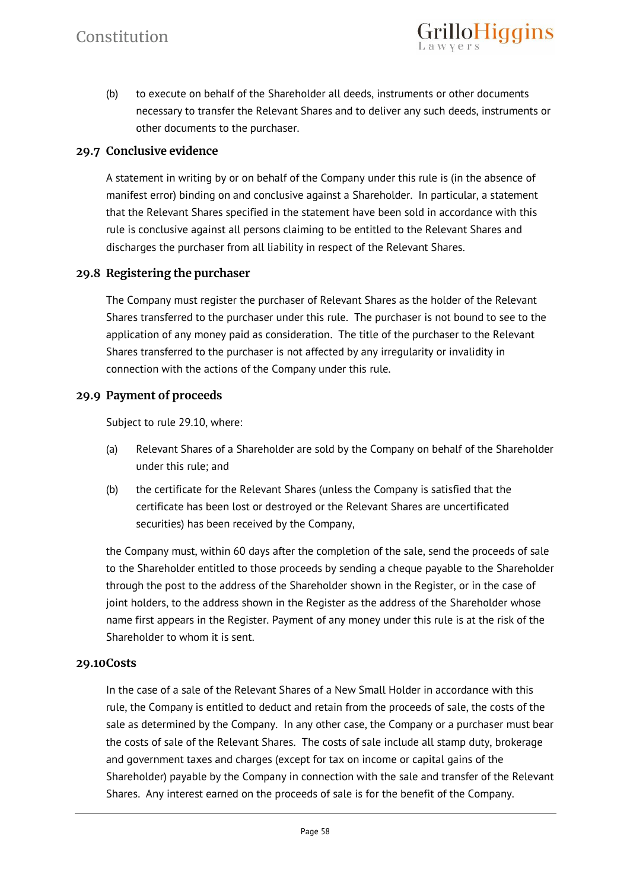(b) to execute on behalf of the Shareholder all deeds, instruments or other documents necessary to transfer the Relevant Shares and to deliver any such deeds, instruments or other documents to the purchaser.

### 29.7 Conclusive evidence

A statement in writing by or on behalf of the Company under this rule is (in the absence of manifest error) binding on and conclusive against a Shareholder. In particular, a statement that the Relevant Shares specified in the statement have been sold in accordance with this rule is conclusive against all persons claiming to be entitled to the Relevant Shares and discharges the purchaser from all liability in respect of the Relevant Shares.

### 29.8 Registering the purchaser

The Company must register the purchaser of Relevant Shares as the holder of the Relevant Shares transferred to the purchaser under this rule. The purchaser is not bound to see to the application of any money paid as consideration. The title of the purchaser to the Relevant Shares transferred to the purchaser is not affected by any irregularity or invalidity in connection with the actions of the Company under this rule.

### 29.9 Payment of proceeds

Subject to rule 29.10, where:

(a) Relevant Shares of a Shareholder are sold by the Company on behalf of the Shareholder under this rule; and

(b) the certificate for the Relevant Shares (unless the Company is satisfied that the certificate has been lost or destroyed or the Relevant Shares are uncertificated securities) has been received by the Company,

the Company must, within 60 days after the completion of the sale, send the proceeds of sale to the Shareholder entitled to those proceeds by sending a cheque payable to the Shareholder through the post to the address of the Shareholder shown in the Register, or in the case of joint holders, to the address shown in the Register as the address of the Shareholder whose name first appears in the Register. Payment of any money under this rule is at the risk of the Shareholder to whom it is sent.

### 29.10 Costs

In the case of a sale of the Relevant Shares of a New Small Holder in accordance with this rule, the Company is entitled to deduct and retain from the proceeds of sale, the costs of the sale as determined by the Company. In any other case, the Company or a purchaser must bear the costs of sale of the Relevant Shares. The costs of sale include all stamp duty, brokerage and government taxes and charges (except for tax on income or capital gains of the Shareholder) payable by the Company in connection with the sale and transfer of the Relevant Shares. Any interest earned on the proceeds of sale is for the benefit of the Company.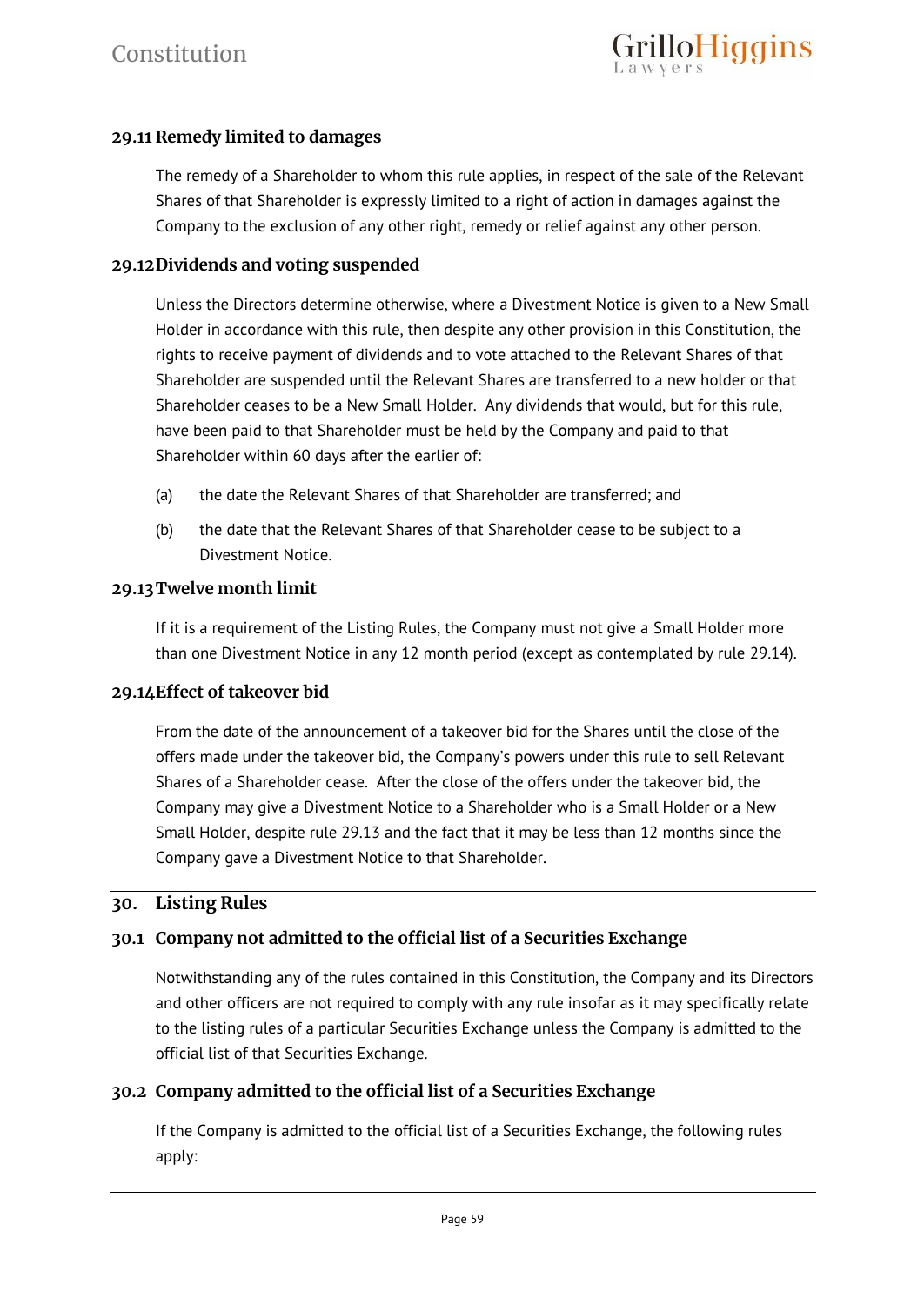### 29.11 Remedy limited to damages

The remedy of a Shareholder to whom this rule applies, in respect of the sale of the Relevant Shares of that Shareholder is expressly limited to a right of action in damages against the Company to the exclusion of any other right, remedy or relief against any other person.

### 29.12 Dividends and voting suspended

Unless the Directors determine otherwise, where a Divestment Notice is given to a New Small Holder in accordance with this rule, then despite any other provision in this Constitution, the rights to receive payment of dividends and to vote attached to the Relevant Shares of that Shareholder are suspended until the Relevant Shares are transferred to a new holder or that Shareholder ceases to be a New Small Holder. Any dividends that would, but for this rule, have been paid to that Shareholder must be held by the Company and paid to that Shareholder within 60 days after the earlier of:

(a) the date the Relevant Shares of that Shareholder are transferred; and

(b) the date that the Relevant Shares of that Shareholder cease to be subject to a Divestment Notice.

### 29.13 Twelve month limit

If it is a requirement of the Listing Rules, the Company must not give a Small Holder more than one Divestment Notice in any 12 month period (except as contemplated by rule 29.14).

### 29.14 Effect of takeover bid

From the date of the announcement of a takeover bid for the Shares until the close of the offers made under the takeover bid, the Company's powers under this rule to sell Relevant Shares of a Shareholder cease. After the close of the offers under the takeover bid, the Company may give a Divestment Notice to a Shareholder who is a Small Holder or a New Small Holder, despite rule 29.13 and the fact that it may be less than 12 months since the Company gave a Divestment Notice to that Shareholder.

## 30. Listing Rules

### 30.1 Company not admitted to the official list of a Securities Exchange

Notwithstanding any of the rules contained in this Constitution, the Company and its Directors and other officers are not required to comply with any rule insofar as it may specifically relate to the listing rules of a particular Securities Exchange unless the Company is admitted to the official list of that Securities Exchange.

### 30.2 Company admitted to the official list of a Securities Exchange

If the Company is admitted to the official list of a Securities Exchange, the following rules apply: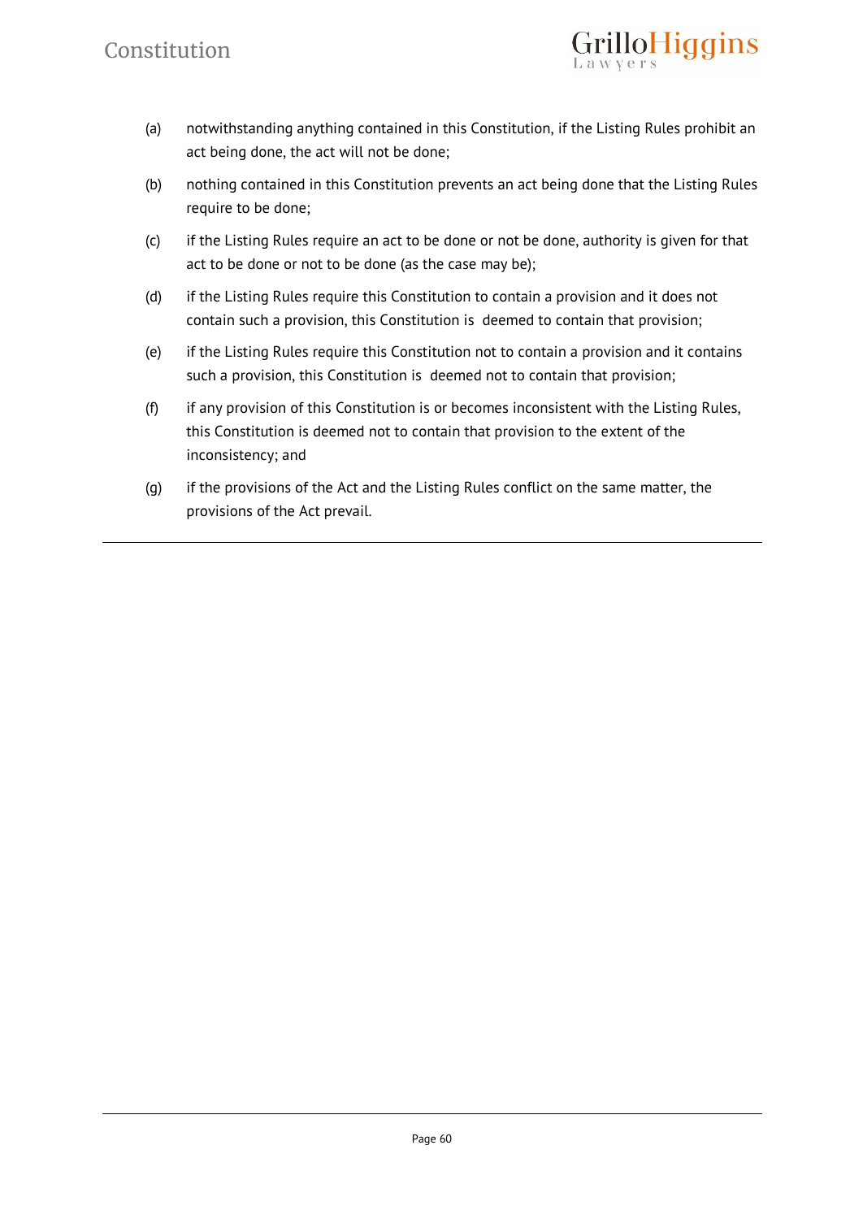(a) notwithstanding anything contained in this Constitution, if the Listing Rules prohibit an act being done, the act will not be done;

(b) nothing contained in this Constitution prevents an act being done that the Listing Rules require to be done;

(c) if the Listing Rules require an act to be done or not be done, authority is given for that act to be done or not to be done (as the case may be);

(d) if the Listing Rules require this Constitution to contain a provision and it does not contain such a provision, this Constitution is deemed to contain that provision;

(e) if the Listing Rules require this Constitution not to contain a provision and it contains such a provision, this Constitution is deemed not to contain that provision;

(f) if any provision of this Constitution is or becomes inconsistent with the Listing Rules, this Constitution is deemed not to contain that provision to the extent of the inconsistency; and

(g) if the provisions of the Act and the Listing Rules conflict on the same matter, the provisions of the Act prevail.